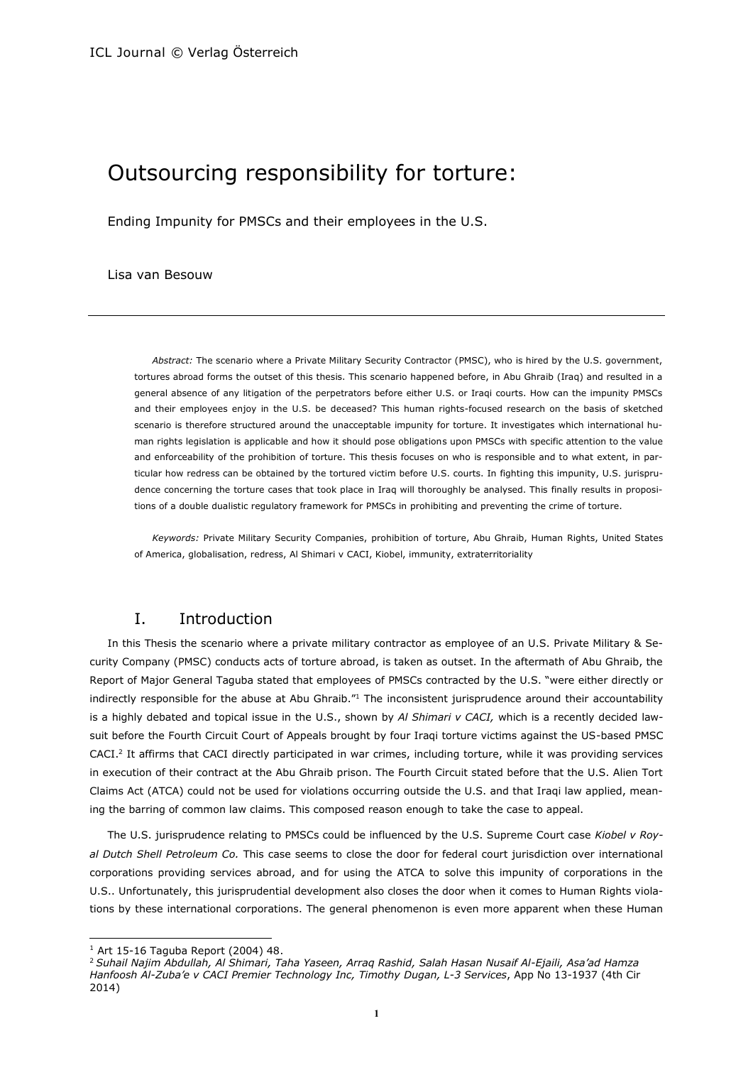# Outsourcing responsibility for torture:

Ending Impunity for PMSCs and their employees in the U.S.

Lisa van Besouw

---

*Abstract:* The scenario where a Private Military Security Contractor (PMSC), who is hired by the U.S. government, tortures abroad forms the outset of this thesis. This scenario happened before, in Abu Ghraib (Iraq) and resulted in a general absence of any litigation of the perpetrators before either U.S. or Iraqi courts. How can the impunity PMSCs and their employees enjoy in the U.S. be deceased? This human rights-focused research on the basis of sketched scenario is therefore structured around the unacceptable impunity for torture. It investigates which international human rights legislation is applicable and how it should pose obligations upon PMSCs with specific attention to the value and enforceability of the prohibition of torture. This thesis focuses on who is responsible and to what extent, in particular how redress can be obtained by the tortured victim before U.S. courts. In fighting this impunity, U.S. jurisprudence concerning the torture cases that took place in Iraq will thoroughly be analysed. This finally results in propositions of a double dualistic regulatory framework for PMSCs in prohibiting and preventing the crime of torture.

*Keywords:* Private Military Security Companies, prohibition of torture, Abu Ghraib, Human Rights, United States of America, globalisation, redress, Al Shimari v CACI, Kiobel, immunity, extraterritoriality

## I. Introduction

In this Thesis the scenario where a private military contractor as employee of an U.S. Private Military & Security Company (PMSC) conducts acts of torture abroad, is taken as outset. In the aftermath of Abu Ghraib, the Report of Major General Taguba stated that employees of PMSCs contracted by the U.S. "were either directly or indirectly responsible for the abuse at Abu Ghraib."[1] The inconsistent jurisprudence around their accountability is a highly debated and topical issue in the U.S., shown by *Al Shimari v CACI,* which is a recently decided lawsuit before the Fourth Circuit Court of Appeals brought by four Iraqi torture victims against the US-based PMSC CACI.[2] It affirms that CACI directly participated in war crimes, including torture, while it was providing services in execution of their contract at the Abu Ghraib prison. The Fourth Circuit stated before that the U.S. Alien Tort Claims Act (ATCA) could not be used for violations occurring outside the U.S. and that Iraqi law applied, meaning the barring of common law claims. This composed reason enough to take the case to appeal.

The U.S. jurisprudence relating to PMSCs could be influenced by the U.S. Supreme Court case *Kiobel v Royal Dutch Shell Petroleum Co.* This case seems to close the door for federal court jurisdiction over international corporations providing services abroad, and for using the ATCA to solve this impunity of corporations in the U.S.. Unfortunately, this jurisprudential development also closes the door when it comes to Human Rights violations by these international corporations. The general phenomenon is even more apparent when these Human

---

[1] Art 15-16 Taguba Report (2004) 48.

[2] *Suhail Najim Abdullah, Al Shimari, Taha Yaseen, Arraq Rashid, Salah Hasan Nusaif Al-Ejaili, Asa'ad Hamza Hanfoosh Al-Zuba'e v CACI Premier Technology Inc, Timothy Dugan, L-3 Services*, App No 13-1937 (4th Cir 2014)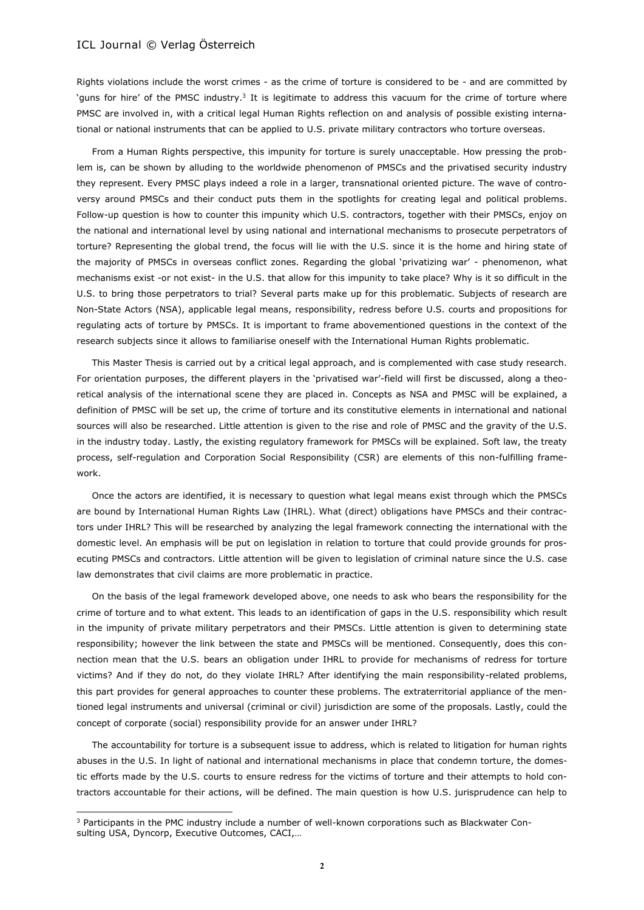Rights violations include the worst crimes - as the crime of torture is considered to be - and are committed by 'guns for hire' of the PMSC industry.[3] It is legitimate to address this vacuum for the crime of torture where PMSC are involved in, with a critical legal Human Rights reflection on and analysis of possible existing international or national instruments that can be applied to U.S. private military contractors who torture overseas.

From a Human Rights perspective, this impunity for torture is surely unacceptable. How pressing the problem is, can be shown by alluding to the worldwide phenomenon of PMSCs and the privatised security industry they represent. Every PMSC plays indeed a role in a larger, transnational oriented picture. The wave of controversy around PMSCs and their conduct puts them in the spotlights for creating legal and political problems. Follow-up question is how to counter this impunity which U.S. contractors, together with their PMSCs, enjoy on the national and international level by using national and international mechanisms to prosecute perpetrators of torture? Representing the global trend, the focus will lie with the U.S. since it is the home and hiring state of the majority of PMSCs in overseas conflict zones. Regarding the global 'privatizing war' - phenomenon, what mechanisms exist -or not exist- in the U.S. that allow for this impunity to take place? Why is it so difficult in the U.S. to bring those perpetrators to trial? Several parts make up for this problematic. Subjects of research are Non-State Actors (NSA), applicable legal means, responsibility, redress before U.S. courts and propositions for regulating acts of torture by PMSCs. It is important to frame abovementioned questions in the context of the research subjects since it allows to familiarise oneself with the International Human Rights problematic.

This Master Thesis is carried out by a critical legal approach, and is complemented with case study research. For orientation purposes, the different players in the 'privatised war'-field will first be discussed, along a theoretical analysis of the international scene they are placed in. Concepts as NSA and PMSC will be explained, a definition of PMSC will be set up, the crime of torture and its constitutive elements in international and national sources will also be researched. Little attention is given to the rise and role of PMSC and the gravity of the U.S. in the industry today. Lastly, the existing regulatory framework for PMSCs will be explained. Soft law, the treaty process, self-regulation and Corporation Social Responsibility (CSR) are elements of this non-fulfilling framework.

Once the actors are identified, it is necessary to question what legal means exist through which the PMSCs are bound by International Human Rights Law (IHRL). What (direct) obligations have PMSCs and their contractors under IHRL? This will be researched by analyzing the legal framework connecting the international with the domestic level. An emphasis will be put on legislation in relation to torture that could provide grounds for prosecuting PMSCs and contractors. Little attention will be given to legislation of criminal nature since the U.S. case law demonstrates that civil claims are more problematic in practice.

On the basis of the legal framework developed above, one needs to ask who bears the responsibility for the crime of torture and to what extent. This leads to an identification of gaps in the U.S. responsibility which result in the impunity of private military perpetrators and their PMSCs. Little attention is given to determining state responsibility; however the link between the state and PMSCs will be mentioned. Consequently, does this connection mean that the U.S. bears an obligation under IHRL to provide for mechanisms of redress for torture victims? And if they do not, do they violate IHRL? After identifying the main responsibility-related problems, this part provides for general approaches to counter these problems. The extraterritorial appliance of the mentioned legal instruments and universal (criminal or civil) jurisdiction are some of the proposals. Lastly, could the concept of corporate (social) responsibility provide for an answer under IHRL?

The accountability for torture is a subsequent issue to address, which is related to litigation for human rights abuses in the U.S. In light of national and international mechanisms in place that condemn torture, the domestic efforts made by the U.S. courts to ensure redress for the victims of torture and their attempts to hold contractors accountable for their actions, will be defined. The main question is how U.S. jurisprudence can help to

[3] Participants in the PMC industry include a number of well-known corporations such as Blackwater Consulting USA, Dyncorp, Executive Outcomes, CACI,…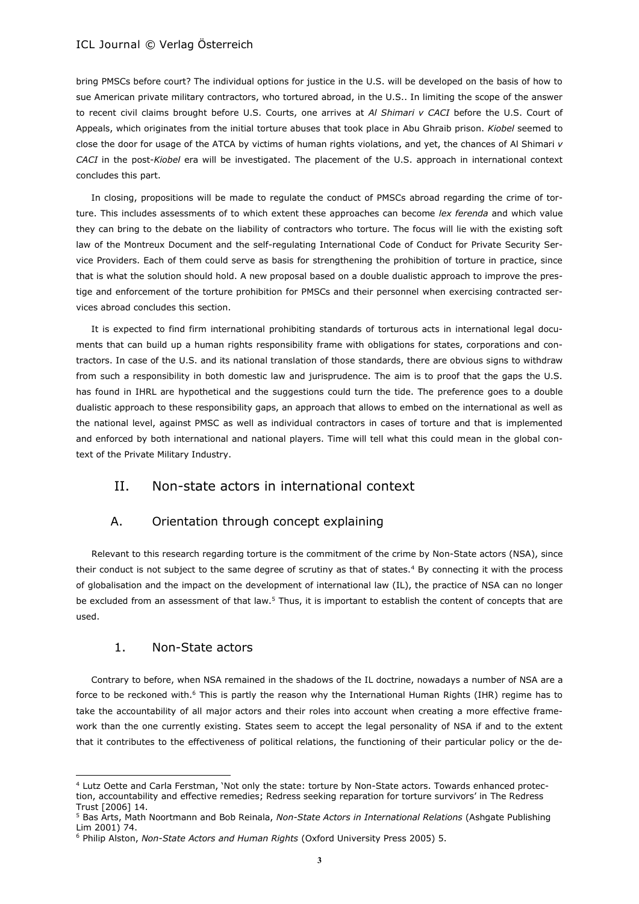bring PMSCs before court? The individual options for justice in the U.S. will be developed on the basis of how to sue American private military contractors, who tortured abroad, in the U.S.. In limiting the scope of the answer to recent civil claims brought before U.S. Courts, one arrives at *Al Shimari v CACI* before the U.S. Court of Appeals, which originates from the initial torture abuses that took place in Abu Ghraib prison. *Kiobel* seemed to close the door for usage of the ATCA by victims of human rights violations, and yet, the chances of Al Shimari *v CACI* in the post-*Kiobel* era will be investigated. The placement of the U.S. approach in international context concludes this part.

In closing, propositions will be made to regulate the conduct of PMSCs abroad regarding the crime of torture. This includes assessments of to which extent these approaches can become *lex ferenda* and which value they can bring to the debate on the liability of contractors who torture. The focus will lie with the existing soft law of the Montreux Document and the self-regulating International Code of Conduct for Private Security Service Providers. Each of them could serve as basis for strengthening the prohibition of torture in practice, since that is what the solution should hold. A new proposal based on a double dualistic approach to improve the prestige and enforcement of the torture prohibition for PMSCs and their personnel when exercising contracted services abroad concludes this section.

It is expected to find firm international prohibiting standards of torturous acts in international legal documents that can build up a human rights responsibility frame with obligations for states, corporations and contractors. In case of the U.S. and its national translation of those standards, there are obvious signs to withdraw from such a responsibility in both domestic law and jurisprudence. The aim is to proof that the gaps the U.S. has found in IHRL are hypothetical and the suggestions could turn the tide. The preference goes to a double dualistic approach to these responsibility gaps, an approach that allows to embed on the international as well as the national level, against PMSC as well as individual contractors in cases of torture and that is implemented and enforced by both international and national players. Time will tell what this could mean in the global context of the Private Military Industry.

## II. Non-state actors in international context

### A. Orientation through concept explaining

Relevant to this research regarding torture is the commitment of the crime by Non-State actors (NSA), since their conduct is not subject to the same degree of scrutiny as that of states.[4] By connecting it with the process of globalisation and the impact on the development of international law (IL), the practice of NSA can no longer be excluded from an assessment of that law.[5] Thus, it is important to establish the content of concepts that are used.

#### 1. Non-State actors

Contrary to before, when NSA remained in the shadows of the IL doctrine, nowadays a number of NSA are a force to be reckoned with.[6] This is partly the reason why the International Human Rights (IHR) regime has to take the accountability of all major actors and their roles into account when creating a more effective framework than the one currently existing. States seem to accept the legal personality of NSA if and to the extent that it contributes to the effectiveness of political relations, the functioning of their particular policy or the de-

---

[4] Lutz Oette and Carla Ferstman, 'Not only the state: torture by Non-State actors. Towards enhanced protection, accountability and effective remedies; Redress seeking reparation for torture survivors' in The Redress Trust [2006] 14.

[5] Bas Arts, Math Noortmann and Bob Reinala, *Non-State Actors in International Relations* (Ashgate Publishing Lim 2001) 74.

[6] Philip Alston, *Non-State Actors and Human Rights* (Oxford University Press 2005) 5.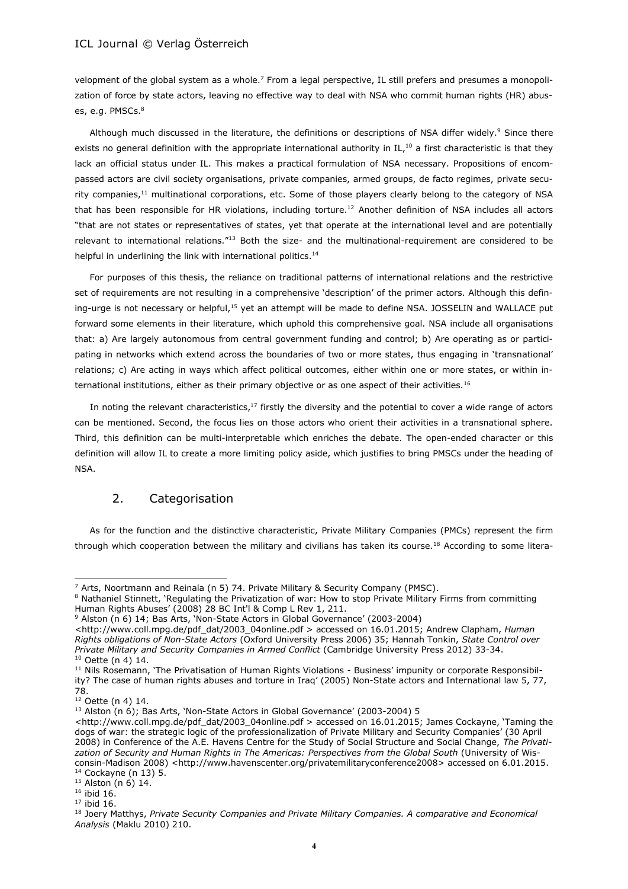velopment of the global system as a whole.[7] From a legal perspective, IL still prefers and presumes a monopolization of force by state actors, leaving no effective way to deal with NSA who commit human rights (HR) abuses, e.g. PMSCs.[8]

Although much discussed in the literature, the definitions or descriptions of NSA differ widely.[9] Since there exists no general definition with the appropriate international authority in IL,[10] a first characteristic is that they lack an official status under IL. This makes a practical formulation of NSA necessary. Propositions of encompassed actors are civil society organisations, private companies, armed groups, de facto regimes, private security companies,[11] multinational corporations, etc. Some of those players clearly belong to the category of NSA that has been responsible for HR violations, including torture.[12] Another definition of NSA includes all actors "that are not states or representatives of states, yet that operate at the international level and are potentially relevant to international relations."[13] Both the size- and the multinational-requirement are considered to be helpful in underlining the link with international politics.[14]

For purposes of this thesis, the reliance on traditional patterns of international relations and the restrictive set of requirements are not resulting in a comprehensive 'description' of the primer actors. Although this defining-urge is not necessary or helpful,[15] yet an attempt will be made to define NSA. JOSSELIN and WALLACE put forward some elements in their literature, which uphold this comprehensive goal. NSA include all organisations that: a) Are largely autonomous from central government funding and control; b) Are operating as or participating in networks which extend across the boundaries of two or more states, thus engaging in 'transnational' relations; c) Are acting in ways which affect political outcomes, either within one or more states, or within international institutions, either as their primary objective or as one aspect of their activities.[16]

In noting the relevant characteristics,[17] firstly the diversity and the potential to cover a wide range of actors can be mentioned. Second, the focus lies on those actors who orient their activities in a transnational sphere. Third, this definition can be multi-interpretable which enriches the debate. The open-ended character or this definition will allow IL to create a more limiting policy aside, which justifies to bring PMSCs under the heading of NSA.

## 2. Categorisation

As for the function and the distinctive characteristic, Private Military Companies (PMCs) represent the firm through which cooperation between the military and civilians has taken its course.[18] According to some litera-

---

[7] Arts, Noortmann and Reinala (n 5) 74. Private Military & Security Company (PMSC).

[8] Nathaniel Stinnett, 'Regulating the Privatization of war: How to stop Private Military Firms from committing Human Rights Abuses' (2008) 28 BC Int'l & Comp L Rev 1, 211.

[9] Alston (n 6) 14; Bas Arts, 'Non-State Actors in Global Governance' (2003-2004) <http://www.coll.mpg.de/pdf_dat/2003_04online.pdf > accessed on 16.01.2015; Andrew Clapham, *Human Rights obligations of Non-State Actors* (Oxford University Press 2006) 35; Hannah Tonkin, *State Control over Private Military and Security Companies in Armed Conflict* (Cambridge University Press 2012) 33-34.

[10] Oette (n 4) 14.

[11] Nils Rosemann, 'The Privatisation of Human Rights Violations - Business' impunity or corporate Responsibility? The case of human rights abuses and torture in Iraq' (2005) Non-State actors and International law 5, 77, 78.

[12] Oette (n 4) 14.

[13] Alston (n 6); Bas Arts, 'Non-State Actors in Global Governance' (2003-2004) 5 <http://www.coll.mpg.de/pdf_dat/2003_04online.pdf > accessed on 16.01.2015; James Cockayne, 'Taming the dogs of war: the strategic logic of the professionalization of Private Military and Security Companies' (30 April 2008) in Conference of the A.E. Havens Centre for the Study of Social Structure and Social Change, *The Privatization of Security and Human Rights in The Americas: Perspectives from the Global South* (University of Wisconsin-Madison 2008) <http://www.havenscenter.org/privatemilitaryconference2008> accessed on 6.01.2015.

[14] Cockayne (n 13) 5.

[15] Alston (n 6) 14.

[16] ibid 16.

[17] ibid 16.

[18] Joery Matthys, *Private Security Companies and Private Military Companies. A comparative and Economical Analysis* (Maklu 2010) 210.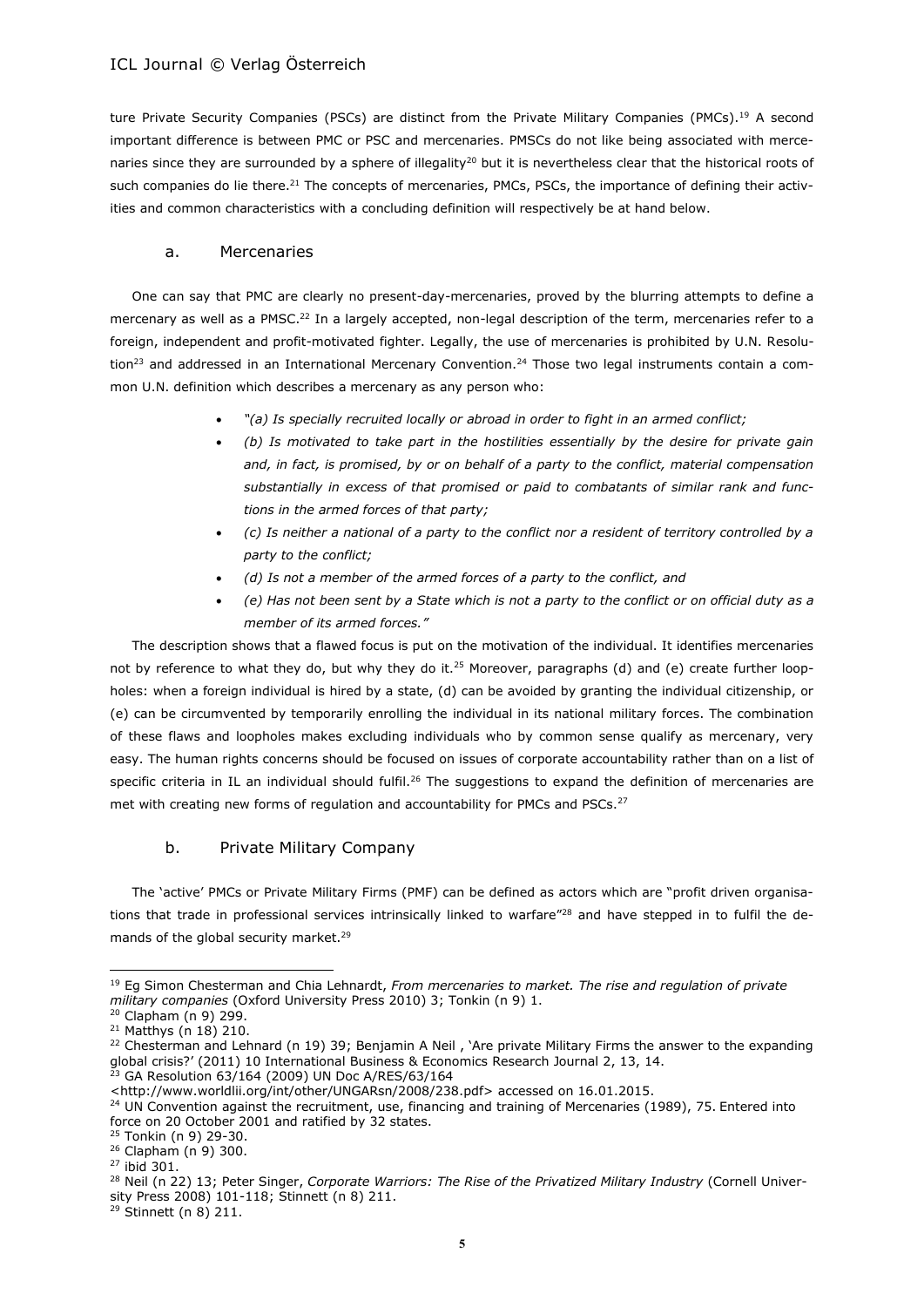ture Private Security Companies (PSCs) are distinct from the Private Military Companies (PMCs).[19] A second important difference is between PMC or PSC and mercenaries. PMSCs do not like being associated with mercenaries since they are surrounded by a sphere of illegality[20] but it is nevertheless clear that the historical roots of such companies do lie there.[21] The concepts of mercenaries, PMCs, PSCs, the importance of defining their activities and common characteristics with a concluding definition will respectively be at hand below.

### a. Mercenaries

One can say that PMC are clearly no present-day-mercenaries, proved by the blurring attempts to define a mercenary as well as a PMSC.[22] In a largely accepted, non-legal description of the term, mercenaries refer to a foreign, independent and profit-motivated fighter. Legally, the use of mercenaries is prohibited by U.N. Resolution[23] and addressed in an International Mercenary Convention.[24] Those two legal instruments contain a common U.N. definition which describes a mercenary as any person who:

- *"(a) Is specially recruited locally or abroad in order to fight in an armed conflict;*
- *(b) Is motivated to take part in the hostilities essentially by the desire for private gain and, in fact, is promised, by or on behalf of a party to the conflict, material compensation substantially in excess of that promised or paid to combatants of similar rank and functions in the armed forces of that party;*
- *(c) Is neither a national of a party to the conflict nor a resident of territory controlled by a party to the conflict;*
- *(d) Is not a member of the armed forces of a party to the conflict, and*
- *(e) Has not been sent by a State which is not a party to the conflict or on official duty as a member of its armed forces."*

The description shows that a flawed focus is put on the motivation of the individual. It identifies mercenaries not by reference to what they do, but why they do it.[25] Moreover, paragraphs (d) and (e) create further loopholes: when a foreign individual is hired by a state, (d) can be avoided by granting the individual citizenship, or (e) can be circumvented by temporarily enrolling the individual in its national military forces. The combination of these flaws and loopholes makes excluding individuals who by common sense qualify as mercenary, very easy. The human rights concerns should be focused on issues of corporate accountability rather than on a list of specific criteria in IL an individual should fulfil.[26] The suggestions to expand the definition of mercenaries are met with creating new forms of regulation and accountability for PMCs and PSCs.[27]

### b. Private Military Company

The 'active' PMCs or Private Military Firms (PMF) can be defined as actors which are "profit driven organisations that trade in professional services intrinsically linked to warfare"[28] and have stepped in to fulfil the demands of the global security market.[29]

---

[19] Eg Simon Chesterman and Chia Lehnardt, *From mercenaries to market. The rise and regulation of private military companies* (Oxford University Press 2010) 3; Tonkin (n 9) 1.

[20] Clapham (n 9) 299.

[21] Matthys (n 18) 210.

[22] Chesterman and Lehnard (n 19) 39; Benjamin A Neil , 'Are private Military Firms the answer to the expanding global crisis?' (2011) 10 International Business & Economics Research Journal 2, 13, 14.

[23] GA Resolution 63/164 (2009) UN Doc A/RES/63/164 <http://www.worldlii.org/int/other/UNGARsn/2008/238.pdf> accessed on 16.01.2015.

[24] UN Convention against the recruitment, use, financing and training of Mercenaries (1989), 75. Entered into force on 20 October 2001 and ratified by 32 states.

[25] Tonkin (n 9) 29-30.

[26] Clapham (n 9) 300.

[27] ibid 301.

[28] Neil (n 22) 13; Peter Singer, *Corporate Warriors: The Rise of the Privatized Military Industry* (Cornell University Press 2008) 101-118; Stinnett (n 8) 211.

[29] Stinnett (n 8) 211.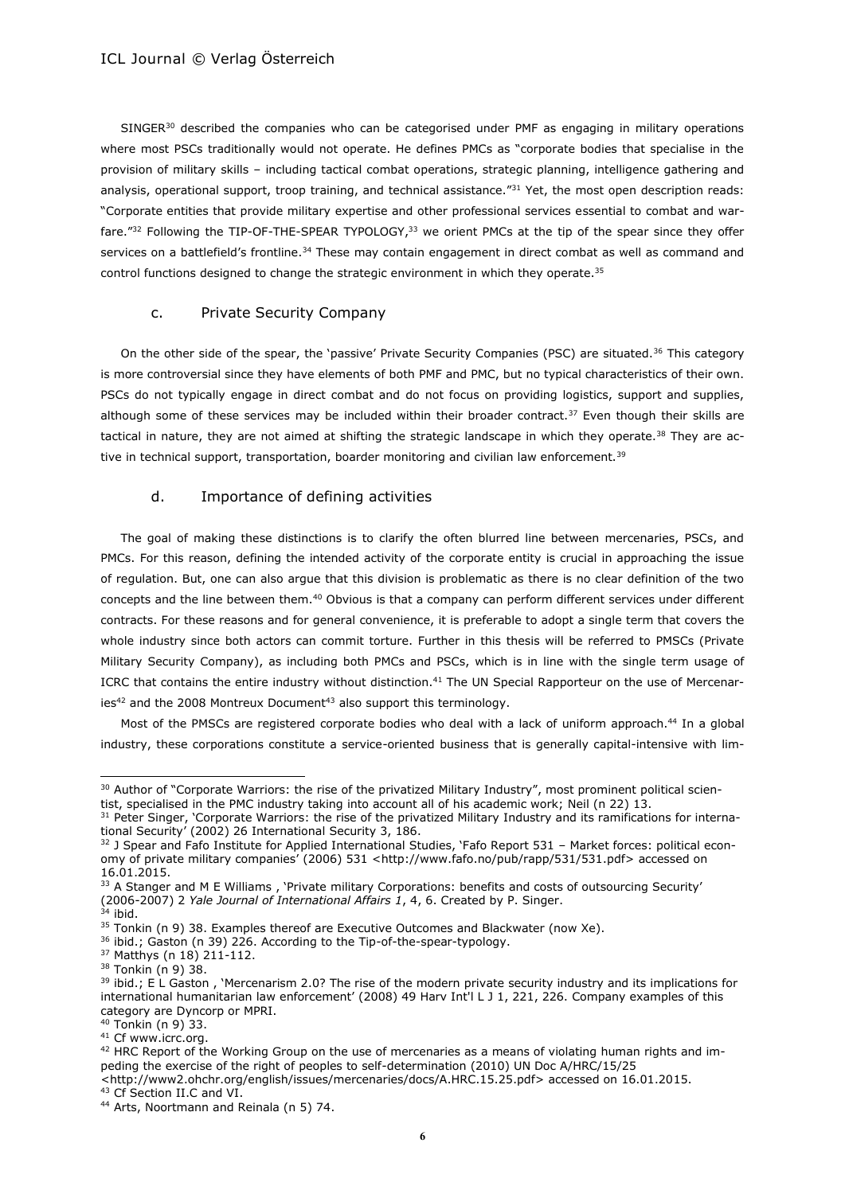SINGER[30] described the companies who can be categorised under PMF as engaging in military operations where most PSCs traditionally would not operate. He defines PMCs as "corporate bodies that specialise in the provision of military skills – including tactical combat operations, strategic planning, intelligence gathering and analysis, operational support, troop training, and technical assistance."[31] Yet, the most open description reads: "Corporate entities that provide military expertise and other professional services essential to combat and warfare."[32] Following the TIP-OF-THE-SPEAR TYPOLOGY,[33] we orient PMCs at the tip of the spear since they offer services on a battlefield's frontline.[34] These may contain engagement in direct combat as well as command and control functions designed to change the strategic environment in which they operate.[35]

### c. Private Security Company

On the other side of the spear, the 'passive' Private Security Companies (PSC) are situated.[36] This category is more controversial since they have elements of both PMF and PMC, but no typical characteristics of their own. PSCs do not typically engage in direct combat and do not focus on providing logistics, support and supplies, although some of these services may be included within their broader contract.[37] Even though their skills are tactical in nature, they are not aimed at shifting the strategic landscape in which they operate.[38] They are active in technical support, transportation, boarder monitoring and civilian law enforcement.[39]

### d. Importance of defining activities

The goal of making these distinctions is to clarify the often blurred line between mercenaries, PSCs, and PMCs. For this reason, defining the intended activity of the corporate entity is crucial in approaching the issue of regulation. But, one can also argue that this division is problematic as there is no clear definition of the two concepts and the line between them.[40] Obvious is that a company can perform different services under different contracts. For these reasons and for general convenience, it is preferable to adopt a single term that covers the whole industry since both actors can commit torture. Further in this thesis will be referred to PMSCs (Private Military Security Company), as including both PMCs and PSCs, which is in line with the single term usage of ICRC that contains the entire industry without distinction.[41] The UN Special Rapporteur on the use of Mercenaries[42] and the 2008 Montreux Document[43] also support this terminology.

Most of the PMSCs are registered corporate bodies who deal with a lack of uniform approach.[44] In a global industry, these corporations constitute a service-oriented business that is generally capital-intensive with lim-

---

[30] Author of "Corporate Warriors: the rise of the privatized Military Industry", most prominent political scientist, specialised in the PMC industry taking into account all of his academic work; Neil (n 22) 13.

[31] Peter Singer, 'Corporate Warriors: the rise of the privatized Military Industry and its ramifications for international Security' (2002) 26 International Security 3, 186.

[32] J Spear and Fafo Institute for Applied International Studies, 'Fafo Report 531 – Market forces: political economy of private military companies' (2006) 531 <http://www.fafo.no/pub/rapp/531/531.pdf> accessed on 16.01.2015.

[33] A Stanger and M E Williams , 'Private military Corporations: benefits and costs of outsourcing Security' (2006-2007) 2 *Yale Journal of International Affairs 1*, 4, 6. Created by P. Singer.

[34] ibid.

[35] Tonkin (n 9) 38. Examples thereof are Executive Outcomes and Blackwater (now Xe).

[36] ibid.; Gaston (n 39) 226. According to the Tip-of-the-spear-typology.

[37] Matthys (n 18) 211-112.

[38] Tonkin (n 9) 38.

[39] ibid.; E L Gaston , 'Mercenarism 2.0? The rise of the modern private security industry and its implications for international humanitarian law enforcement' (2008) 49 Harv Int'l L J 1, 221, 226. Company examples of this category are Dyncorp or MPRI.

[40] Tonkin (n 9) 33.

[41] Cf www.icrc.org.

[42] HRC Report of the Working Group on the use of mercenaries as a means of violating human rights and impeding the exercise of the right of peoples to self-determination (2010) UN Doc A/HRC/15/25 <http://www2.ohchr.org/english/issues/mercenaries/docs/A.HRC.15.25.pdf> accessed on 16.01.2015.

[43] Cf Section II.C and VI.

[44] Arts, Noortmann and Reinala (n 5) 74.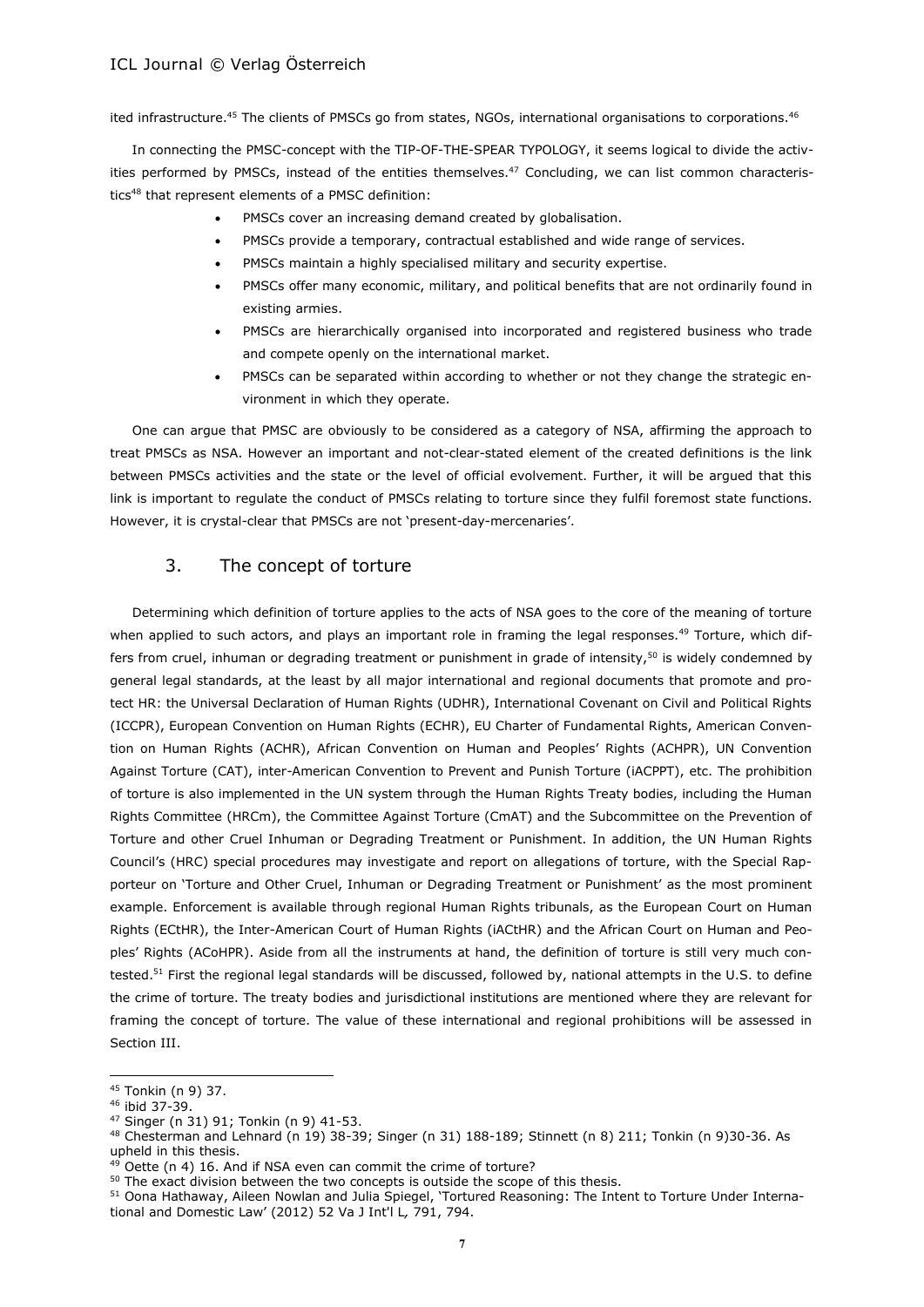ited infrastructure.[45] The clients of PMSCs go from states, NGOs, international organisations to corporations.[46]

In connecting the PMSC-concept with the TIP-OF-THE-SPEAR TYPOLOGY, it seems logical to divide the activities performed by PMSCs, instead of the entities themselves.[47] Concluding, we can list common characteristics[48] that represent elements of a PMSC definition:

- PMSCs cover an increasing demand created by globalisation.
- PMSCs provide a temporary, contractual established and wide range of services.
- PMSCs maintain a highly specialised military and security expertise.
- PMSCs offer many economic, military, and political benefits that are not ordinarily found in existing armies.
- PMSCs are hierarchically organised into incorporated and registered business who trade and compete openly on the international market.
- PMSCs can be separated within according to whether or not they change the strategic environment in which they operate.

One can argue that PMSC are obviously to be considered as a category of NSA, affirming the approach to treat PMSCs as NSA. However an important and not-clear-stated element of the created definitions is the link between PMSCs activities and the state or the level of official evolvement. Further, it will be argued that this link is important to regulate the conduct of PMSCs relating to torture since they fulfil foremost state functions. However, it is crystal-clear that PMSCs are not 'present-day-mercenaries'.

## 3. The concept of torture

Determining which definition of torture applies to the acts of NSA goes to the core of the meaning of torture when applied to such actors, and plays an important role in framing the legal responses.[49] Torture, which differs from cruel, inhuman or degrading treatment or punishment in grade of intensity,[50] is widely condemned by general legal standards, at the least by all major international and regional documents that promote and protect HR: the Universal Declaration of Human Rights (UDHR), International Covenant on Civil and Political Rights (ICCPR), European Convention on Human Rights (ECHR), EU Charter of Fundamental Rights, American Convention on Human Rights (ACHR), African Convention on Human and Peoples' Rights (ACHPR), UN Convention Against Torture (CAT), inter-American Convention to Prevent and Punish Torture (iACPPT), etc. The prohibition of torture is also implemented in the UN system through the Human Rights Treaty bodies, including the Human Rights Committee (HRCm), the Committee Against Torture (CmAT) and the Subcommittee on the Prevention of Torture and other Cruel Inhuman or Degrading Treatment or Punishment. In addition, the UN Human Rights Council's (HRC) special procedures may investigate and report on allegations of torture, with the Special Rapporteur on 'Torture and Other Cruel, Inhuman or Degrading Treatment or Punishment' as the most prominent example. Enforcement is available through regional Human Rights tribunals, as the European Court on Human Rights (ECtHR), the Inter-American Court of Human Rights (iACtHR) and the African Court on Human and Peoples' Rights (ACoHPR). Aside from all the instruments at hand, the definition of torture is still very much contested.[51] First the regional legal standards will be discussed, followed by, national attempts in the U.S. to define the crime of torture. The treaty bodies and jurisdictional institutions are mentioned where they are relevant for framing the concept of torture. The value of these international and regional prohibitions will be assessed in Section III.

---

[45] Tonkin (n 9) 37.
[46] ibid 37-39.
[47] Singer (n 31) 91; Tonkin (n 9) 41-53.
[48] Chesterman and Lehnard (n 19) 38-39; Singer (n 31) 188-189; Stinnett (n 8) 211; Tonkin (n 9)30-36. As upheld in this thesis.
[49] Oette (n 4) 16. And if NSA even can commit the crime of torture?
[50] The exact division between the two concepts is outside the scope of this thesis.
[51] Oona Hathaway, Aileen Nowlan and Julia Spiegel, 'Tortured Reasoning: The Intent to Torture Under International and Domestic Law' (2012) 52 Va J Int'l L*,* 791, 794.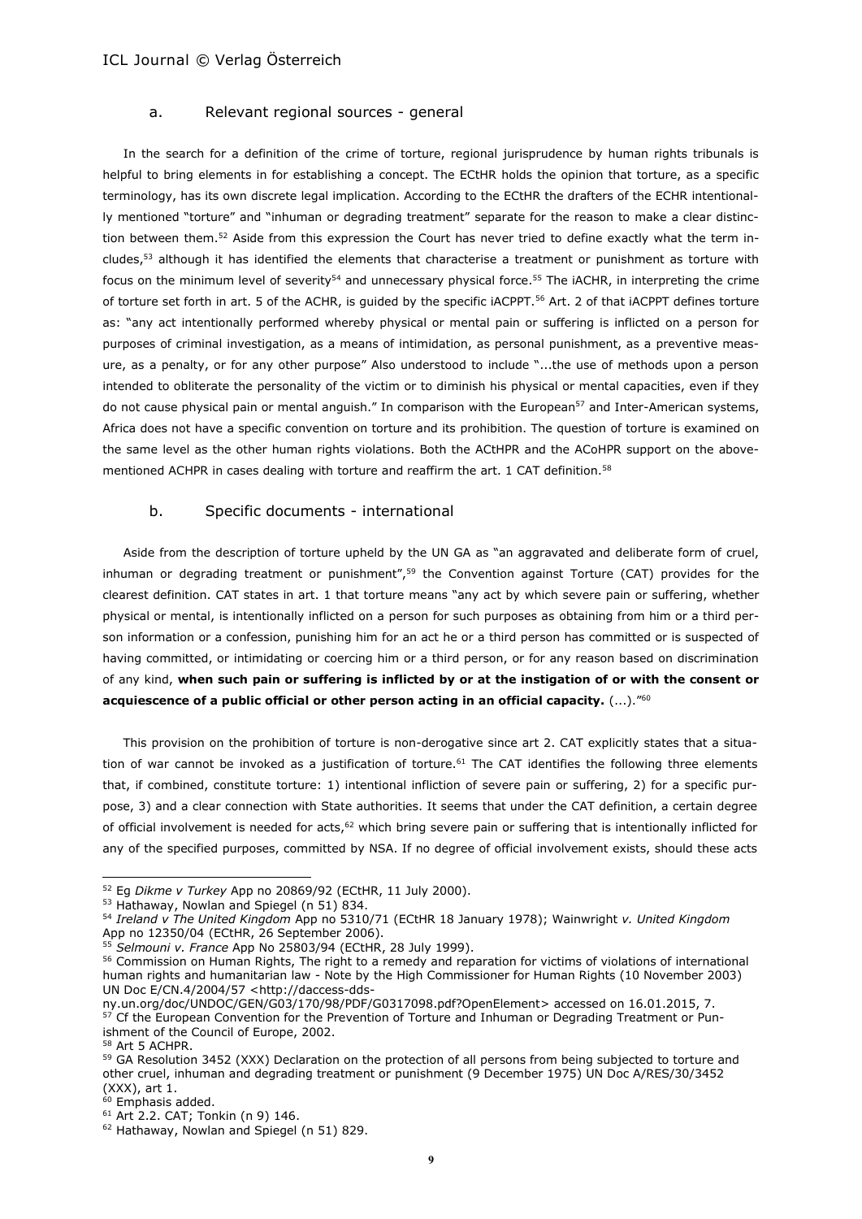### a. Relevant regional sources - general

In the search for a definition of the crime of torture, regional jurisprudence by human rights tribunals is helpful to bring elements in for establishing a concept. The ECtHR holds the opinion that torture, as a specific terminology, has its own discrete legal implication. According to the ECtHR the drafters of the ECHR intentionally mentioned "torture" and "inhuman or degrading treatment" separate for the reason to make a clear distinction between them.[52] Aside from this expression the Court has never tried to define exactly what the term includes,[53] although it has identified the elements that characterise a treatment or punishment as torture with focus on the minimum level of severity[54] and unnecessary physical force.[55] The iACHR, in interpreting the crime of torture set forth in art. 5 of the ACHR, is guided by the specific iACPPT.[56] Art. 2 of that iACPPT defines torture as: "any act intentionally performed whereby physical or mental pain or suffering is inflicted on a person for purposes of criminal investigation, as a means of intimidation, as personal punishment, as a preventive measure, as a penalty, or for any other purpose" Also understood to include "...the use of methods upon a person intended to obliterate the personality of the victim or to diminish his physical or mental capacities, even if they do not cause physical pain or mental anguish." In comparison with the European[57] and Inter-American systems, Africa does not have a specific convention on torture and its prohibition. The question of torture is examined on the same level as the other human rights violations. Both the ACtHPR and the ACoHPR support on the above-mentioned ACHPR in cases dealing with torture and reaffirm the art. 1 CAT definition.[58]

### b. Specific documents - international

Aside from the description of torture upheld by the UN GA as "an aggravated and deliberate form of cruel, inhuman or degrading treatment or punishment",[59] the Convention against Torture (CAT) provides for the clearest definition. CAT states in art. 1 that torture means "any act by which severe pain or suffering, whether physical or mental, is intentionally inflicted on a person for such purposes as obtaining from him or a third person information or a confession, punishing him for an act he or a third person has committed or is suspected of having committed, or intimidating or coercing him or a third person, or for any reason based on discrimination of any kind, **when such pain or suffering is inflicted by or at the instigation of or with the consent or acquiescence of a public official or other person acting in an official capacity.** (...)."[60]

This provision on the prohibition of torture is non-derogative since art 2. CAT explicitly states that a situation of war cannot be invoked as a justification of torture.[61] The CAT identifies the following three elements that, if combined, constitute torture: 1) intentional infliction of severe pain or suffering, 2) for a specific purpose, 3) and a clear connection with State authorities. It seems that under the CAT definition, a certain degree of official involvement is needed for acts,[62] which bring severe pain or suffering that is intentionally inflicted for any of the specified purposes, committed by NSA. If no degree of official involvement exists, should these acts

---

[52] Eg *Dikme v Turkey* App no 20869/92 (ECtHR, 11 July 2000).

[53] Hathaway, Nowlan and Spiegel (n 51) 834.

[54] *Ireland v The United Kingdom* App no 5310/71 (ECtHR 18 January 1978); Wainwright *v. United Kingdom* App no 12350/04 (ECtHR, 26 September 2006).

[55] *Selmouni v. France* App No 25803/94 (ECtHR, 28 July 1999).

[56] Commission on Human Rights, The right to a remedy and reparation for victims of violations of international human rights and humanitarian law - Note by the High Commissioner for Human Rights (10 November 2003) UN Doc E/CN.4/2004/57 <http://daccess-dds-ny.un.org/doc/UNDOC/GEN/G03/170/98/PDF/G0317098.pdf?OpenElement> accessed on 16.01.2015, 7.

[57] Cf the European Convention for the Prevention of Torture and Inhuman or Degrading Treatment or Punishment of the Council of Europe, 2002.

[58] Art 5 ACHPR.

[59] GA Resolution 3452 (XXX) Declaration on the protection of all persons from being subjected to torture and other cruel, inhuman and degrading treatment or punishment (9 December 1975) UN Doc A/RES/30/3452 (XXX), art 1.

[60] Emphasis added.

[61] Art 2.2. CAT; Tonkin (n 9) 146.

[62] Hathaway, Nowlan and Spiegel (n 51) 829.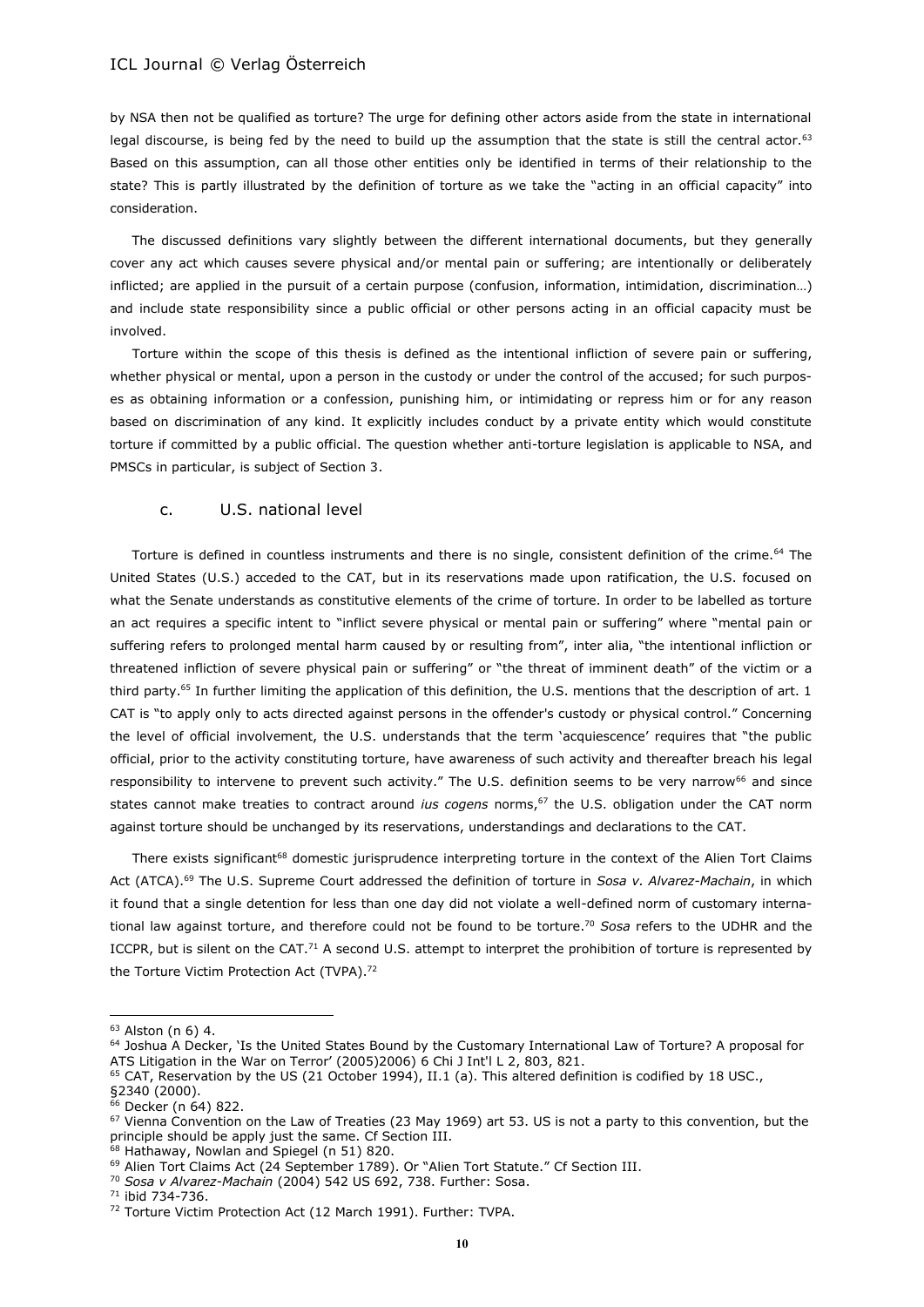by NSA then not be qualified as torture? The urge for defining other actors aside from the state in international legal discourse, is being fed by the need to build up the assumption that the state is still the central actor.[63] Based on this assumption, can all those other entities only be identified in terms of their relationship to the state? This is partly illustrated by the definition of torture as we take the "acting in an official capacity" into consideration.

The discussed definitions vary slightly between the different international documents, but they generally cover any act which causes severe physical and/or mental pain or suffering; are intentionally or deliberately inflicted; are applied in the pursuit of a certain purpose (confusion, information, intimidation, discrimination…) and include state responsibility since a public official or other persons acting in an official capacity must be involved.

Torture within the scope of this thesis is defined as the intentional infliction of severe pain or suffering, whether physical or mental, upon a person in the custody or under the control of the accused; for such purposes as obtaining information or a confession, punishing him, or intimidating or repress him or for any reason based on discrimination of any kind. It explicitly includes conduct by a private entity which would constitute torture if committed by a public official. The question whether anti-torture legislation is applicable to NSA, and PMSCs in particular, is subject of Section 3.

### c. U.S. national level

Torture is defined in countless instruments and there is no single, consistent definition of the crime.[64] The United States (U.S.) acceded to the CAT, but in its reservations made upon ratification, the U.S. focused on what the Senate understands as constitutive elements of the crime of torture. In order to be labelled as torture an act requires a specific intent to "inflict severe physical or mental pain or suffering" where "mental pain or suffering refers to prolonged mental harm caused by or resulting from", inter alia, "the intentional infliction or threatened infliction of severe physical pain or suffering" or "the threat of imminent death" of the victim or a third party.[65] In further limiting the application of this definition, the U.S. mentions that the description of art. 1 CAT is "to apply only to acts directed against persons in the offender's custody or physical control." Concerning the level of official involvement, the U.S. understands that the term 'acquiescence' requires that "the public official, prior to the activity constituting torture, have awareness of such activity and thereafter breach his legal responsibility to intervene to prevent such activity." The U.S. definition seems to be very narrow[66] and since states cannot make treaties to contract around *ius cogens* norms,[67] the U.S. obligation under the CAT norm against torture should be unchanged by its reservations, understandings and declarations to the CAT.

There exists significant[68] domestic jurisprudence interpreting torture in the context of the Alien Tort Claims Act (ATCA).[69] The U.S. Supreme Court addressed the definition of torture in *Sosa v. Alvarez-Machain*, in which it found that a single detention for less than one day did not violate a well-defined norm of customary international law against torture, and therefore could not be found to be torture.[70] *Sosa* refers to the UDHR and the ICCPR, but is silent on the CAT.[71] A second U.S. attempt to interpret the prohibition of torture is represented by the Torture Victim Protection Act (TVPA).[72]

---

[63] Alston (n 6) 4.

[64] Joshua A Decker, 'Is the United States Bound by the Customary International Law of Torture? A proposal for ATS Litigation in the War on Terror' (2005)2006) 6 Chi J Int'l L 2, 803, 821.

[65] CAT, Reservation by the US (21 October 1994), II.1 (a). This altered definition is codified by 18 USC., §2340 (2000).

[66] Decker (n 64) 822.

[67] Vienna Convention on the Law of Treaties (23 May 1969) art 53. US is not a party to this convention, but the principle should be apply just the same. Cf Section III.

[68] Hathaway, Nowlan and Spiegel (n 51) 820.

[69] Alien Tort Claims Act (24 September 1789). Or "Alien Tort Statute." Cf Section III.

[70] *Sosa v Alvarez-Machain* (2004) 542 US 692, 738. Further: Sosa.

[71] ibid 734-736.

[72] Torture Victim Protection Act (12 March 1991). Further: TVPA.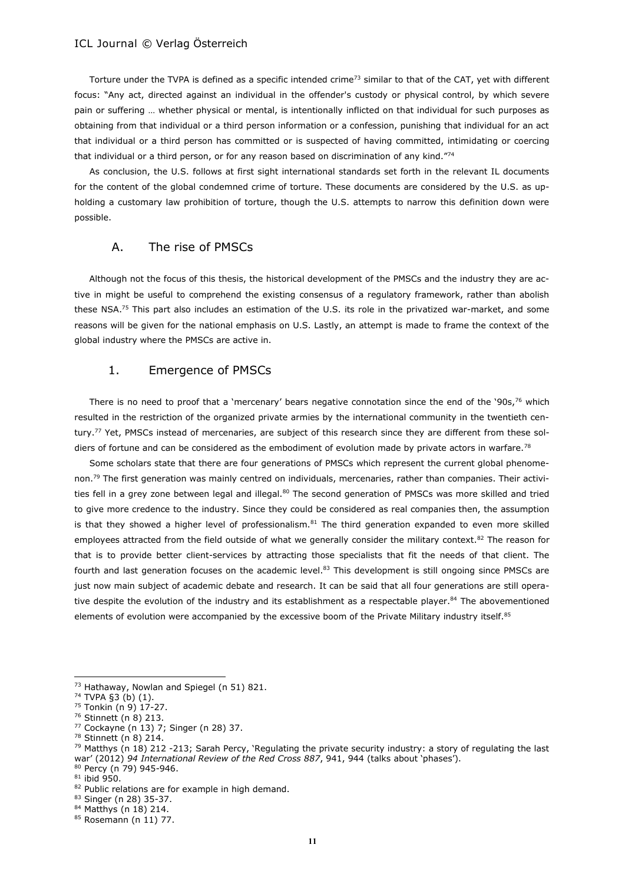Torture under the TVPA is defined as a specific intended crime[73] similar to that of the CAT, yet with different focus: "Any act, directed against an individual in the offender's custody or physical control, by which severe pain or suffering … whether physical or mental, is intentionally inflicted on that individual for such purposes as obtaining from that individual or a third person information or a confession, punishing that individual for an act that individual or a third person has committed or is suspected of having committed, intimidating or coercing that individual or a third person, or for any reason based on discrimination of any kind."[74]

As conclusion, the U.S. follows at first sight international standards set forth in the relevant IL documents for the content of the global condemned crime of torture. These documents are considered by the U.S. as upholding a customary law prohibition of torture, though the U.S. attempts to narrow this definition down were possible.

## A. The rise of PMSCs

Although not the focus of this thesis, the historical development of the PMSCs and the industry they are active in might be useful to comprehend the existing consensus of a regulatory framework, rather than abolish these NSA.[75] This part also includes an estimation of the U.S. its role in the privatized war-market, and some reasons will be given for the national emphasis on U.S. Lastly, an attempt is made to frame the context of the global industry where the PMSCs are active in.

### 1. Emergence of PMSCs

There is no need to proof that a 'mercenary' bears negative connotation since the end of the '90s,[76] which resulted in the restriction of the organized private armies by the international community in the twentieth century.[77] Yet, PMSCs instead of mercenaries, are subject of this research since they are different from these soldiers of fortune and can be considered as the embodiment of evolution made by private actors in warfare.[78]

Some scholars state that there are four generations of PMSCs which represent the current global phenomenon.[79] The first generation was mainly centred on individuals, mercenaries, rather than companies. Their activities fell in a grey zone between legal and illegal.[80] The second generation of PMSCs was more skilled and tried to give more credence to the industry. Since they could be considered as real companies then, the assumption is that they showed a higher level of professionalism.[81] The third generation expanded to even more skilled employees attracted from the field outside of what we generally consider the military context.[82] The reason for that is to provide better client-services by attracting those specialists that fit the needs of that client. The fourth and last generation focuses on the academic level.[83] This development is still ongoing since PMSCs are just now main subject of academic debate and research. It can be said that all four generations are still operative despite the evolution of the industry and its establishment as a respectable player.[84] The abovementioned elements of evolution were accompanied by the excessive boom of the Private Military industry itself.[85]

---

[73] Hathaway, Nowlan and Spiegel (n 51) 821.

[74] TVPA §3 (b) (1).

[75] Tonkin (n 9) 17-27.

[76] Stinnett (n 8) 213.

[77] Cockayne (n 13) 7; Singer (n 28) 37.

[78] Stinnett (n 8) 214.

[79] Matthys (n 18) 212 -213; Sarah Percy, 'Regulating the private security industry: a story of regulating the last war' (2012) *94 International Review of the Red Cross 887*, 941, 944 (talks about 'phases').

[80] Percy (n 79) 945-946.

[81] ibid 950.

[82] Public relations are for example in high demand.

[83] Singer (n 28) 35-37.

[84] Matthys (n 18) 214.

[85] Rosemann (n 11) 77.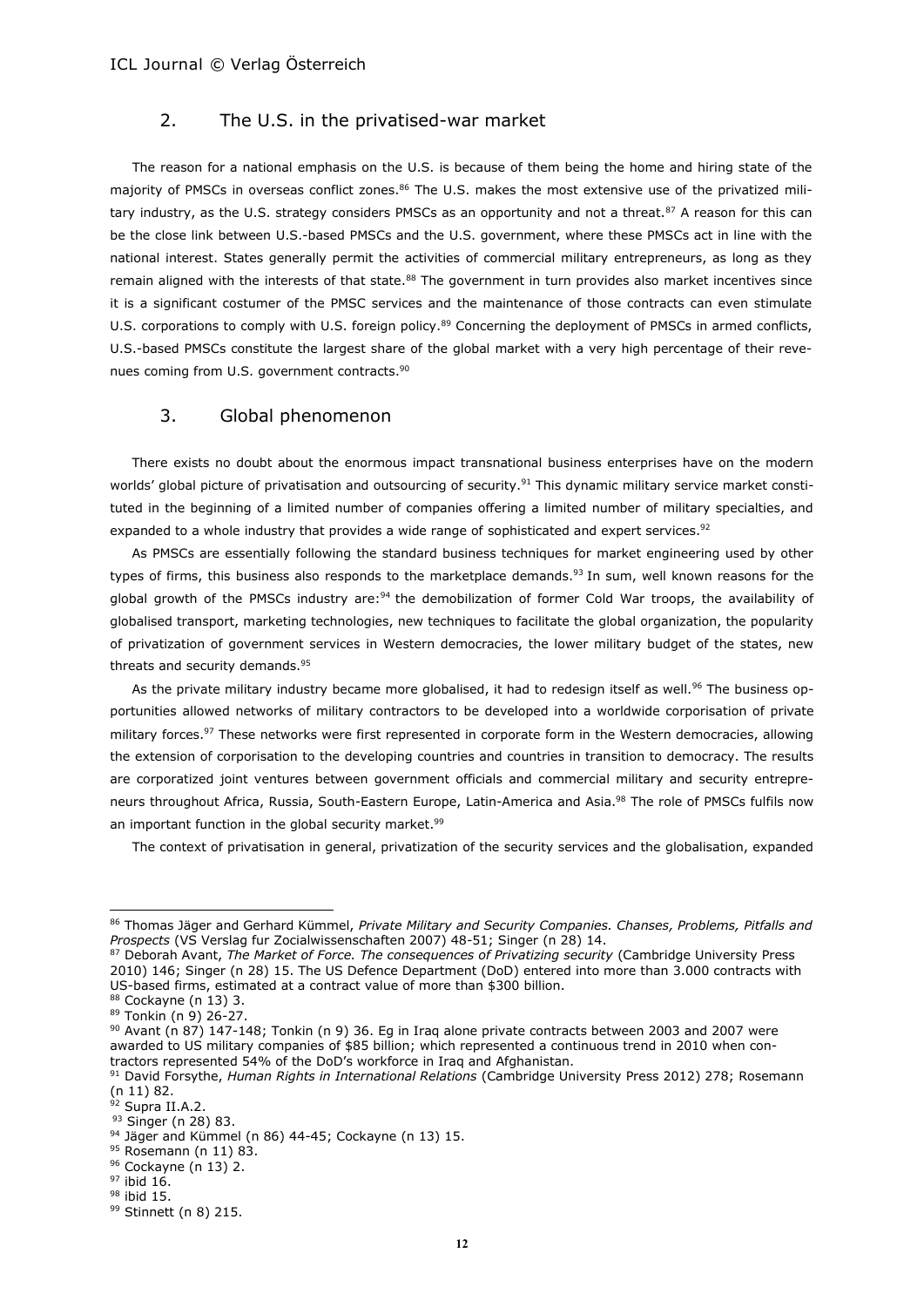## 2. The U.S. in the privatised-war market

The reason for a national emphasis on the U.S. is because of them being the home and hiring state of the majority of PMSCs in overseas conflict zones.[86] The U.S. makes the most extensive use of the privatized military industry, as the U.S. strategy considers PMSCs as an opportunity and not a threat.[87] A reason for this can be the close link between U.S.-based PMSCs and the U.S. government, where these PMSCs act in line with the national interest. States generally permit the activities of commercial military entrepreneurs, as long as they remain aligned with the interests of that state.[88] The government in turn provides also market incentives since it is a significant costumer of the PMSC services and the maintenance of those contracts can even stimulate U.S. corporations to comply with U.S. foreign policy.[89] Concerning the deployment of PMSCs in armed conflicts, U.S.-based PMSCs constitute the largest share of the global market with a very high percentage of their revenues coming from U.S. government contracts.[90]

## 3. Global phenomenon

There exists no doubt about the enormous impact transnational business enterprises have on the modern worlds' global picture of privatisation and outsourcing of security.[91] This dynamic military service market constituted in the beginning of a limited number of companies offering a limited number of military specialties, and expanded to a whole industry that provides a wide range of sophisticated and expert services.[92]

As PMSCs are essentially following the standard business techniques for market engineering used by other types of firms, this business also responds to the marketplace demands.[93] In sum, well known reasons for the global growth of the PMSCs industry are:[94] the demobilization of former Cold War troops, the availability of globalised transport, marketing technologies, new techniques to facilitate the global organization, the popularity of privatization of government services in Western democracies, the lower military budget of the states, new threats and security demands.[95]

As the private military industry became more globalised, it had to redesign itself as well.[96] The business opportunities allowed networks of military contractors to be developed into a worldwide corporisation of private military forces.[97] These networks were first represented in corporate form in the Western democracies, allowing the extension of corporisation to the developing countries and countries in transition to democracy. The results are corporatized joint ventures between government officials and commercial military and security entrepreneurs throughout Africa, Russia, South-Eastern Europe, Latin-America and Asia.[98] The role of PMSCs fulfils now an important function in the global security market.[99]

The context of privatisation in general, privatization of the security services and the globalisation, expanded

---

[86] Thomas Jäger and Gerhard Kümmel, *Private Military and Security Companies. Chanses, Problems, Pitfalls and Prospects* (VS Verslag fur Zocialwissenschaften 2007) 48-51; Singer (n 28) 14.

[87] Deborah Avant, *The Market of Force. The consequences of Privatizing security* (Cambridge University Press 2010) 146; Singer (n 28) 15. The US Defence Department (DoD) entered into more than 3.000 contracts with US-based firms, estimated at a contract value of more than $300 billion.

[88] Cockayne (n 13) 3.

[89] Tonkin (n 9) 26-27.

[90] Avant (n 87) 147-148; Tonkin (n 9) 36. Eg in Iraq alone private contracts between 2003 and 2007 were awarded to US military companies of $85 billion; which represented a continuous trend in 2010 when contractors represented 54% of the DoD's workforce in Iraq and Afghanistan.

[91] David Forsythe, *Human Rights in International Relations* (Cambridge University Press 2012) 278; Rosemann (n 11) 82.

[92] Supra II.A.2.

[93] Singer (n 28) 83.

[94] Jäger and Kümmel (n 86) 44-45; Cockayne (n 13) 15.

[95] Rosemann (n 11) 83.

[96] Cockayne (n 13) 2.

[97] ibid 16.

[98] ibid 15.

[99] Stinnett (n 8) 215.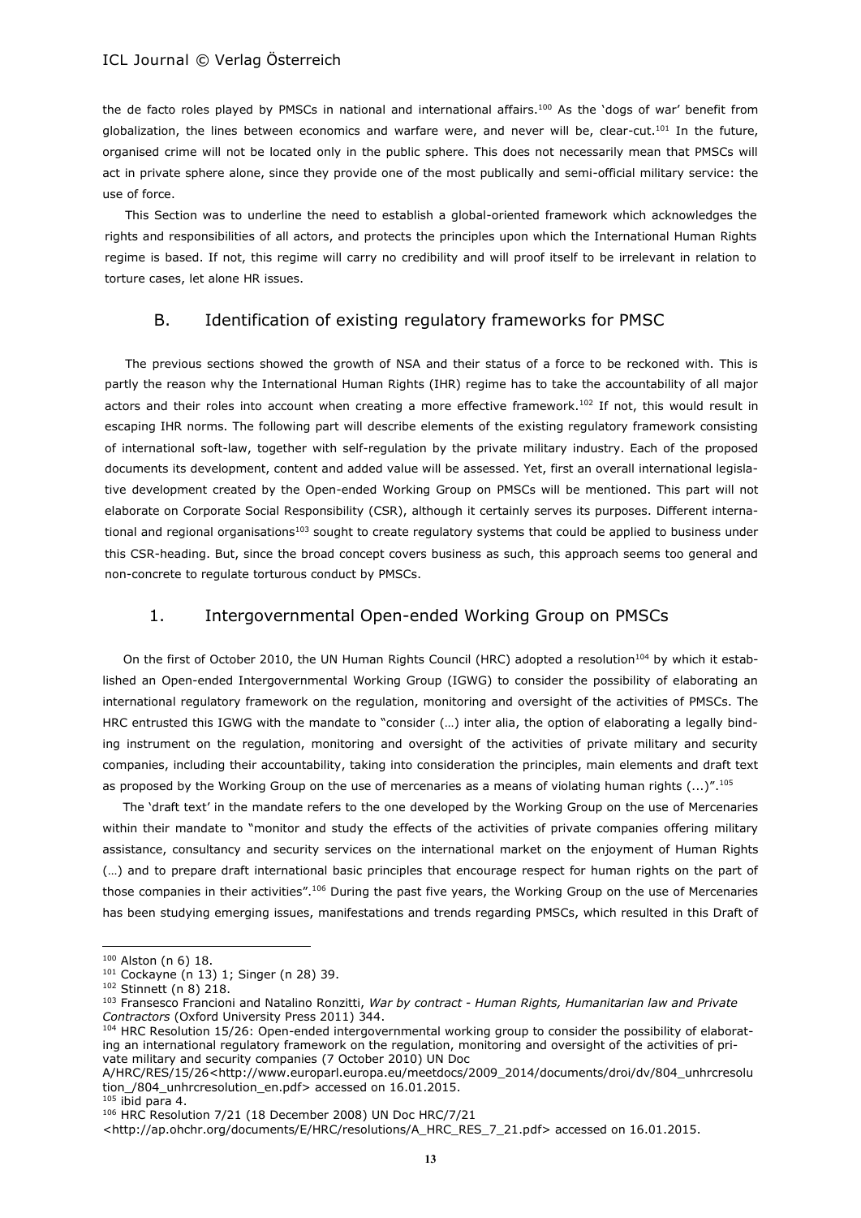the de facto roles played by PMSCs in national and international affairs.[100] As the 'dogs of war' benefit from globalization, the lines between economics and warfare were, and never will be, clear-cut.[101] In the future, organised crime will not be located only in the public sphere. This does not necessarily mean that PMSCs will act in private sphere alone, since they provide one of the most publically and semi-official military service: the use of force.

This Section was to underline the need to establish a global-oriented framework which acknowledges the rights and responsibilities of all actors, and protects the principles upon which the International Human Rights regime is based. If not, this regime will carry no credibility and will proof itself to be irrelevant in relation to torture cases, let alone HR issues.

## B. Identification of existing regulatory frameworks for PMSC

The previous sections showed the growth of NSA and their status of a force to be reckoned with. This is partly the reason why the International Human Rights (IHR) regime has to take the accountability of all major actors and their roles into account when creating a more effective framework.[102] If not, this would result in escaping IHR norms. The following part will describe elements of the existing regulatory framework consisting of international soft-law, together with self-regulation by the private military industry. Each of the proposed documents its development, content and added value will be assessed. Yet, first an overall international legislative development created by the Open-ended Working Group on PMSCs will be mentioned. This part will not elaborate on Corporate Social Responsibility (CSR), although it certainly serves its purposes. Different international and regional organisations[103] sought to create regulatory systems that could be applied to business under this CSR-heading. But, since the broad concept covers business as such, this approach seems too general and non-concrete to regulate torturous conduct by PMSCs.

### 1. Intergovernmental Open-ended Working Group on PMSCs

On the first of October 2010, the UN Human Rights Council (HRC) adopted a resolution[104] by which it established an Open-ended Intergovernmental Working Group (IGWG) to consider the possibility of elaborating an international regulatory framework on the regulation, monitoring and oversight of the activities of PMSCs. The HRC entrusted this IGWG with the mandate to "consider (…) inter alia, the option of elaborating a legally binding instrument on the regulation, monitoring and oversight of the activities of private military and security companies, including their accountability, taking into consideration the principles, main elements and draft text as proposed by the Working Group on the use of mercenaries as a means of violating human rights (...)".[105]

The 'draft text' in the mandate refers to the one developed by the Working Group on the use of Mercenaries within their mandate to "monitor and study the effects of the activities of private companies offering military assistance, consultancy and security services on the international market on the enjoyment of Human Rights (…) and to prepare draft international basic principles that encourage respect for human rights on the part of those companies in their activities".[106] During the past five years, the Working Group on the use of Mercenaries has been studying emerging issues, manifestations and trends regarding PMSCs, which resulted in this Draft of

---

[100] Alston (n 6) 18.

[101] Cockayne (n 13) 1; Singer (n 28) 39.

[102] Stinnett (n 8) 218.

[103] Fransesco Francioni and Natalino Ronzitti, *War by contract - Human Rights, Humanitarian law and Private Contractors* (Oxford University Press 2011) 344.

[104] HRC Resolution 15/26: Open-ended intergovernmental working group to consider the possibility of elaborating an international regulatory framework on the regulation, monitoring and oversight of the activities of private military and security companies (7 October 2010) UN Doc A/HRC/RES/15/26<http://www.europarl.europa.eu/meetdocs/2009_2014/documents/droi/dv/804_unhrcresolution_/804_unhrcresolution_en.pdf> accessed on 16.01.2015.

[105] ibid para 4.

[106] HRC Resolution 7/21 (18 December 2008) UN Doc HRC/7/21 <http://ap.ohchr.org/documents/E/HRC/resolutions/A_HRC_RES_7_21.pdf> accessed on 16.01.2015.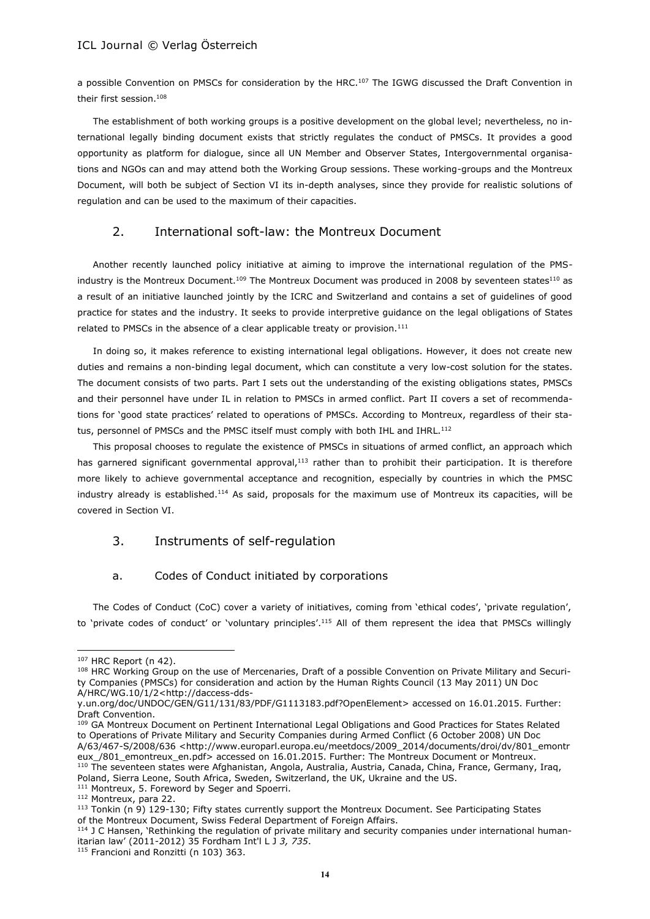a possible Convention on PMSCs for consideration by the HRC.[107] The IGWG discussed the Draft Convention in their first session.[108]

The establishment of both working groups is a positive development on the global level; nevertheless, no international legally binding document exists that strictly regulates the conduct of PMSCs. It provides a good opportunity as platform for dialogue, since all UN Member and Observer States, Intergovernmental organisations and NGOs can and may attend both the Working Group sessions. These working-groups and the Montreux Document, will both be subject of Section VI its in-depth analyses, since they provide for realistic solutions of regulation and can be used to the maximum of their capacities.

## 2. International soft-law: the Montreux Document

Another recently launched policy initiative at aiming to improve the international regulation of the PMS-industry is the Montreux Document.[109] The Montreux Document was produced in 2008 by seventeen states[110] as a result of an initiative launched jointly by the ICRC and Switzerland and contains a set of guidelines of good practice for states and the industry. It seeks to provide interpretive guidance on the legal obligations of States related to PMSCs in the absence of a clear applicable treaty or provision.[111]

In doing so, it makes reference to existing international legal obligations. However, it does not create new duties and remains a non-binding legal document, which can constitute a very low-cost solution for the states. The document consists of two parts. Part I sets out the understanding of the existing obligations states, PMSCs and their personnel have under IL in relation to PMSCs in armed conflict. Part II covers a set of recommendations for 'good state practices' related to operations of PMSCs. According to Montreux, regardless of their status, personnel of PMSCs and the PMSC itself must comply with both IHL and IHRL.[112]

This proposal chooses to regulate the existence of PMSCs in situations of armed conflict, an approach which has garnered significant governmental approval,[113] rather than to prohibit their participation. It is therefore more likely to achieve governmental acceptance and recognition, especially by countries in which the PMSC industry already is established.[114] As said, proposals for the maximum use of Montreux its capacities, will be covered in Section VI.

## 3. Instruments of self-regulation

### a. Codes of Conduct initiated by corporations

The Codes of Conduct (CoC) cover a variety of initiatives, coming from 'ethical codes', 'private regulation', to 'private codes of conduct' or 'voluntary principles'.[115] All of them represent the idea that PMSCs willingly

---

[107] HRC Report (n 42).

[108] HRC Working Group on the use of Mercenaries, Draft of a possible Convention on Private Military and Security Companies (PMSCs) for consideration and action by the Human Rights Council (13 May 2011) UN Doc A/HRC/WG.10/1/2<http://daccess-dds-y.un.org/doc/UNDOC/GEN/G11/131/83/PDF/G1113183.pdf?OpenElement> accessed on 16.01.2015. Further: Draft Convention.

[109] GA Montreux Document on Pertinent International Legal Obligations and Good Practices for States Related to Operations of Private Military and Security Companies during Armed Conflict (6 October 2008) UN Doc A/63/467-S/2008/636 <http://www.europarl.europa.eu/meetdocs/2009_2014/documents/droi/dv/801_emontreux_/801_emontreux_en.pdf> accessed on 16.01.2015. Further: The Montreux Document or Montreux.

[110] The seventeen states were Afghanistan, Angola, Australia, Austria, Canada, China, France, Germany, Iraq, Poland, Sierra Leone, South Africa, Sweden, Switzerland, the UK, Ukraine and the US.

[111] Montreux, 5. Foreword by Seger and Spoerri.

[112] Montreux, para 22.

[113] Tonkin (n 9) 129-130; Fifty states currently support the Montreux Document. See Participating States of the Montreux Document, Swiss Federal Department of Foreign Affairs.

[114] J C Hansen, 'Rethinking the regulation of private military and security companies under international humanitarian law' (2011-2012) 35 Fordham Int'l L J *3, 735*.

[115] Francioni and Ronzitti (n 103) 363.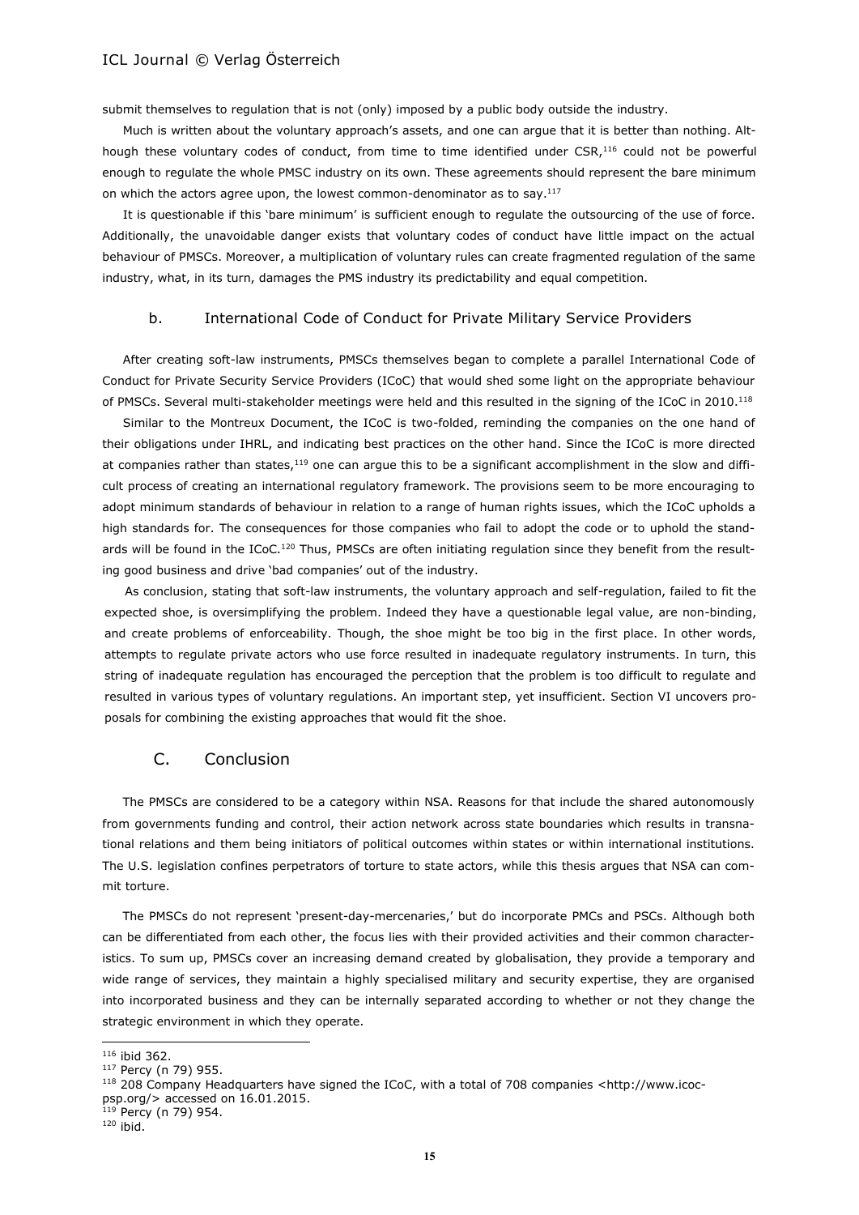submit themselves to regulation that is not (only) imposed by a public body outside the industry.

Much is written about the voluntary approach's assets, and one can argue that it is better than nothing. Although these voluntary codes of conduct, from time to time identified under CSR,[116] could not be powerful enough to regulate the whole PMSC industry on its own. These agreements should represent the bare minimum on which the actors agree upon, the lowest common-denominator as to say.[117]

It is questionable if this 'bare minimum' is sufficient enough to regulate the outsourcing of the use of force. Additionally, the unavoidable danger exists that voluntary codes of conduct have little impact on the actual behaviour of PMSCs. Moreover, a multiplication of voluntary rules can create fragmented regulation of the same industry, what, in its turn, damages the PMS industry its predictability and equal competition.

### b. International Code of Conduct for Private Military Service Providers

After creating soft-law instruments, PMSCs themselves began to complete a parallel International Code of Conduct for Private Security Service Providers (ICoC) that would shed some light on the appropriate behaviour of PMSCs. Several multi-stakeholder meetings were held and this resulted in the signing of the ICoC in 2010.[118]

Similar to the Montreux Document, the ICoC is two-folded, reminding the companies on the one hand of their obligations under IHRL, and indicating best practices on the other hand. Since the ICoC is more directed at companies rather than states,[119] one can argue this to be a significant accomplishment in the slow and difficult process of creating an international regulatory framework. The provisions seem to be more encouraging to adopt minimum standards of behaviour in relation to a range of human rights issues, which the ICoC upholds a high standards for. The consequences for those companies who fail to adopt the code or to uphold the standards will be found in the ICoC.[120] Thus, PMSCs are often initiating regulation since they benefit from the resulting good business and drive 'bad companies' out of the industry.

As conclusion, stating that soft-law instruments, the voluntary approach and self-regulation, failed to fit the expected shoe, is oversimplifying the problem. Indeed they have a questionable legal value, are non-binding, and create problems of enforceability. Though, the shoe might be too big in the first place. In other words, attempts to regulate private actors who use force resulted in inadequate regulatory instruments. In turn, this string of inadequate regulation has encouraged the perception that the problem is too difficult to regulate and resulted in various types of voluntary regulations. An important step, yet insufficient. Section VI uncovers proposals for combining the existing approaches that would fit the shoe.

## C. Conclusion

The PMSCs are considered to be a category within NSA. Reasons for that include the shared autonomously from governments funding and control, their action network across state boundaries which results in transnational relations and them being initiators of political outcomes within states or within international institutions. The U.S. legislation confines perpetrators of torture to state actors, while this thesis argues that NSA can commit torture.

The PMSCs do not represent 'present-day-mercenaries,' but do incorporate PMCs and PSCs. Although both can be differentiated from each other, the focus lies with their provided activities and their common characteristics. To sum up, PMSCs cover an increasing demand created by globalisation, they provide a temporary and wide range of services, they maintain a highly specialised military and security expertise, they are organised into incorporated business and they can be internally separated according to whether or not they change the strategic environment in which they operate.

---

[116] ibid 362.

[117] Percy (n 79) 955.

[118] 208 Company Headquarters have signed the ICoC, with a total of 708 companies <http://www.icoc-psp.org/> accessed on 16.01.2015.

[119] Percy (n 79) 954.

[120] ibid.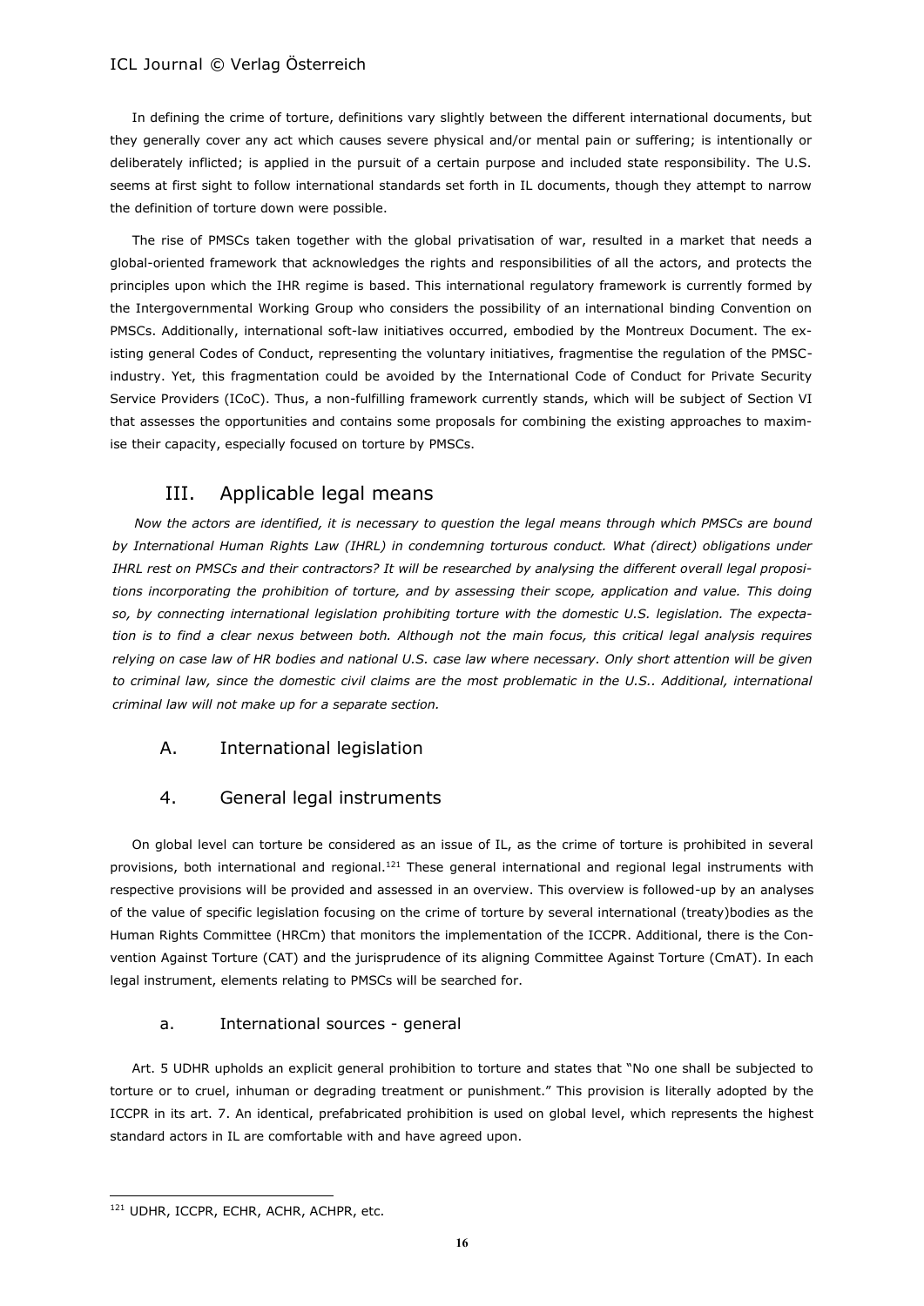In defining the crime of torture, definitions vary slightly between the different international documents, but they generally cover any act which causes severe physical and/or mental pain or suffering; is intentionally or deliberately inflicted; is applied in the pursuit of a certain purpose and included state responsibility. The U.S. seems at first sight to follow international standards set forth in IL documents, though they attempt to narrow the definition of torture down were possible.

The rise of PMSCs taken together with the global privatisation of war, resulted in a market that needs a global-oriented framework that acknowledges the rights and responsibilities of all the actors, and protects the principles upon which the IHR regime is based. This international regulatory framework is currently formed by the Intergovernmental Working Group who considers the possibility of an international binding Convention on PMSCs. Additionally, international soft-law initiatives occurred, embodied by the Montreux Document. The existing general Codes of Conduct, representing the voluntary initiatives, fragmentise the regulation of the PMSC-industry. Yet, this fragmentation could be avoided by the International Code of Conduct for Private Security Service Providers (ICoC). Thus, a non-fulfilling framework currently stands, which will be subject of Section VI that assesses the opportunities and contains some proposals for combining the existing approaches to maximise their capacity, especially focused on torture by PMSCs.

## III. Applicable legal means

*Now the actors are identified, it is necessary to question the legal means through which PMSCs are bound by International Human Rights Law (IHRL) in condemning torturous conduct. What (direct) obligations under IHRL rest on PMSCs and their contractors? It will be researched by analysing the different overall legal propositions incorporating the prohibition of torture, and by assessing their scope, application and value. This doing so, by connecting international legislation prohibiting torture with the domestic U.S. legislation. The expectation is to find a clear nexus between both. Although not the main focus, this critical legal analysis requires relying on case law of HR bodies and national U.S. case law where necessary. Only short attention will be given to criminal law, since the domestic civil claims are the most problematic in the U.S.. Additional, international criminal law will not make up for a separate section.*

### A. International legislation

### 4. General legal instruments

On global level can torture be considered as an issue of IL, as the crime of torture is prohibited in several provisions, both international and regional.[121] These general international and regional legal instruments with respective provisions will be provided and assessed in an overview. This overview is followed-up by an analyses of the value of specific legislation focusing on the crime of torture by several international (treaty)bodies as the Human Rights Committee (HRCm) that monitors the implementation of the ICCPR. Additional, there is the Convention Against Torture (CAT) and the jurisprudence of its aligning Committee Against Torture (CmAT). In each legal instrument, elements relating to PMSCs will be searched for.

#### a. International sources - general

Art. 5 UDHR upholds an explicit general prohibition to torture and states that "No one shall be subjected to torture or to cruel, inhuman or degrading treatment or punishment." This provision is literally adopted by the ICCPR in its art. 7. An identical, prefabricated prohibition is used on global level, which represents the highest standard actors in IL are comfortable with and have agreed upon.

---

[121] UDHR, ICCPR, ECHR, ACHR, ACHPR, etc.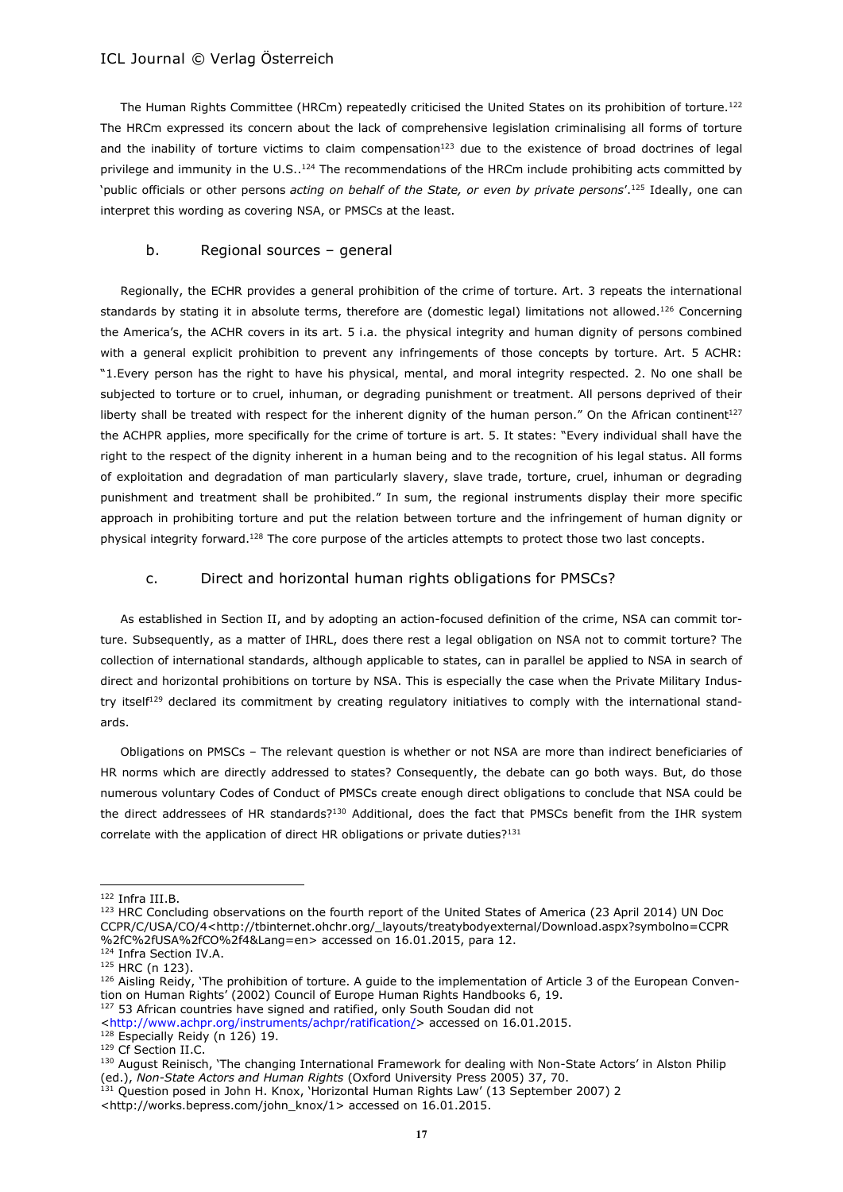The Human Rights Committee (HRCm) repeatedly criticised the United States on its prohibition of torture.[122] The HRCm expressed its concern about the lack of comprehensive legislation criminalising all forms of torture and the inability of torture victims to claim compensation[123] due to the existence of broad doctrines of legal privilege and immunity in the U.S..[124] The recommendations of the HRCm include prohibiting acts committed by 'public officials or other persons *acting on behalf of the State, or even by private persons*'.[125] Ideally, one can interpret this wording as covering NSA, or PMSCs at the least.

### b. Regional sources – general

Regionally, the ECHR provides a general prohibition of the crime of torture. Art. 3 repeats the international standards by stating it in absolute terms, therefore are (domestic legal) limitations not allowed.[126] Concerning the America's, the ACHR covers in its art. 5 i.a. the physical integrity and human dignity of persons combined with a general explicit prohibition to prevent any infringements of those concepts by torture. Art. 5 ACHR: "1.Every person has the right to have his physical, mental, and moral integrity respected. 2. No one shall be subjected to torture or to cruel, inhuman, or degrading punishment or treatment. All persons deprived of their liberty shall be treated with respect for the inherent dignity of the human person." On the African continent[127] the ACHPR applies, more specifically for the crime of torture is art. 5. It states: "Every individual shall have the right to the respect of the dignity inherent in a human being and to the recognition of his legal status. All forms of exploitation and degradation of man particularly slavery, slave trade, torture, cruel, inhuman or degrading punishment and treatment shall be prohibited." In sum, the regional instruments display their more specific approach in prohibiting torture and put the relation between torture and the infringement of human dignity or physical integrity forward.[128] The core purpose of the articles attempts to protect those two last concepts.

### c. Direct and horizontal human rights obligations for PMSCs?

As established in Section II, and by adopting an action-focused definition of the crime, NSA can commit torture. Subsequently, as a matter of IHRL, does there rest a legal obligation on NSA not to commit torture? The collection of international standards, although applicable to states, can in parallel be applied to NSA in search of direct and horizontal prohibitions on torture by NSA. This is especially the case when the Private Military Industry itself[129] declared its commitment by creating regulatory initiatives to comply with the international standards.

Obligations on PMSCs – The relevant question is whether or not NSA are more than indirect beneficiaries of HR norms which are directly addressed to states? Consequently, the debate can go both ways. But, do those numerous voluntary Codes of Conduct of PMSCs create enough direct obligations to conclude that NSA could be the direct addressees of HR standards?[130] Additional, does the fact that PMSCs benefit from the IHR system correlate with the application of direct HR obligations or private duties?[131]

---

[122] Infra III.B.

[123] HRC Concluding observations on the fourth report of the United States of America (23 April 2014) UN Doc CCPR/C/USA/CO/4<http://tbinternet.ohchr.org/_layouts/treatybodyexternal/Download.aspx?symbolno=CCPR%2fC%2fUSA%2fCO%2f4&Lang=en> accessed on 16.01.2015, para 12.

[124] Infra Section IV.A.

[125] HRC (n 123).

[126] Aisling Reidy, 'The prohibition of torture. A guide to the implementation of Article 3 of the European Convention on Human Rights' (2002) Council of Europe Human Rights Handbooks 6, 19.

[127] 53 African countries have signed and ratified, only South Soudan did not <http://www.achpr.org/instruments/achpr/ratification/> accessed on 16.01.2015.

[128] Especially Reidy (n 126) 19.

[129] Cf Section II.C.

[130] August Reinisch, 'The changing International Framework for dealing with Non-State Actors' in Alston Philip (ed.), *Non-State Actors and Human Rights* (Oxford University Press 2005) 37, 70.

[131] Question posed in John H. Knox, 'Horizontal Human Rights Law' (13 September 2007) 2 <http://works.bepress.com/john_knox/1> accessed on 16.01.2015.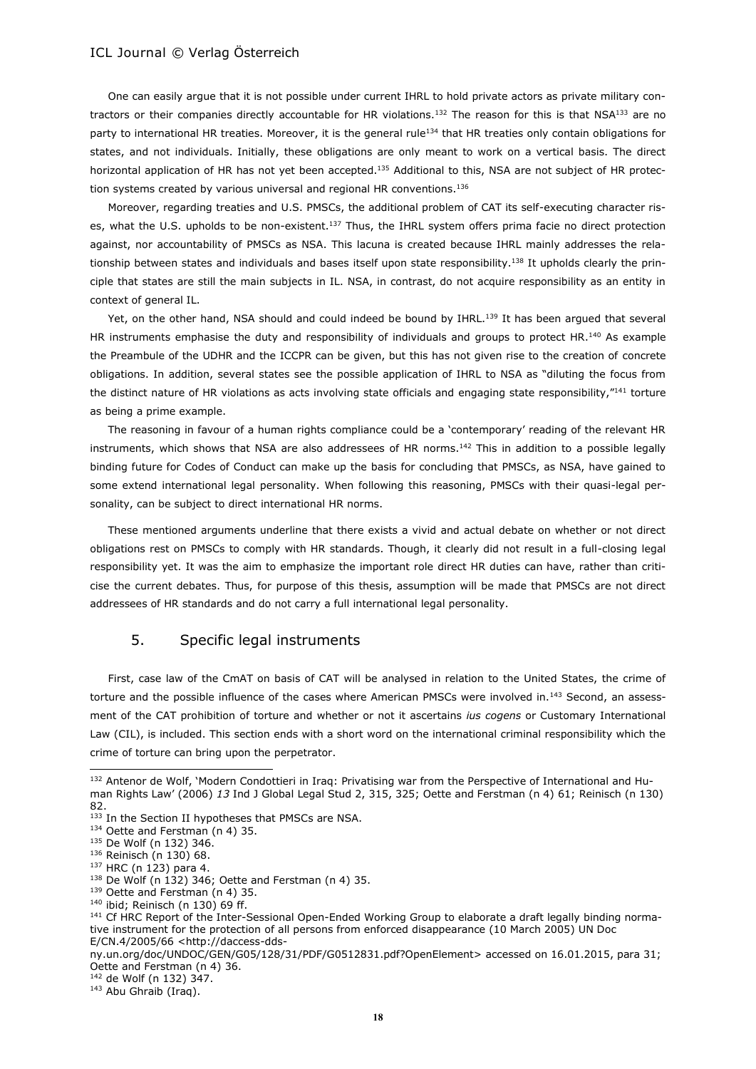One can easily argue that it is not possible under current IHRL to hold private actors as private military contractors or their companies directly accountable for HR violations.[132] The reason for this is that NSA[133] are no party to international HR treaties. Moreover, it is the general rule[134] that HR treaties only contain obligations for states, and not individuals. Initially, these obligations are only meant to work on a vertical basis. The direct horizontal application of HR has not yet been accepted.[135] Additional to this, NSA are not subject of HR protection systems created by various universal and regional HR conventions.[136]

Moreover, regarding treaties and U.S. PMSCs, the additional problem of CAT its self-executing character rises, what the U.S. upholds to be non-existent.[137] Thus, the IHRL system offers prima facie no direct protection against, nor accountability of PMSCs as NSA. This lacuna is created because IHRL mainly addresses the relationship between states and individuals and bases itself upon state responsibility.[138] It upholds clearly the principle that states are still the main subjects in IL. NSA, in contrast, do not acquire responsibility as an entity in context of general IL.

Yet, on the other hand, NSA should and could indeed be bound by IHRL.[139] It has been argued that several HR instruments emphasise the duty and responsibility of individuals and groups to protect HR.[140] As example the Preambule of the UDHR and the ICCPR can be given, but this has not given rise to the creation of concrete obligations. In addition, several states see the possible application of IHRL to NSA as "diluting the focus from the distinct nature of HR violations as acts involving state officials and engaging state responsibility,"[141] torture as being a prime example.

The reasoning in favour of a human rights compliance could be a 'contemporary' reading of the relevant HR instruments, which shows that NSA are also addressees of HR norms.[142] This in addition to a possible legally binding future for Codes of Conduct can make up the basis for concluding that PMSCs, as NSA, have gained to some extend international legal personality. When following this reasoning, PMSCs with their quasi-legal personality, can be subject to direct international HR norms.

These mentioned arguments underline that there exists a vivid and actual debate on whether or not direct obligations rest on PMSCs to comply with HR standards. Though, it clearly did not result in a full-closing legal responsibility yet. It was the aim to emphasize the important role direct HR duties can have, rather than criticise the current debates. Thus, for purpose of this thesis, assumption will be made that PMSCs are not direct addressees of HR standards and do not carry a full international legal personality.

## 5. Specific legal instruments

First, case law of the CmAT on basis of CAT will be analysed in relation to the United States, the crime of torture and the possible influence of the cases where American PMSCs were involved in.[143] Second, an assessment of the CAT prohibition of torture and whether or not it ascertains *ius cogens* or Customary International Law (CIL), is included. This section ends with a short word on the international criminal responsibility which the crime of torture can bring upon the perpetrator.

---

[132] Antenor de Wolf, 'Modern Condottieri in Iraq: Privatising war from the Perspective of International and Human Rights Law' (2006) *13* Ind J Global Legal Stud 2, 315, 325; Oette and Ferstman (n 4) 61; Reinisch (n 130) 82.

[133] In the Section II hypotheses that PMSCs are NSA.

[134] Oette and Ferstman (n 4) 35.

[135] De Wolf (n 132) 346.

[136] Reinisch (n 130) 68.

[137] HRC (n 123) para 4.

[138] De Wolf (n 132) 346; Oette and Ferstman (n 4) 35.

[139] Oette and Ferstman (n 4) 35.

[140] ibid; Reinisch (n 130) 69 ff.

[141] Cf HRC Report of the Inter-Sessional Open-Ended Working Group to elaborate a draft legally binding normative instrument for the protection of all persons from enforced disappearance (10 March 2005) UN Doc E/CN.4/2005/66 <http://daccess-dds-ny.un.org/doc/UNDOC/GEN/G05/128/31/PDF/G0512831.pdf?OpenElement> accessed on 16.01.2015, para 31; Oette and Ferstman (n 4) 36.

[142] de Wolf (n 132) 347.

[143] Abu Ghraib (Iraq).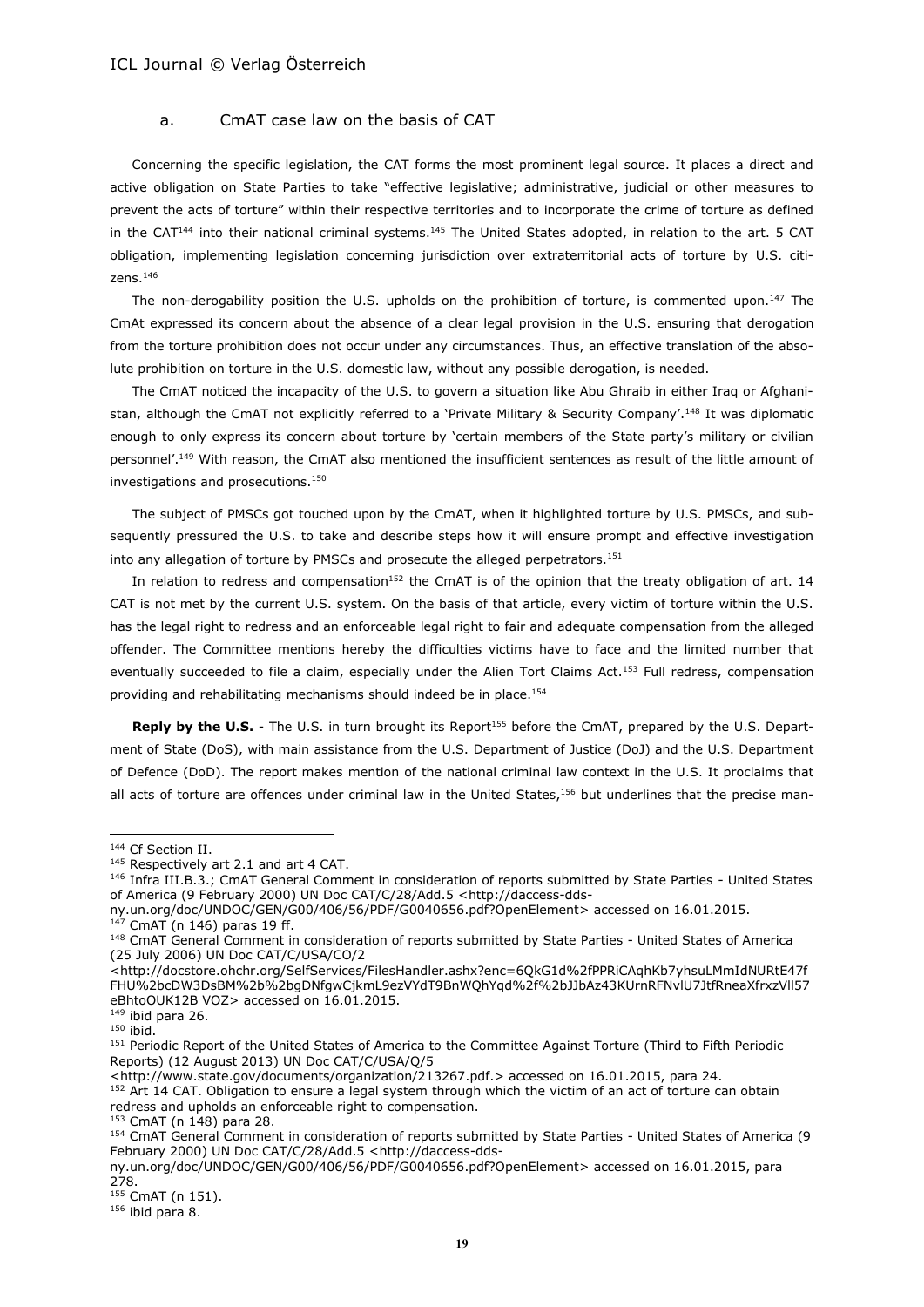### a. CmAT case law on the basis of CAT

Concerning the specific legislation, the CAT forms the most prominent legal source. It places a direct and active obligation on State Parties to take "effective legislative; administrative, judicial or other measures to prevent the acts of torture" within their respective territories and to incorporate the crime of torture as defined in the CAT[144] into their national criminal systems.[145] The United States adopted, in relation to the art. 5 CAT obligation, implementing legislation concerning jurisdiction over extraterritorial acts of torture by U.S. citizens.[146]

The non-derogability position the U.S. upholds on the prohibition of torture, is commented upon.[147] The CmAt expressed its concern about the absence of a clear legal provision in the U.S. ensuring that derogation from the torture prohibition does not occur under any circumstances. Thus, an effective translation of the absolute prohibition on torture in the U.S. domestic law, without any possible derogation, is needed.

The CmAT noticed the incapacity of the U.S. to govern a situation like Abu Ghraib in either Iraq or Afghanistan, although the CmAT not explicitly referred to a 'Private Military & Security Company'.[148] It was diplomatic enough to only express its concern about torture by 'certain members of the State party's military or civilian personnel'.[149] With reason, the CmAT also mentioned the insufficient sentences as result of the little amount of investigations and prosecutions.[150]

The subject of PMSCs got touched upon by the CmAT, when it highlighted torture by U.S. PMSCs, and subsequently pressured the U.S. to take and describe steps how it will ensure prompt and effective investigation into any allegation of torture by PMSCs and prosecute the alleged perpetrators.[151]

In relation to redress and compensation[152] the CmAT is of the opinion that the treaty obligation of art. 14 CAT is not met by the current U.S. system. On the basis of that article, every victim of torture within the U.S. has the legal right to redress and an enforceable legal right to fair and adequate compensation from the alleged offender. The Committee mentions hereby the difficulties victims have to face and the limited number that eventually succeeded to file a claim, especially under the Alien Tort Claims Act.[153] Full redress, compensation providing and rehabilitating mechanisms should indeed be in place.[154]

**Reply by the U.S.** - The U.S. in turn brought its Report[155] before the CmAT, prepared by the U.S. Department of State (DoS), with main assistance from the U.S. Department of Justice (DoJ) and the U.S. Department of Defence (DoD). The report makes mention of the national criminal law context in the U.S. It proclaims that all acts of torture are offences under criminal law in the United States,[156] but underlines that the precise man-

---

[144] Cf Section II.

[145] Respectively art 2.1 and art 4 CAT.

[146] Infra III.B.3.; CmAT General Comment in consideration of reports submitted by State Parties - United States of America (9 February 2000) UN Doc CAT/C/28/Add.5 <http://daccess-dds-ny.un.org/doc/UNDOC/GEN/G00/406/56/PDF/G0040656.pdf?OpenElement> accessed on 16.01.2015.

[147] CmAT (n 146) paras 19 ff.

[148] CmAT General Comment in consideration of reports submitted by State Parties - United States of America (25 July 2006) UN Doc CAT/C/USA/CO/2 <http://docstore.ohchr.org/SelfServices/FilesHandler.ashx?enc=6QkG1d%2fPPRiCAqhKb7yhsuLMmIdNURtE47fFHU%2bcDW3DsBM%2b%2bgDNfgwCjkmL9ezVYdT9BnWQhYqd%2f%2bJJbAz43KUrnRFNvlU7JtfRneaXfrxzVll57eBhtoOUK12B VOZ> accessed on 16.01.2015.

[149] ibid para 26.

[150] ibid.

[151] Periodic Report of the United States of America to the Committee Against Torture (Third to Fifth Periodic Reports) (12 August 2013) UN Doc CAT/C/USA/Q/5 <http://www.state.gov/documents/organization/213267.pdf.> accessed on 16.01.2015, para 24.

[152] Art 14 CAT. Obligation to ensure a legal system through which the victim of an act of torture can obtain redress and upholds an enforceable right to compensation.

[153] CmAT (n 148) para 28.

[154] CmAT General Comment in consideration of reports submitted by State Parties - United States of America (9 February 2000) UN Doc CAT/C/28/Add.5 <http://daccess-dds-ny.un.org/doc/UNDOC/GEN/G00/406/56/PDF/G0040656.pdf?OpenElement> accessed on 16.01.2015, para 278.

[155] CmAT (n 151).

[156] ibid para 8.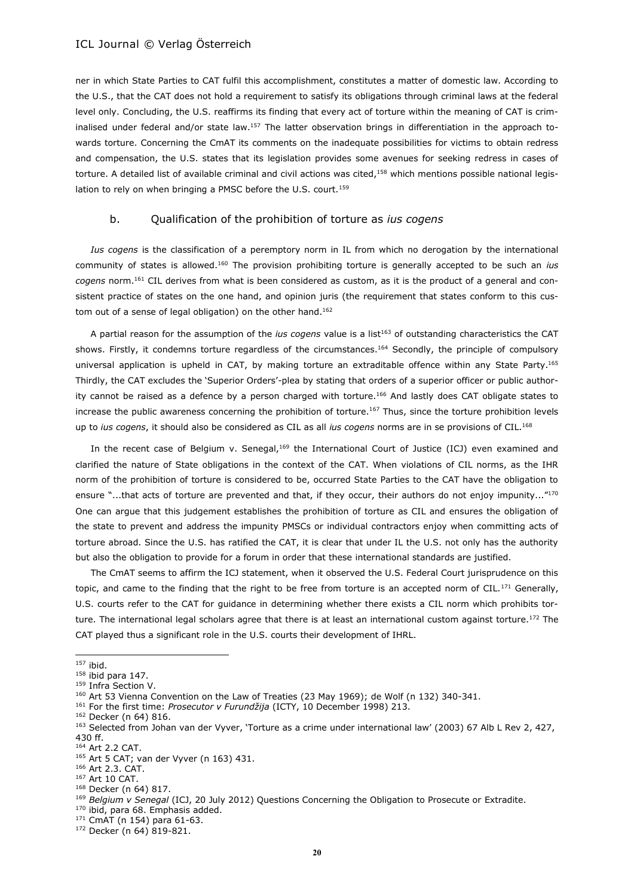ner in which State Parties to CAT fulfil this accomplishment, constitutes a matter of domestic law. According to the U.S., that the CAT does not hold a requirement to satisfy its obligations through criminal laws at the federal level only. Concluding, the U.S. reaffirms its finding that every act of torture within the meaning of CAT is criminalised under federal and/or state law.[157] The latter observation brings in differentiation in the approach towards torture. Concerning the CmAT its comments on the inadequate possibilities for victims to obtain redress and compensation, the U.S. states that its legislation provides some avenues for seeking redress in cases of torture. A detailed list of available criminal and civil actions was cited,[158] which mentions possible national legislation to rely on when bringing a PMSC before the U.S. court.[159]

### b. Qualification of the prohibition of torture as *ius cogens*

*Ius cogens* is the classification of a peremptory norm in IL from which no derogation by the international community of states is allowed.[160] The provision prohibiting torture is generally accepted to be such an *ius cogens* norm.[161] CIL derives from what is been considered as custom, as it is the product of a general and consistent practice of states on the one hand, and opinion juris (the requirement that states conform to this custom out of a sense of legal obligation) on the other hand.[162]

A partial reason for the assumption of the *ius cogens* value is a list[163] of outstanding characteristics the CAT shows. Firstly, it condemns torture regardless of the circumstances.[164] Secondly, the principle of compulsory universal application is upheld in CAT, by making torture an extraditable offence within any State Party.[165] Thirdly, the CAT excludes the 'Superior Orders'-plea by stating that orders of a superior officer or public authority cannot be raised as a defence by a person charged with torture.[166] And lastly does CAT obligate states to increase the public awareness concerning the prohibition of torture.[167] Thus, since the torture prohibition levels up to *ius cogens*, it should also be considered as CIL as all *ius cogens* norms are in se provisions of CIL.[168]

In the recent case of Belgium v. Senegal,[169] the International Court of Justice (ICJ) even examined and clarified the nature of State obligations in the context of the CAT. When violations of CIL norms, as the IHR norm of the prohibition of torture is considered to be, occurred State Parties to the CAT have the obligation to ensure "...that acts of torture are prevented and that, if they occur, their authors do not enjoy impunity..."[170] One can argue that this judgement establishes the prohibition of torture as CIL and ensures the obligation of the state to prevent and address the impunity PMSCs or individual contractors enjoy when committing acts of torture abroad. Since the U.S. has ratified the CAT, it is clear that under IL the U.S. not only has the authority but also the obligation to provide for a forum in order that these international standards are justified.

The CmAT seems to affirm the ICJ statement, when it observed the U.S. Federal Court jurisprudence on this topic, and came to the finding that the right to be free from torture is an accepted norm of CIL.[171] Generally, U.S. courts refer to the CAT for guidance in determining whether there exists a CIL norm which prohibits torture. The international legal scholars agree that there is at least an international custom against torture.[172] The CAT played thus a significant role in the U.S. courts their development of IHRL.

---

[157] ibid.
[158] ibid para 147.
[159] Infra Section V.
[160] Art 53 Vienna Convention on the Law of Treaties (23 May 1969); de Wolf (n 132) 340-341.
[161] For the first time: *Prosecutor v Furundžija* (ICTY, 10 December 1998) 213.
[162] Decker (n 64) 816.
[163] Selected from Johan van der Vyver, 'Torture as a crime under international law' (2003) 67 Alb L Rev 2, 427, 430 ff.
[164] Art 2.2 CAT.
[165] Art 5 CAT; van der Vyver (n 163) 431.
[166] Art 2.3. CAT.
[167] Art 10 CAT.
[168] Decker (n 64) 817.
[169] *Belgium v Senegal* (ICJ, 20 July 2012) Questions Concerning the Obligation to Prosecute or Extradite.
[170] ibid, para 68. Emphasis added.
[171] CmAT (n 154) para 61-63.
[172] Decker (n 64) 819-821.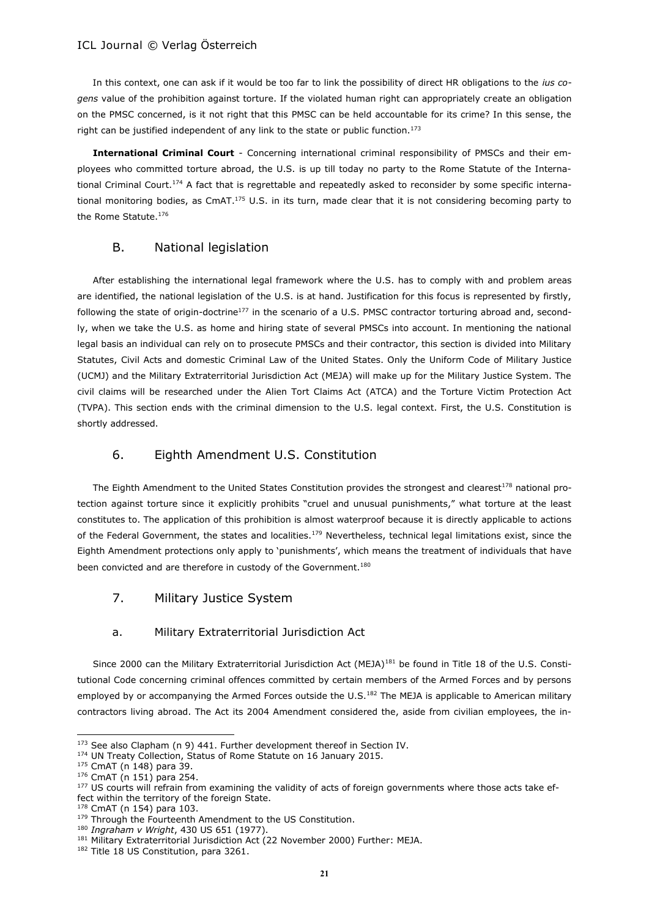In this context, one can ask if it would be too far to link the possibility of direct HR obligations to the *ius cogens* value of the prohibition against torture. If the violated human right can appropriately create an obligation on the PMSC concerned, is it not right that this PMSC can be held accountable for its crime? In this sense, the right can be justified independent of any link to the state or public function.[173]

**International Criminal Court** - Concerning international criminal responsibility of PMSCs and their employees who committed torture abroad, the U.S. is up till today no party to the Rome Statute of the International Criminal Court.[174] A fact that is regrettable and repeatedly asked to reconsider by some specific international monitoring bodies, as CmAT.[175] U.S. in its turn, made clear that it is not considering becoming party to the Rome Statute.[176]

## B. National legislation

After establishing the international legal framework where the U.S. has to comply with and problem areas are identified, the national legislation of the U.S. is at hand. Justification for this focus is represented by firstly, following the state of origin-doctrine[177] in the scenario of a U.S. PMSC contractor torturing abroad and, secondly, when we take the U.S. as home and hiring state of several PMSCs into account. In mentioning the national legal basis an individual can rely on to prosecute PMSCs and their contractor, this section is divided into Military Statutes, Civil Acts and domestic Criminal Law of the United States. Only the Uniform Code of Military Justice (UCMJ) and the Military Extraterritorial Jurisdiction Act (MEJA) will make up for the Military Justice System. The civil claims will be researched under the Alien Tort Claims Act (ATCA) and the Torture Victim Protection Act (TVPA). This section ends with the criminal dimension to the U.S. legal context. First, the U.S. Constitution is shortly addressed.

## 6. Eighth Amendment U.S. Constitution

The Eighth Amendment to the United States Constitution provides the strongest and clearest[178] national protection against torture since it explicitly prohibits "cruel and unusual punishments," what torture at the least constitutes to. The application of this prohibition is almost waterproof because it is directly applicable to actions of the Federal Government, the states and localities.[179] Nevertheless, technical legal limitations exist, since the Eighth Amendment protections only apply to 'punishments', which means the treatment of individuals that have been convicted and are therefore in custody of the Government.[180]

## 7. Military Justice System

### a. Military Extraterritorial Jurisdiction Act

Since 2000 can the Military Extraterritorial Jurisdiction Act (MEJA)[181] be found in Title 18 of the U.S. Constitutional Code concerning criminal offences committed by certain members of the Armed Forces and by persons employed by or accompanying the Armed Forces outside the U.S.[182] The MEJA is applicable to American military contractors living abroad. The Act its 2004 Amendment considered the, aside from civilian employees, the in-

---

[173] See also Clapham (n 9) 441. Further development thereof in Section IV.

[174] UN Treaty Collection, Status of Rome Statute on 16 January 2015.

[175] CmAT (n 148) para 39.

[176] CmAT (n 151) para 254.

[177] US courts will refrain from examining the validity of acts of foreign governments where those acts take effect within the territory of the foreign State.

[178] CmAT (n 154) para 103.

[179] Through the Fourteenth Amendment to the US Constitution.

[180] *Ingraham v Wright*, 430 US 651 (1977).

[181] Military Extraterritorial Jurisdiction Act (22 November 2000) Further: MEJA.

[182] Title 18 US Constitution, para 3261.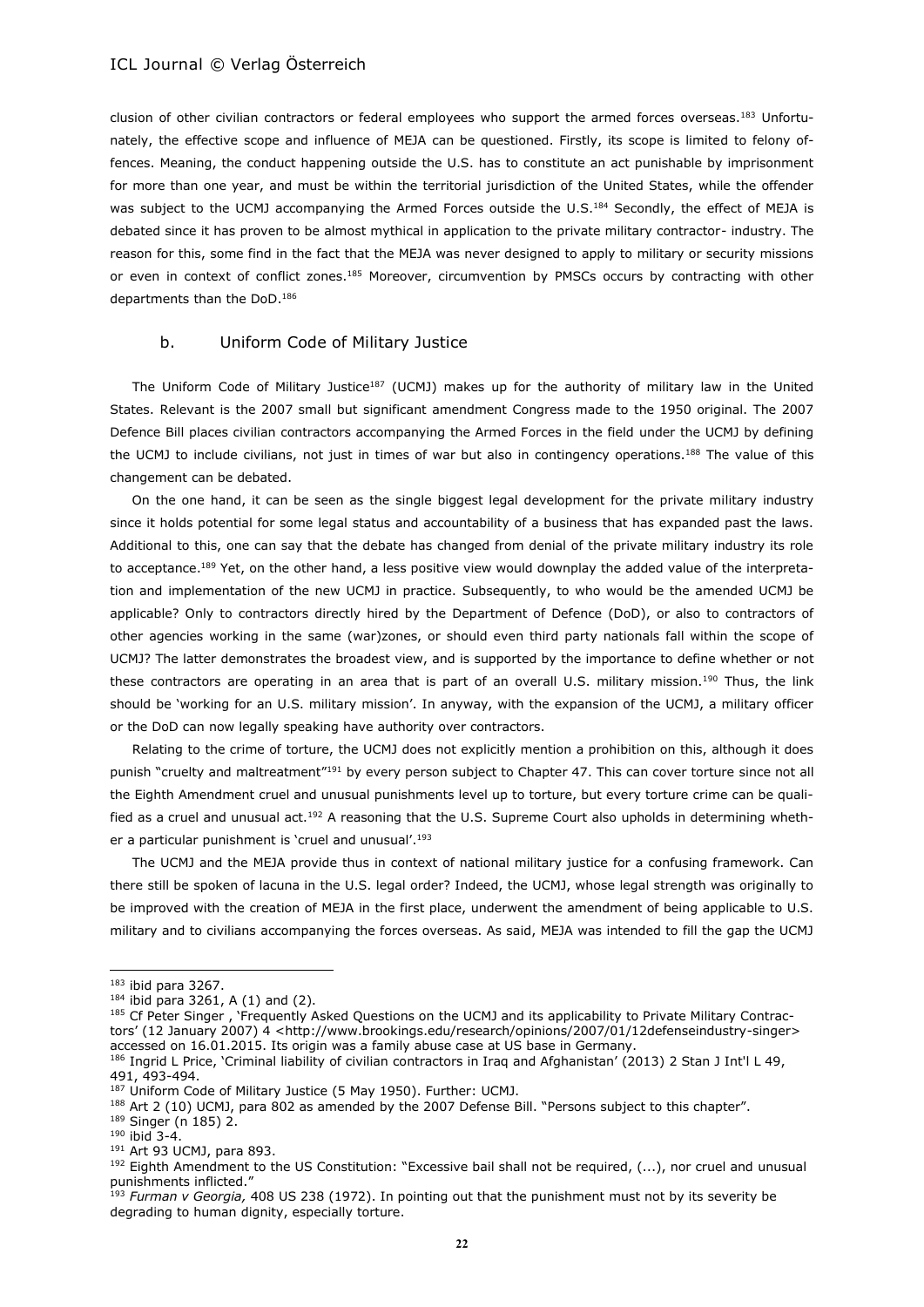clusion of other civilian contractors or federal employees who support the armed forces overseas.[183] Unfortunately, the effective scope and influence of MEJA can be questioned. Firstly, its scope is limited to felony offences. Meaning, the conduct happening outside the U.S. has to constitute an act punishable by imprisonment for more than one year, and must be within the territorial jurisdiction of the United States, while the offender was subject to the UCMJ accompanying the Armed Forces outside the U.S.[184] Secondly, the effect of MEJA is debated since it has proven to be almost mythical in application to the private military contractor- industry. The reason for this, some find in the fact that the MEJA was never designed to apply to military or security missions or even in context of conflict zones.[185] Moreover, circumvention by PMSCs occurs by contracting with other departments than the DoD.[186]

### b. Uniform Code of Military Justice

The Uniform Code of Military Justice[187] (UCMJ) makes up for the authority of military law in the United States. Relevant is the 2007 small but significant amendment Congress made to the 1950 original. The 2007 Defence Bill places civilian contractors accompanying the Armed Forces in the field under the UCMJ by defining the UCMJ to include civilians, not just in times of war but also in contingency operations.[188] The value of this changement can be debated.

On the one hand, it can be seen as the single biggest legal development for the private military industry since it holds potential for some legal status and accountability of a business that has expanded past the laws. Additional to this, one can say that the debate has changed from denial of the private military industry its role to acceptance.[189] Yet, on the other hand, a less positive view would downplay the added value of the interpretation and implementation of the new UCMJ in practice. Subsequently, to who would be the amended UCMJ be applicable? Only to contractors directly hired by the Department of Defence (DoD), or also to contractors of other agencies working in the same (war)zones, or should even third party nationals fall within the scope of UCMJ? The latter demonstrates the broadest view, and is supported by the importance to define whether or not these contractors are operating in an area that is part of an overall U.S. military mission.[190] Thus, the link should be 'working for an U.S. military mission'. In anyway, with the expansion of the UCMJ, a military officer or the DoD can now legally speaking have authority over contractors.

Relating to the crime of torture, the UCMJ does not explicitly mention a prohibition on this, although it does punish "cruelty and maltreatment"[191] by every person subject to Chapter 47. This can cover torture since not all the Eighth Amendment cruel and unusual punishments level up to torture, but every torture crime can be qualified as a cruel and unusual act.[192] A reasoning that the U.S. Supreme Court also upholds in determining whether a particular punishment is 'cruel and unusual'.[193]

The UCMJ and the MEJA provide thus in context of national military justice for a confusing framework. Can there still be spoken of lacuna in the U.S. legal order? Indeed, the UCMJ, whose legal strength was originally to be improved with the creation of MEJA in the first place, underwent the amendment of being applicable to U.S. military and to civilians accompanying the forces overseas. As said, MEJA was intended to fill the gap the UCMJ

---

[183] ibid para 3267.

[184] ibid para 3261, A (1) and (2).

[185] Cf Peter Singer , 'Frequently Asked Questions on the UCMJ and its applicability to Private Military Contractors' (12 January 2007) 4 <http://www.brookings.edu/research/opinions/2007/01/12defenseindustry-singer> accessed on 16.01.2015. Its origin was a family abuse case at US base in Germany.

[186] Ingrid L Price, 'Criminal liability of civilian contractors in Iraq and Afghanistan' (2013) 2 Stan J Int'l L 49, 491, 493-494.

[187] Uniform Code of Military Justice (5 May 1950). Further: UCMJ.

[188] Art 2 (10) UCMJ, para 802 as amended by the 2007 Defense Bill. "Persons subject to this chapter".

[189] Singer (n 185) 2.

[190] ibid 3-4.

[191] Art 93 UCMJ, para 893.

[192] Eighth Amendment to the US Constitution: "Excessive bail shall not be required, (...), nor cruel and unusual punishments inflicted."

[193] *Furman v Georgia,* 408 US 238 (1972). In pointing out that the punishment must not by its severity be degrading to human dignity, especially torture.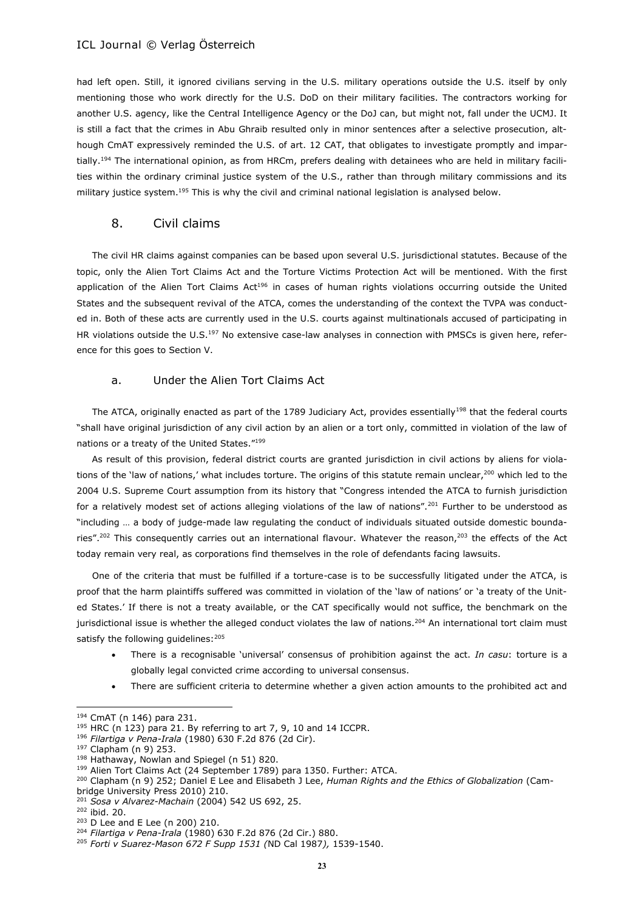had left open. Still, it ignored civilians serving in the U.S. military operations outside the U.S. itself by only mentioning those who work directly for the U.S. DoD on their military facilities. The contractors working for another U.S. agency, like the Central Intelligence Agency or the DoJ can, but might not, fall under the UCMJ. It is still a fact that the crimes in Abu Ghraib resulted only in minor sentences after a selective prosecution, although CmAT expressively reminded the U.S. of art. 12 CAT, that obligates to investigate promptly and impartially.[194] The international opinion, as from HRCm, prefers dealing with detainees who are held in military facilities within the ordinary criminal justice system of the U.S., rather than through military commissions and its military justice system.[195] This is why the civil and criminal national legislation is analysed below.

## 8. Civil claims

The civil HR claims against companies can be based upon several U.S. jurisdictional statutes. Because of the topic, only the Alien Tort Claims Act and the Torture Victims Protection Act will be mentioned. With the first application of the Alien Tort Claims Act[196] in cases of human rights violations occurring outside the United States and the subsequent revival of the ATCA, comes the understanding of the context the TVPA was conducted in. Both of these acts are currently used in the U.S. courts against multinationals accused of participating in HR violations outside the U.S.[197] No extensive case-law analyses in connection with PMSCs is given here, reference for this goes to Section V.

### a. Under the Alien Tort Claims Act

The ATCA, originally enacted as part of the 1789 Judiciary Act, provides essentially[198] that the federal courts "shall have original jurisdiction of any civil action by an alien or a tort only, committed in violation of the law of nations or a treaty of the United States."[199]

As result of this provision, federal district courts are granted jurisdiction in civil actions by aliens for violations of the 'law of nations,' what includes torture. The origins of this statute remain unclear,[200] which led to the 2004 U.S. Supreme Court assumption from its history that "Congress intended the ATCA to furnish jurisdiction for a relatively modest set of actions alleging violations of the law of nations".[201] Further to be understood as "including … a body of judge-made law regulating the conduct of individuals situated outside domestic boundaries".[202] This consequently carries out an international flavour. Whatever the reason,[203] the effects of the Act today remain very real, as corporations find themselves in the role of defendants facing lawsuits.

One of the criteria that must be fulfilled if a torture-case is to be successfully litigated under the ATCA, is proof that the harm plaintiffs suffered was committed in violation of the 'law of nations' or 'a treaty of the United States.' If there is not a treaty available, or the CAT specifically would not suffice, the benchmark on the jurisdictional issue is whether the alleged conduct violates the law of nations.[204] An international tort claim must satisfy the following guidelines:[205]

- There is a recognisable 'universal' consensus of prohibition against the act. *In casu*: torture is a globally legal convicted crime according to universal consensus.
- There are sufficient criteria to determine whether a given action amounts to the prohibited act and

---

[194] CmAT (n 146) para 231.
[195] HRC (n 123) para 21. By referring to art 7, 9, 10 and 14 ICCPR.
[196] *Filartiga v Pena-Irala* (1980) 630 F.2d 876 (2d Cir).
[197] Clapham (n 9) 253.
[198] Hathaway, Nowlan and Spiegel (n 51) 820.
[199] Alien Tort Claims Act (24 September 1789) para 1350. Further: ATCA.
[200] Clapham (n 9) 252; Daniel E Lee and Elisabeth J Lee, *Human Rights and the Ethics of Globalization* (Cambridge University Press 2010) 210.
[201] *Sosa v Alvarez-Machain* (2004) 542 US 692, 25.
[202] ibid. 20.
[203] D Lee and E Lee (n 200) 210.
[204] *Filartiga v Pena-Irala* (1980) 630 F.2d 876 (2d Cir.) 880.
[205] *Forti v Suarez-Mason 672 F Supp 1531 (*ND Cal 1987*),* 1539-1540.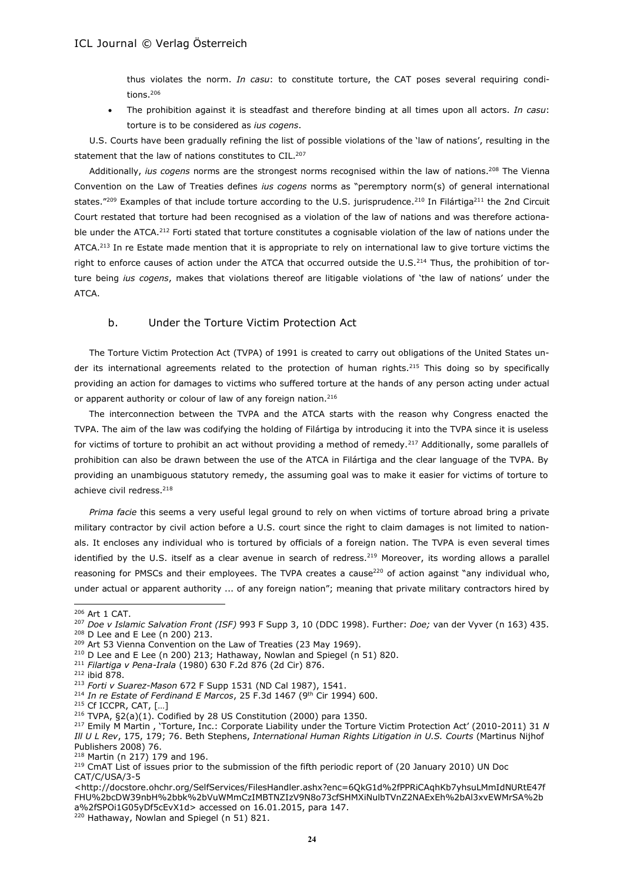thus violates the norm. *In casu*: to constitute torture, the CAT poses several requiring conditions.[206]

- The prohibition against it is steadfast and therefore binding at all times upon all actors. *In casu*: torture is to be considered as *ius cogens*.

U.S. Courts have been gradually refining the list of possible violations of the 'law of nations', resulting in the statement that the law of nations constitutes to CIL.[207]

Additionally, *ius cogens* norms are the strongest norms recognised within the law of nations.[208] The Vienna Convention on the Law of Treaties defines *ius cogens* norms as "peremptory norm(s) of general international states."[209] Examples of that include torture according to the U.S. jurisprudence.[210] In Filártiga[211] the 2nd Circuit Court restated that torture had been recognised as a violation of the law of nations and was therefore actionable under the ATCA.[212] Forti stated that torture constitutes a cognisable violation of the law of nations under the ATCA.[213] In re Estate made mention that it is appropriate to rely on international law to give torture victims the right to enforce causes of action under the ATCA that occurred outside the U.S.[214] Thus, the prohibition of torture being *ius cogens*, makes that violations thereof are litigable violations of 'the law of nations' under the ATCA.

### b. Under the Torture Victim Protection Act

The Torture Victim Protection Act (TVPA) of 1991 is created to carry out obligations of the United States under its international agreements related to the protection of human rights.[215] This doing so by specifically providing an action for damages to victims who suffered torture at the hands of any person acting under actual or apparent authority or colour of law of any foreign nation.[216]

The interconnection between the TVPA and the ATCA starts with the reason why Congress enacted the TVPA. The aim of the law was codifying the holding of Filártiga by introducing it into the TVPA since it is useless for victims of torture to prohibit an act without providing a method of remedy.[217] Additionally, some parallels of prohibition can also be drawn between the use of the ATCA in Filártiga and the clear language of the TVPA. By providing an unambiguous statutory remedy, the assuming goal was to make it easier for victims of torture to achieve civil redress.[218]

*Prima facie* this seems a very useful legal ground to rely on when victims of torture abroad bring a private military contractor by civil action before a U.S. court since the right to claim damages is not limited to nationals. It encloses any individual who is tortured by officials of a foreign nation. The TVPA is even several times identified by the U.S. itself as a clear avenue in search of redress.[219] Moreover, its wording allows a parallel reasoning for PMSCs and their employees. The TVPA creates a cause[220] of action against "any individual who, under actual or apparent authority ... of any foreign nation"; meaning that private military contractors hired by

---

[206] Art 1 CAT.

[207] *Doe v Islamic Salvation Front (ISF)* 993 F Supp 3, 10 (DDC 1998). Further: *Doe;* van der Vyver (n 163) 435.

[208] D Lee and E Lee (n 200) 213.

[209] Art 53 Vienna Convention on the Law of Treaties (23 May 1969).

[210] D Lee and E Lee (n 200) 213; Hathaway, Nowlan and Spiegel (n 51) 820.

[211] *Filartiga v Pena-Irala* (1980) 630 F.2d 876 (2d Cir) 876.

[212] ibid 878.

[213] *Forti v Suarez-Mason* 672 F Supp 1531 (ND Cal 1987), 1541.

[214] *In re Estate of Ferdinand E Marcos*, 25 F.3d 1467 (9th Cir 1994) 600.

[215] Cf ICCPR, CAT, […]

[216] TVPA, §2(a)(1). Codified by 28 US Constitution (2000) para 1350.

[217] Emily M Martin , 'Torture, Inc.: Corporate Liability under the Torture Victim Protection Act' (2010-2011) 31 *N Ill U L Rev*, 175, 179; 76. Beth Stephens, *International Human Rights Litigation in U.S. Courts* (Martinus Nijhof Publishers 2008) 76.

[218] Martin (n 217) 179 and 196.

[219] CmAT List of issues prior to the submission of the fifth periodic report of (20 January 2010) UN Doc CAT/C/USA/3-5 <http://docstore.ohchr.org/SelfServices/FilesHandler.ashx?enc=6QkG1d%2fPPRiCAqhKb7yhsuLMmIdNURtE47fFHU%2bcDW39nbH%2bbk%2bVuWMmCzIMBTNZIzV9N8o73cfSHMXiNulbTVnZ2NAExEh%2bAl3xvEWMrSA%2ba%2fSPOi1G05yDf5cEvX1d> accessed on 16.01.2015, para 147.

[220] Hathaway, Nowlan and Spiegel (n 51) 821.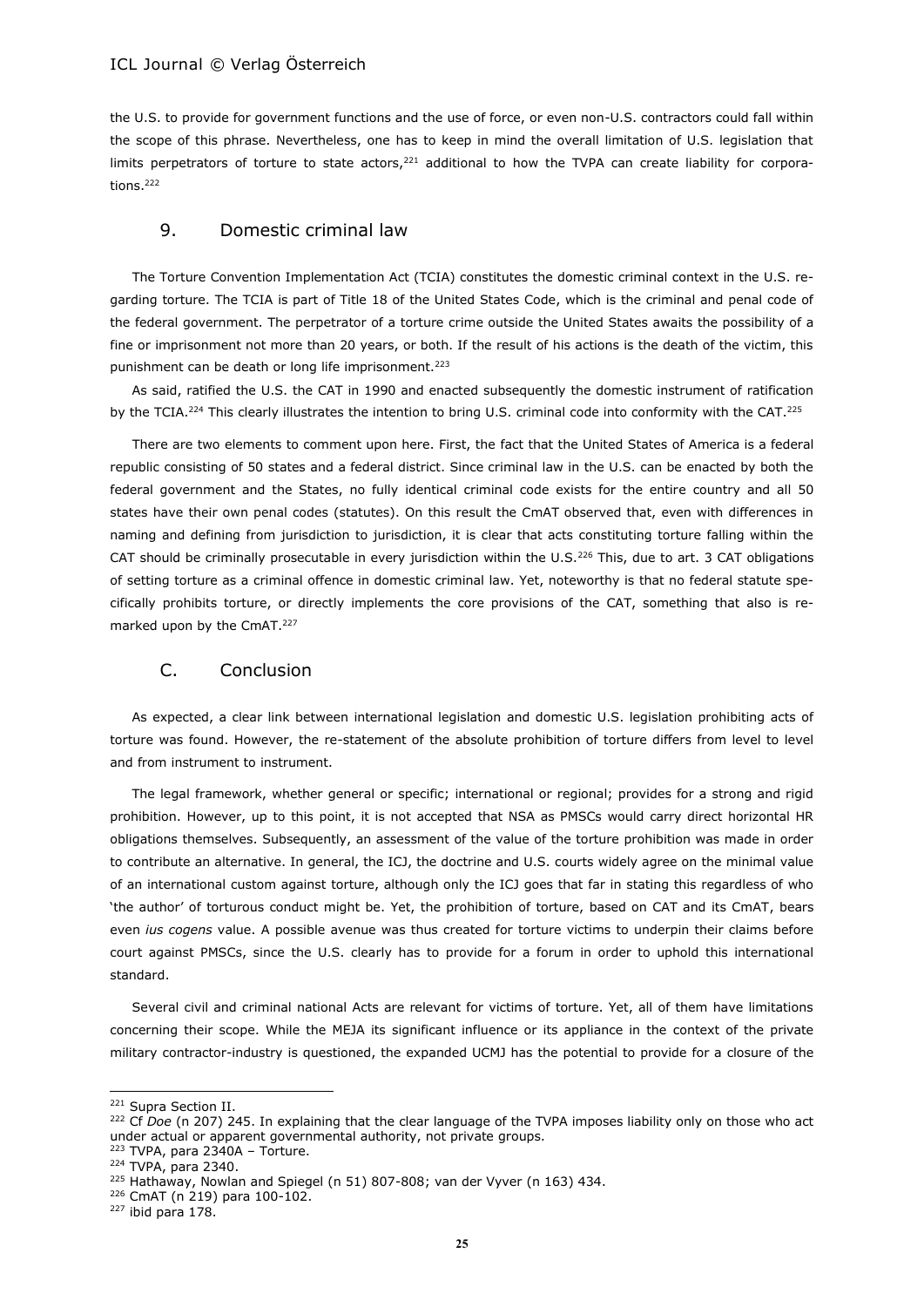the U.S. to provide for government functions and the use of force, or even non-U.S. contractors could fall within the scope of this phrase. Nevertheless, one has to keep in mind the overall limitation of U.S. legislation that limits perpetrators of torture to state actors,[221] additional to how the TVPA can create liability for corporations.[222]

## 9. Domestic criminal law

The Torture Convention Implementation Act (TCIA) constitutes the domestic criminal context in the U.S. regarding torture. The TCIA is part of Title 18 of the United States Code, which is the criminal and penal code of the federal government. The perpetrator of a torture crime outside the United States awaits the possibility of a fine or imprisonment not more than 20 years, or both. If the result of his actions is the death of the victim, this punishment can be death or long life imprisonment.[223]

As said, ratified the U.S. the CAT in 1990 and enacted subsequently the domestic instrument of ratification by the TCIA.[224] This clearly illustrates the intention to bring U.S. criminal code into conformity with the CAT.[225]

There are two elements to comment upon here. First, the fact that the United States of America is a federal republic consisting of 50 states and a federal district. Since criminal law in the U.S. can be enacted by both the federal government and the States, no fully identical criminal code exists for the entire country and all 50 states have their own penal codes (statutes). On this result the CmAT observed that, even with differences in naming and defining from jurisdiction to jurisdiction, it is clear that acts constituting torture falling within the CAT should be criminally prosecutable in every jurisdiction within the U.S.[226] This, due to art. 3 CAT obligations of setting torture as a criminal offence in domestic criminal law. Yet, noteworthy is that no federal statute specifically prohibits torture, or directly implements the core provisions of the CAT, something that also is remarked upon by the CmAT.[227]

## C. Conclusion

As expected, a clear link between international legislation and domestic U.S. legislation prohibiting acts of torture was found. However, the re-statement of the absolute prohibition of torture differs from level to level and from instrument to instrument.

The legal framework, whether general or specific; international or regional; provides for a strong and rigid prohibition. However, up to this point, it is not accepted that NSA as PMSCs would carry direct horizontal HR obligations themselves. Subsequently, an assessment of the value of the torture prohibition was made in order to contribute an alternative. In general, the ICJ, the doctrine and U.S. courts widely agree on the minimal value of an international custom against torture, although only the ICJ goes that far in stating this regardless of who 'the author' of torturous conduct might be. Yet, the prohibition of torture, based on CAT and its CmAT, bears even *ius cogens* value. A possible avenue was thus created for torture victims to underpin their claims before court against PMSCs, since the U.S. clearly has to provide for a forum in order to uphold this international standard.

Several civil and criminal national Acts are relevant for victims of torture. Yet, all of them have limitations concerning their scope. While the MEJA its significant influence or its appliance in the context of the private military contractor-industry is questioned, the expanded UCMJ has the potential to provide for a closure of the

---

[221] Supra Section II.

[222] Cf *Doe* (n 207) 245. In explaining that the clear language of the TVPA imposes liability only on those who act under actual or apparent governmental authority, not private groups.

[223] TVPA, para 2340A – Torture.

[224] TVPA, para 2340.

[225] Hathaway, Nowlan and Spiegel (n 51) 807-808; van der Vyver (n 163) 434.

[226] CmAT (n 219) para 100-102.

[227] ibid para 178.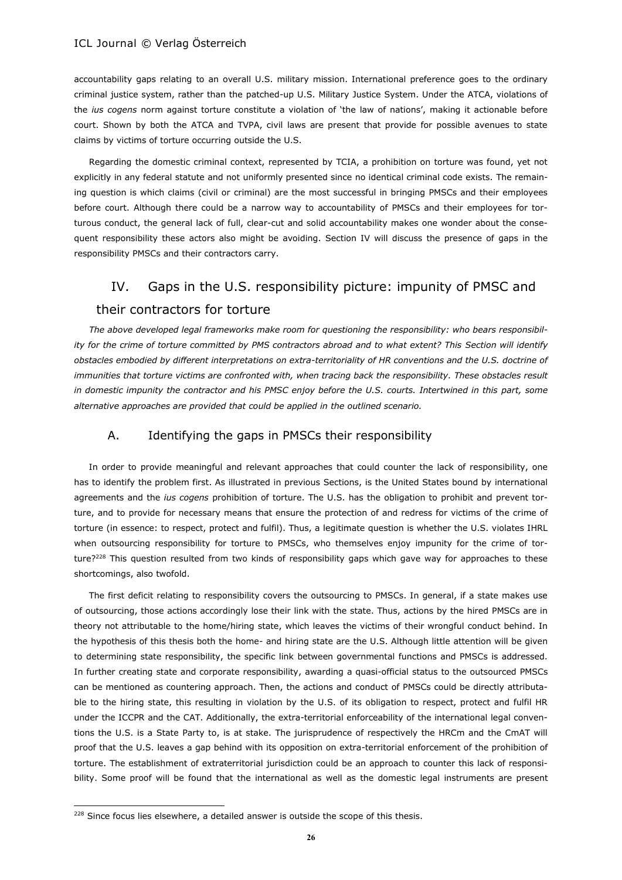accountability gaps relating to an overall U.S. military mission. International preference goes to the ordinary criminal justice system, rather than the patched-up U.S. Military Justice System. Under the ATCA, violations of the *ius cogens* norm against torture constitute a violation of 'the law of nations', making it actionable before court. Shown by both the ATCA and TVPA, civil laws are present that provide for possible avenues to state claims by victims of torture occurring outside the U.S.

Regarding the domestic criminal context, represented by TCIA, a prohibition on torture was found, yet not explicitly in any federal statute and not uniformly presented since no identical criminal code exists. The remaining question is which claims (civil or criminal) are the most successful in bringing PMSCs and their employees before court. Although there could be a narrow way to accountability of PMSCs and their employees for torturous conduct, the general lack of full, clear-cut and solid accountability makes one wonder about the consequent responsibility these actors also might be avoiding. Section IV will discuss the presence of gaps in the responsibility PMSCs and their contractors carry.

## IV. Gaps in the U.S. responsibility picture: impunity of PMSC and their contractors for torture

*The above developed legal frameworks make room for questioning the responsibility: who bears responsibility for the crime of torture committed by PMS contractors abroad and to what extent? This Section will identify obstacles embodied by different interpretations on extra-territoriality of HR conventions and the U.S. doctrine of immunities that torture victims are confronted with, when tracing back the responsibility. These obstacles result in domestic impunity the contractor and his PMSC enjoy before the U.S. courts. Intertwined in this part, some alternative approaches are provided that could be applied in the outlined scenario.*

### A. Identifying the gaps in PMSCs their responsibility

In order to provide meaningful and relevant approaches that could counter the lack of responsibility, one has to identify the problem first. As illustrated in previous Sections, is the United States bound by international agreements and the *ius cogens* prohibition of torture. The U.S. has the obligation to prohibit and prevent torture, and to provide for necessary means that ensure the protection of and redress for victims of the crime of torture (in essence: to respect, protect and fulfil). Thus, a legitimate question is whether the U.S. violates IHRL when outsourcing responsibility for torture to PMSCs, who themselves enjoy impunity for the crime of torture?[228] This question resulted from two kinds of responsibility gaps which gave way for approaches to these shortcomings, also twofold.

The first deficit relating to responsibility covers the outsourcing to PMSCs. In general, if a state makes use of outsourcing, those actions accordingly lose their link with the state. Thus, actions by the hired PMSCs are in theory not attributable to the home/hiring state, which leaves the victims of their wrongful conduct behind. In the hypothesis of this thesis both the home- and hiring state are the U.S. Although little attention will be given to determining state responsibility, the specific link between governmental functions and PMSCs is addressed. In further creating state and corporate responsibility, awarding a quasi-official status to the outsourced PMSCs can be mentioned as countering approach. Then, the actions and conduct of PMSCs could be directly attributable to the hiring state, this resulting in violation by the U.S. of its obligation to respect, protect and fulfil HR under the ICCPR and the CAT. Additionally, the extra-territorial enforceability of the international legal conventions the U.S. is a State Party to, is at stake. The jurisprudence of respectively the HRCm and the CmAT will proof that the U.S. leaves a gap behind with its opposition on extra-territorial enforcement of the prohibition of torture. The establishment of extraterritorial jurisdiction could be an approach to counter this lack of responsibility. Some proof will be found that the international as well as the domestic legal instruments are present

[228] Since focus lies elsewhere, a detailed answer is outside the scope of this thesis.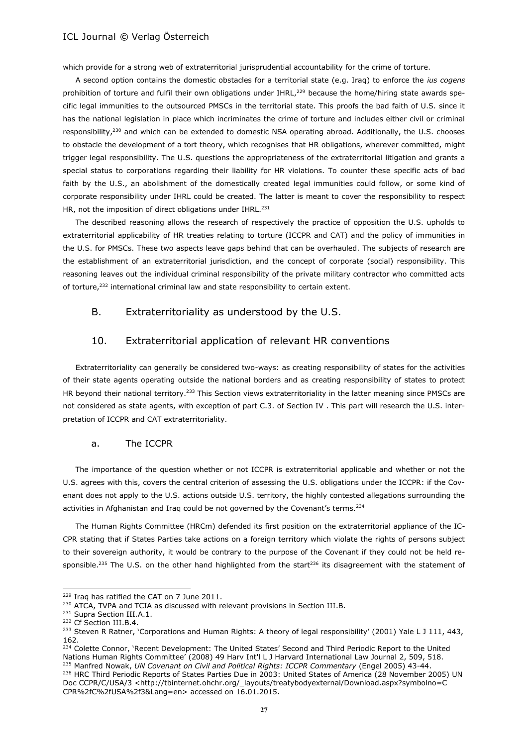which provide for a strong web of extraterritorial jurisprudential accountability for the crime of torture.

A second option contains the domestic obstacles for a territorial state (e.g. Iraq) to enforce the *ius cogens* prohibition of torture and fulfil their own obligations under IHRL,[229] because the home/hiring state awards specific legal immunities to the outsourced PMSCs in the territorial state. This proofs the bad faith of U.S. since it has the national legislation in place which incriminates the crime of torture and includes either civil or criminal responsibility,[230] and which can be extended to domestic NSA operating abroad. Additionally, the U.S. chooses to obstacle the development of a tort theory, which recognises that HR obligations, wherever committed, might trigger legal responsibility. The U.S. questions the appropriateness of the extraterritorial litigation and grants a special status to corporations regarding their liability for HR violations. To counter these specific acts of bad faith by the U.S., an abolishment of the domestically created legal immunities could follow, or some kind of corporate responsibility under IHRL could be created. The latter is meant to cover the responsibility to respect HR, not the imposition of direct obligations under IHRL.[231]

The described reasoning allows the research of respectively the practice of opposition the U.S. upholds to extraterritorial applicability of HR treaties relating to torture (ICCPR and CAT) and the policy of immunities in the U.S. for PMSCs. These two aspects leave gaps behind that can be overhauled. The subjects of research are the establishment of an extraterritorial jurisdiction, and the concept of corporate (social) responsibility. This reasoning leaves out the individual criminal responsibility of the private military contractor who committed acts of torture,[232] international criminal law and state responsibility to certain extent.

## B. Extraterritoriality as understood by the U.S.

## 10. Extraterritorial application of relevant HR conventions

Extraterritoriality can generally be considered two-ways: as creating responsibility of states for the activities of their state agents operating outside the national borders and as creating responsibility of states to protect HR beyond their national territory.[233] This Section views extraterritoriality in the latter meaning since PMSCs are not considered as state agents, with exception of part C.3. of Section IV . This part will research the U.S. interpretation of ICCPR and CAT extraterritoriality.

### a. The ICCPR

The importance of the question whether or not ICCPR is extraterritorial applicable and whether or not the U.S. agrees with this, covers the central criterion of assessing the U.S. obligations under the ICCPR: if the Covenant does not apply to the U.S. actions outside U.S. territory, the highly contested allegations surrounding the activities in Afghanistan and Iraq could be not governed by the Covenant's terms.[234]

The Human Rights Committee (HRCm) defended its first position on the extraterritorial appliance of the ICCPR stating that if States Parties take actions on a foreign territory which violate the rights of persons subject to their sovereign authority, it would be contrary to the purpose of the Covenant if they could not be held responsible.[235] The U.S. on the other hand highlighted from the start[236] its disagreement with the statement of

---

[229] Iraq has ratified the CAT on 7 June 2011.

[230] ATCA, TVPA and TCIA as discussed with relevant provisions in Section III.B.

[231] Supra Section III.A.1.

[232] Cf Section III.B.4.

[233] Steven R Ratner, 'Corporations and Human Rights: A theory of legal responsibility' (2001) Yale L J 111, 443, 162.

[234] Colette Connor, 'Recent Development: The United States' Second and Third Periodic Report to the United Nations Human Rights Committee' (2008) 49 Harv Int'l L J Harvard International Law Journal 2, 509, 518.

[235] Manfred Nowak, *UN Covenant on Civil and Political Rights: ICCPR Commentary* (Engel 2005) 43-44.

[236] HRC Third Periodic Reports of States Parties Due in 2003: United States of America (28 November 2005) UN Doc CCPR/C/USA/3 <http://tbinternet.ohchr.org/_layouts/treatybodyexternal/Download.aspx?symbolno=CCPR%2fC%2fUSA%2f3&Lang=en> accessed on 16.01.2015.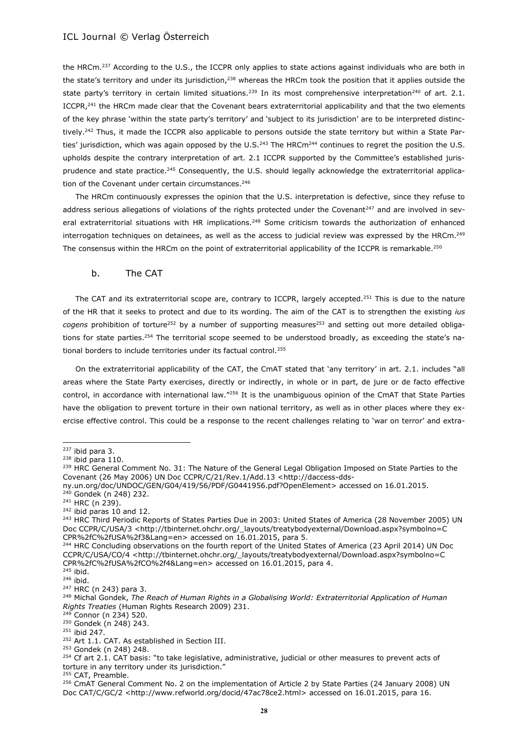the HRCm.[237] According to the U.S., the ICCPR only applies to state actions against individuals who are both in the state's territory and under its jurisdiction,[238] whereas the HRCm took the position that it applies outside the state party's territory in certain limited situations.[239] In its most comprehensive interpretation[240] of art. 2.1. ICCPR,[241] the HRCm made clear that the Covenant bears extraterritorial applicability and that the two elements of the key phrase 'within the state party's territory' and 'subject to its jurisdiction' are to be interpreted distinctively.[242] Thus, it made the ICCPR also applicable to persons outside the state territory but within a State Parties' jurisdiction, which was again opposed by the U.S.[243] The HRCm[244] continues to regret the position the U.S. upholds despite the contrary interpretation of art. 2.1 ICCPR supported by the Committee's established jurisprudence and state practice.[245] Consequently, the U.S. should legally acknowledge the extraterritorial application of the Covenant under certain circumstances.[246]

The HRCm continuously expresses the opinion that the U.S. interpretation is defective, since they refuse to address serious allegations of violations of the rights protected under the Covenant[247] and are involved in several extraterritorial situations with HR implications.[248] Some criticism towards the authorization of enhanced interrogation techniques on detainees, as well as the access to judicial review was expressed by the HRCm.[249] The consensus within the HRCm on the point of extraterritorial applicability of the ICCPR is remarkable.[250]

### b. The CAT

The CAT and its extraterritorial scope are, contrary to ICCPR, largely accepted.[251] This is due to the nature of the HR that it seeks to protect and due to its wording. The aim of the CAT is to strengthen the existing *ius cogens* prohibition of torture[252] by a number of supporting measures[253] and setting out more detailed obligations for state parties.[254] The territorial scope seemed to be understood broadly, as exceeding the state's national borders to include territories under its factual control.[255]

On the extraterritorial applicability of the CAT, the CmAT stated that 'any territory' in art. 2.1. includes "all areas where the State Party exercises, directly or indirectly, in whole or in part, de jure or de facto effective control, in accordance with international law."[256] It is the unambiguous opinion of the CmAT that State Parties have the obligation to prevent torture in their own national territory, as well as in other places where they exercise effective control. This could be a response to the recent challenges relating to 'war on terror' and extra-

---

[237] ibid para 3.

[238] ibid para 110.

[239] HRC General Comment No. 31: The Nature of the General Legal Obligation Imposed on State Parties to the Covenant (26 May 2006) UN Doc CCPR/C/21/Rev.1/Add.13 <http://daccess-dds-ny.un.org/doc/UNDOC/GEN/G04/419/56/PDF/G0441956.pdf?OpenElement> accessed on 16.01.2015.

[240] Gondek (n 248) 232.

[241] HRC (n 239).

[242] ibid paras 10 and 12.

[243] HRC Third Periodic Reports of States Parties Due in 2003: United States of America (28 November 2005) UN Doc CCPR/C/USA/3 <http://tbinternet.ohchr.org/_layouts/treatybodyexternal/Download.aspx?symbolno=CCPR%2fC%2fUSA%2f3&Lang=en> accessed on 16.01.2015, para 5.

[244] HRC Concluding observations on the fourth report of the United States of America (23 April 2014) UN Doc CCPR/C/USA/CO/4 <http://tbinternet.ohchr.org/_layouts/treatybodyexternal/Download.aspx?symbolno=CCPR%2fC%2fUSA%2fCO%2f4&Lang=en> accessed on 16.01.2015, para 4.

[245] ibid.

[246] ibid.

[247] HRC (n 243) para 3.

[248] Michal Gondek, *The Reach of Human Rights in a Globalising World: Extraterritorial Application of Human Rights Treaties* (Human Rights Research 2009) 231.

[249] Connor (n 234) 520.

[250] Gondek (n 248) 243.

[251] ibid 247.

[252] Art 1.1. CAT. As established in Section III.

[253] Gondek (n 248) 248.

[254] Cf art 2.1. CAT basis: "to take legislative, administrative, judicial or other measures to prevent acts of torture in any territory under its jurisdiction."

[255] CAT, Preamble.

[256] CmAT General Comment No. 2 on the implementation of Article 2 by State Parties (24 January 2008) UN Doc CAT/C/GC/2 <http://www.refworld.org/docid/47ac78ce2.html> accessed on 16.01.2015, para 16.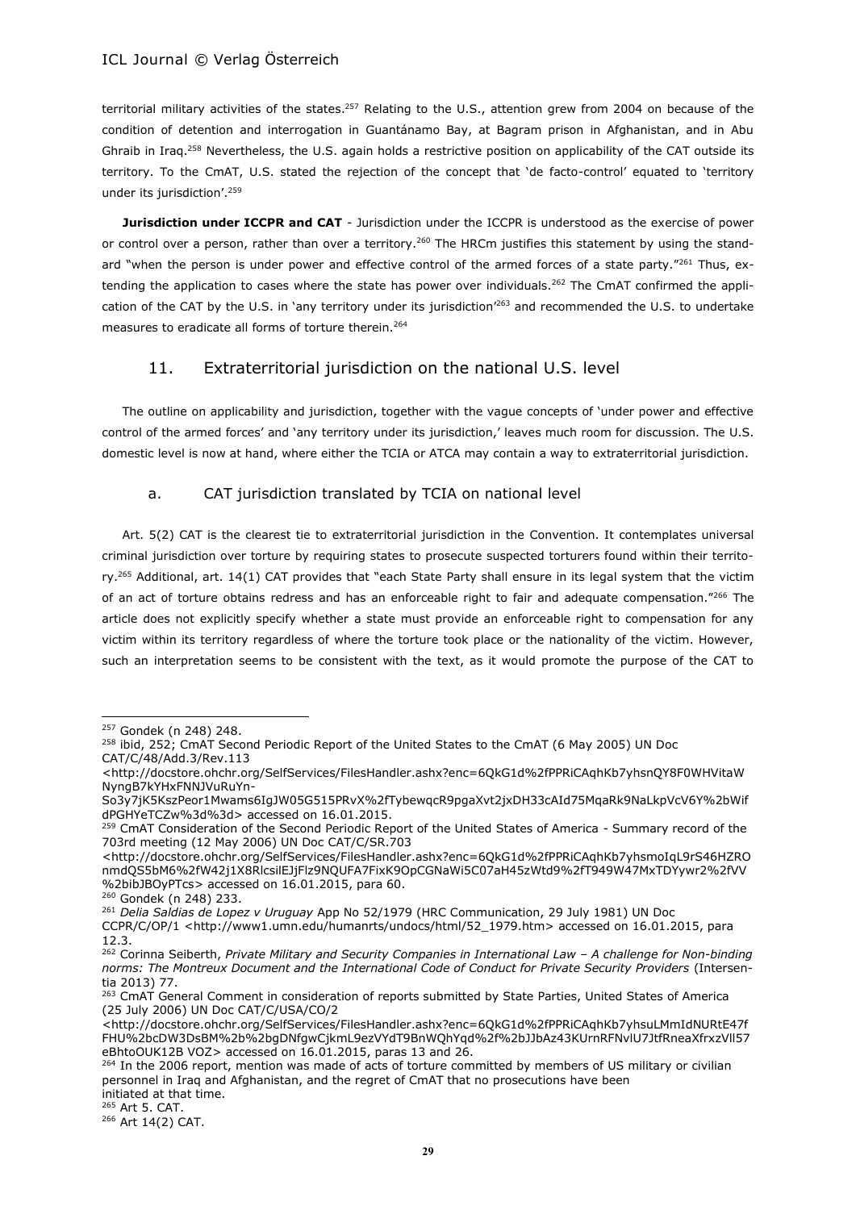territorial military activities of the states.[257] Relating to the U.S., attention grew from 2004 on because of the condition of detention and interrogation in Guantánamo Bay, at Bagram prison in Afghanistan, and in Abu Ghraib in Iraq.[258] Nevertheless, the U.S. again holds a restrictive position on applicability of the CAT outside its territory. To the CmAT, U.S. stated the rejection of the concept that 'de facto-control' equated to 'territory under its jurisdiction'.[259]

**Jurisdiction under ICCPR and CAT** - Jurisdiction under the ICCPR is understood as the exercise of power or control over a person, rather than over a territory.[260] The HRCm justifies this statement by using the standard "when the person is under power and effective control of the armed forces of a state party."[261] Thus, extending the application to cases where the state has power over individuals.[262] The CmAT confirmed the application of the CAT by the U.S. in 'any territory under its jurisdiction'[263] and recommended the U.S. to undertake measures to eradicate all forms of torture therein.[264]

## 11. Extraterritorial jurisdiction on the national U.S. level

The outline on applicability and jurisdiction, together with the vague concepts of 'under power and effective control of the armed forces' and 'any territory under its jurisdiction,' leaves much room for discussion. The U.S. domestic level is now at hand, where either the TCIA or ATCA may contain a way to extraterritorial jurisdiction.

### a. CAT jurisdiction translated by TCIA on national level

Art. 5(2) CAT is the clearest tie to extraterritorial jurisdiction in the Convention. It contemplates universal criminal jurisdiction over torture by requiring states to prosecute suspected torturers found within their territory.[265] Additional, art. 14(1) CAT provides that "each State Party shall ensure in its legal system that the victim of an act of torture obtains redress and has an enforceable right to fair and adequate compensation."[266] The article does not explicitly specify whether a state must provide an enforceable right to compensation for any victim within its territory regardless of where the torture took place or the nationality of the victim. However, such an interpretation seems to be consistent with the text, as it would promote the purpose of the CAT to

---

[257] Gondek (n 248) 248.

[258] ibid, 252; CmAT Second Periodic Report of the United States to the CmAT (6 May 2005) UN Doc CAT/C/48/Add.3/Rev.113 <http://docstore.ohchr.org/SelfServices/FilesHandler.ashx?enc=6QkG1d%2fPPRiCAqhKb7yhsnQY8F0WHVitaWNyngB7kYHxFNNJVuRuYn-So3y7jK5KszPeor1Mwams6IgJW05G515PRvX%2fTybewqcR9pgaXvt2jxDH33cAId75MqaRk9NaLkpVcV6Y%2bWifdPGHYeTCZw%3d%3d> accessed on 16.01.2015.

[259] CmAT Consideration of the Second Periodic Report of the United States of America - Summary record of the 703rd meeting (12 May 2006) UN Doc CAT/C/SR.703 <http://docstore.ohchr.org/SelfServices/FilesHandler.ashx?enc=6QkG1d%2fPPRiCAqhKb7yhsmoIqL9rS46HZROnmdQS5bM6%2fW42j1X8RlcsilEJjFlz9NQUFA7FixK9OpCGNaWi5C07aH45zWtd9%2fT949W47MxTDYywr2%2fVV%2bibJBOyPTcs> accessed on 16.01.2015, para 60.

[260] Gondek (n 248) 233.

[261] *Delia Saldias de Lopez v Uruguay* App No 52/1979 (HRC Communication, 29 July 1981) UN Doc CCPR/C/OP/1 <http://www1.umn.edu/humanrts/undocs/html/52_1979.htm> accessed on 16.01.2015, para 12.3.

[262] Corinna Seiberth, *Private Military and Security Companies in International Law – A challenge for Non-binding norms: The Montreux Document and the International Code of Conduct for Private Security Providers* (Intersentia 2013) 77.

[263] CmAT General Comment in consideration of reports submitted by State Parties, United States of America (25 July 2006) UN Doc CAT/C/USA/CO/2 <http://docstore.ohchr.org/SelfServices/FilesHandler.ashx?enc=6QkG1d%2fPPRiCAqhKb7yhsuLMmIdNURtE47fFHU%2bcDW3DsBM%2b%2bgDNfgwCjkmL9ezVYdT9BnWQhYqd%2f%2bJJbAz43KUrnRFNvlU7JtfRneaXfrxzVll57eBhtoOUK12B VOZ> accessed on 16.01.2015, paras 13 and 26.

[264] In the 2006 report, mention was made of acts of torture committed by members of US military or civilian personnel in Iraq and Afghanistan, and the regret of CmAT that no prosecutions have been initiated at that time.

[265] Art 5. CAT.

[266] Art 14(2) CAT.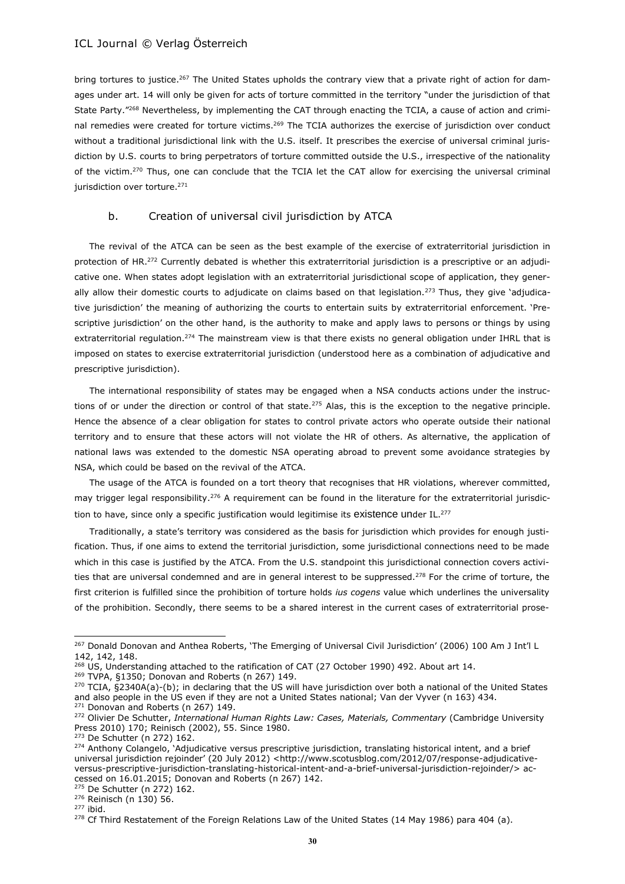bring tortures to justice.[267] The United States upholds the contrary view that a private right of action for damages under art. 14 will only be given for acts of torture committed in the territory "under the jurisdiction of that State Party."[268] Nevertheless, by implementing the CAT through enacting the TCIA, a cause of action and criminal remedies were created for torture victims.[269] The TCIA authorizes the exercise of jurisdiction over conduct without a traditional jurisdictional link with the U.S. itself. It prescribes the exercise of universal criminal jurisdiction by U.S. courts to bring perpetrators of torture committed outside the U.S., irrespective of the nationality of the victim.[270] Thus, one can conclude that the TCIA let the CAT allow for exercising the universal criminal jurisdiction over torture.[271]

### b. Creation of universal civil jurisdiction by ATCA

The revival of the ATCA can be seen as the best example of the exercise of extraterritorial jurisdiction in protection of HR.[272] Currently debated is whether this extraterritorial jurisdiction is a prescriptive or an adjudicative one. When states adopt legislation with an extraterritorial jurisdictional scope of application, they generally allow their domestic courts to adjudicate on claims based on that legislation.[273] Thus, they give 'adjudicative jurisdiction' the meaning of authorizing the courts to entertain suits by extraterritorial enforcement. 'Prescriptive jurisdiction' on the other hand, is the authority to make and apply laws to persons or things by using extraterritorial regulation.[274] The mainstream view is that there exists no general obligation under IHRL that is imposed on states to exercise extraterritorial jurisdiction (understood here as a combination of adjudicative and prescriptive jurisdiction).

The international responsibility of states may be engaged when a NSA conducts actions under the instructions of or under the direction or control of that state.[275] Alas, this is the exception to the negative principle. Hence the absence of a clear obligation for states to control private actors who operate outside their national territory and to ensure that these actors will not violate the HR of others. As alternative, the application of national laws was extended to the domestic NSA operating abroad to prevent some avoidance strategies by NSA, which could be based on the revival of the ATCA.

The usage of the ATCA is founded on a tort theory that recognises that HR violations, wherever committed, may trigger legal responsibility.[276] A requirement can be found in the literature for the extraterritorial jurisdiction to have, since only a specific justification would legitimise its existence under IL.[277]

Traditionally, a state's territory was considered as the basis for jurisdiction which provides for enough justification. Thus, if one aims to extend the territorial jurisdiction, some jurisdictional connections need to be made which in this case is justified by the ATCA. From the U.S. standpoint this jurisdictional connection covers activities that are universal condemned and are in general interest to be suppressed.[278] For the crime of torture, the first criterion is fulfilled since the prohibition of torture holds *ius cogens* value which underlines the universality of the prohibition. Secondly, there seems to be a shared interest in the current cases of extraterritorial prose-

---

[267] Donald Donovan and Anthea Roberts, 'The Emerging of Universal Civil Jurisdiction' (2006) 100 Am J Int'l L 142, 142, 148.

[268] US, Understanding attached to the ratification of CAT (27 October 1990) 492. About art 14.

[269] TVPA, §1350; Donovan and Roberts (n 267) 149.

[270] TCIA, §2340A(a)-(b); in declaring that the US will have jurisdiction over both a national of the United States and also people in the US even if they are not a United States national; Van der Vyver (n 163) 434.

[271] Donovan and Roberts (n 267) 149.

[272] Olivier De Schutter, *International Human Rights Law: Cases, Materials, Commentary* (Cambridge University Press 2010) 170; Reinisch (2002), 55. Since 1980.

[273] De Schutter (n 272) 162.

[274] Anthony Colangelo, 'Adjudicative versus prescriptive jurisdiction, translating historical intent, and a brief universal jurisdiction rejoinder' (20 July 2012) <http://www.scotusblog.com/2012/07/response-adjudicative-versus-prescriptive-jurisdiction-translating-historical-intent-and-a-brief-universal-jurisdiction-rejoinder/> accessed on 16.01.2015; Donovan and Roberts (n 267) 142.

[275] De Schutter (n 272) 162.

[276] Reinisch (n 130) 56.

[277] ibid.

[278] Cf Third Restatement of the Foreign Relations Law of the United States (14 May 1986) para 404 (a).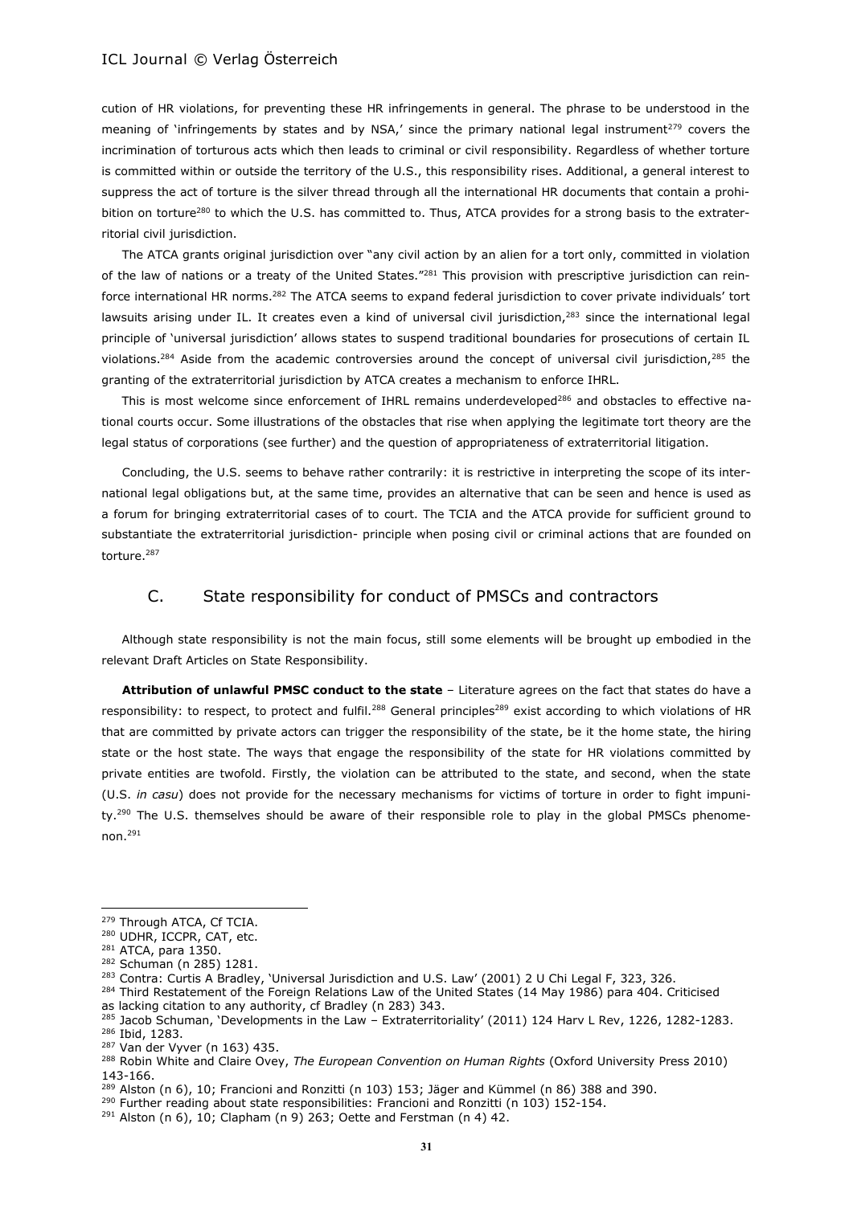cution of HR violations, for preventing these HR infringements in general. The phrase to be understood in the meaning of 'infringements by states and by NSA,' since the primary national legal instrument[279] covers the incrimination of torturous acts which then leads to criminal or civil responsibility. Regardless of whether torture is committed within or outside the territory of the U.S., this responsibility rises. Additional, a general interest to suppress the act of torture is the silver thread through all the international HR documents that contain a prohibition on torture[280] to which the U.S. has committed to. Thus, ATCA provides for a strong basis to the extraterritorial civil jurisdiction.

The ATCA grants original jurisdiction over "any civil action by an alien for a tort only, committed in violation of the law of nations or a treaty of the United States."[281] This provision with prescriptive jurisdiction can reinforce international HR norms.[282] The ATCA seems to expand federal jurisdiction to cover private individuals' tort lawsuits arising under IL. It creates even a kind of universal civil jurisdiction,[283] since the international legal principle of 'universal jurisdiction' allows states to suspend traditional boundaries for prosecutions of certain IL violations.[284] Aside from the academic controversies around the concept of universal civil jurisdiction,[285] the granting of the extraterritorial jurisdiction by ATCA creates a mechanism to enforce IHRL.

This is most welcome since enforcement of IHRL remains underdeveloped[286] and obstacles to effective national courts occur. Some illustrations of the obstacles that rise when applying the legitimate tort theory are the legal status of corporations (see further) and the question of appropriateness of extraterritorial litigation.

Concluding, the U.S. seems to behave rather contrarily: it is restrictive in interpreting the scope of its international legal obligations but, at the same time, provides an alternative that can be seen and hence is used as a forum for bringing extraterritorial cases of to court. The TCIA and the ATCA provide for sufficient ground to substantiate the extraterritorial jurisdiction- principle when posing civil or criminal actions that are founded on torture.[287]

## C. State responsibility for conduct of PMSCs and contractors

Although state responsibility is not the main focus, still some elements will be brought up embodied in the relevant Draft Articles on State Responsibility.

**Attribution of unlawful PMSC conduct to the state** – Literature agrees on the fact that states do have a responsibility: to respect, to protect and fulfil.[288] General principles[289] exist according to which violations of HR that are committed by private actors can trigger the responsibility of the state, be it the home state, the hiring state or the host state. The ways that engage the responsibility of the state for HR violations committed by private entities are twofold. Firstly, the violation can be attributed to the state, and second, when the state (U.S. *in casu*) does not provide for the necessary mechanisms for victims of torture in order to fight impunity.[290] The U.S. themselves should be aware of their responsible role to play in the global PMSCs phenomenon.[291]

---

[279] Through ATCA, Cf TCIA.

[280] UDHR, ICCPR, CAT, etc.

[281] ATCA, para 1350.

[282] Schuman (n 285) 1281.

[283] Contra: Curtis A Bradley, 'Universal Jurisdiction and U.S. Law' (2001) 2 U Chi Legal F, 323, 326.

[284] Third Restatement of the Foreign Relations Law of the United States (14 May 1986) para 404. Criticised as lacking citation to any authority, cf Bradley (n 283) 343.

[285] Jacob Schuman, 'Developments in the Law – Extraterritoriality' (2011) 124 Harv L Rev, 1226, 1282-1283.

[286] Ibid, 1283.

[287] Van der Vyver (n 163) 435.

[288] Robin White and Claire Ovey, *The European Convention on Human Rights* (Oxford University Press 2010) 143-166.

[289] Alston (n 6), 10; Francioni and Ronzitti (n 103) 153; Jäger and Kümmel (n 86) 388 and 390.

[290] Further reading about state responsibilities: Francioni and Ronzitti (n 103) 152-154.

[291] Alston (n 6), 10; Clapham (n 9) 263; Oette and Ferstman (n 4) 42.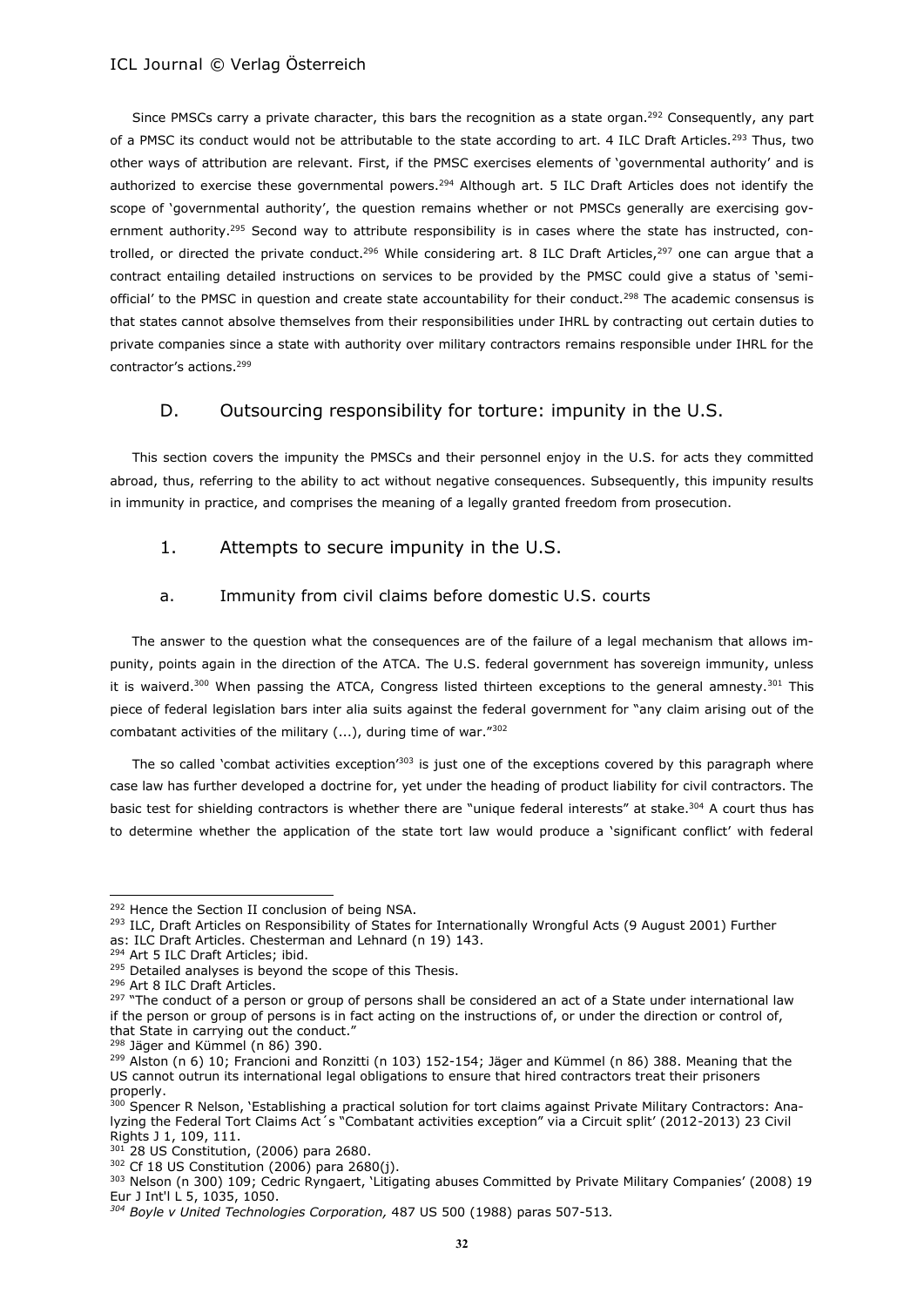Since PMSCs carry a private character, this bars the recognition as a state organ.[292] Consequently, any part of a PMSC its conduct would not be attributable to the state according to art. 4 ILC Draft Articles.[293] Thus, two other ways of attribution are relevant. First, if the PMSC exercises elements of 'governmental authority' and is authorized to exercise these governmental powers.[294] Although art. 5 ILC Draft Articles does not identify the scope of 'governmental authority', the question remains whether or not PMSCs generally are exercising government authority.[295] Second way to attribute responsibility is in cases where the state has instructed, controlled, or directed the private conduct.[296] While considering art. 8 ILC Draft Articles,[297] one can argue that a contract entailing detailed instructions on services to be provided by the PMSC could give a status of 'semi-official' to the PMSC in question and create state accountability for their conduct.[298] The academic consensus is that states cannot absolve themselves from their responsibilities under IHRL by contracting out certain duties to private companies since a state with authority over military contractors remains responsible under IHRL for the contractor's actions.[299]

## D. Outsourcing responsibility for torture: impunity in the U.S.

This section covers the impunity the PMSCs and their personnel enjoy in the U.S. for acts they committed abroad, thus, referring to the ability to act without negative consequences. Subsequently, this impunity results in immunity in practice, and comprises the meaning of a legally granted freedom from prosecution.

### 1. Attempts to secure impunity in the U.S.

#### a. Immunity from civil claims before domestic U.S. courts

The answer to the question what the consequences are of the failure of a legal mechanism that allows impunity, points again in the direction of the ATCA. The U.S. federal government has sovereign immunity, unless it is waiverd.[300] When passing the ATCA, Congress listed thirteen exceptions to the general amnesty.[301] This piece of federal legislation bars inter alia suits against the federal government for "any claim arising out of the combatant activities of the military (...), during time of war."[302]

The so called 'combat activities exception'[303] is just one of the exceptions covered by this paragraph where case law has further developed a doctrine for, yet under the heading of product liability for civil contractors. The basic test for shielding contractors is whether there are "unique federal interests" at stake.[304] A court thus has to determine whether the application of the state tort law would produce a 'significant conflict' with federal

---

[292] Hence the Section II conclusion of being NSA.

[293] ILC, Draft Articles on Responsibility of States for Internationally Wrongful Acts (9 August 2001) Further as: ILC Draft Articles. Chesterman and Lehnard (n 19) 143.

[294] Art 5 ILC Draft Articles; ibid.

[295] Detailed analyses is beyond the scope of this Thesis.

[296] Art 8 ILC Draft Articles.

[297] "The conduct of a person or group of persons shall be considered an act of a State under international law if the person or group of persons is in fact acting on the instructions of, or under the direction or control of, that State in carrying out the conduct."

[298] Jäger and Kümmel (n 86) 390.

[299] Alston (n 6) 10; Francioni and Ronzitti (n 103) 152-154; Jäger and Kümmel (n 86) 388. Meaning that the US cannot outrun its international legal obligations to ensure that hired contractors treat their prisoners properly.

[300] Spencer R Nelson, 'Establishing a practical solution for tort claims against Private Military Contractors: Analyzing the Federal Tort Claims Act´s "Combatant activities exception" via a Circuit split' (2012-2013) 23 Civil Rights J 1, 109, 111.

[301] 28 US Constitution, (2006) para 2680.

[302] Cf 18 US Constitution (2006) para 2680(j).

[303] Nelson (n 300) 109; Cedric Ryngaert, 'Litigating abuses Committed by Private Military Companies' (2008) 19 Eur J Int'l L 5, 1035, 1050.

[304] *Boyle v United Technologies Corporation,* 487 US 500 (1988) paras 507-513.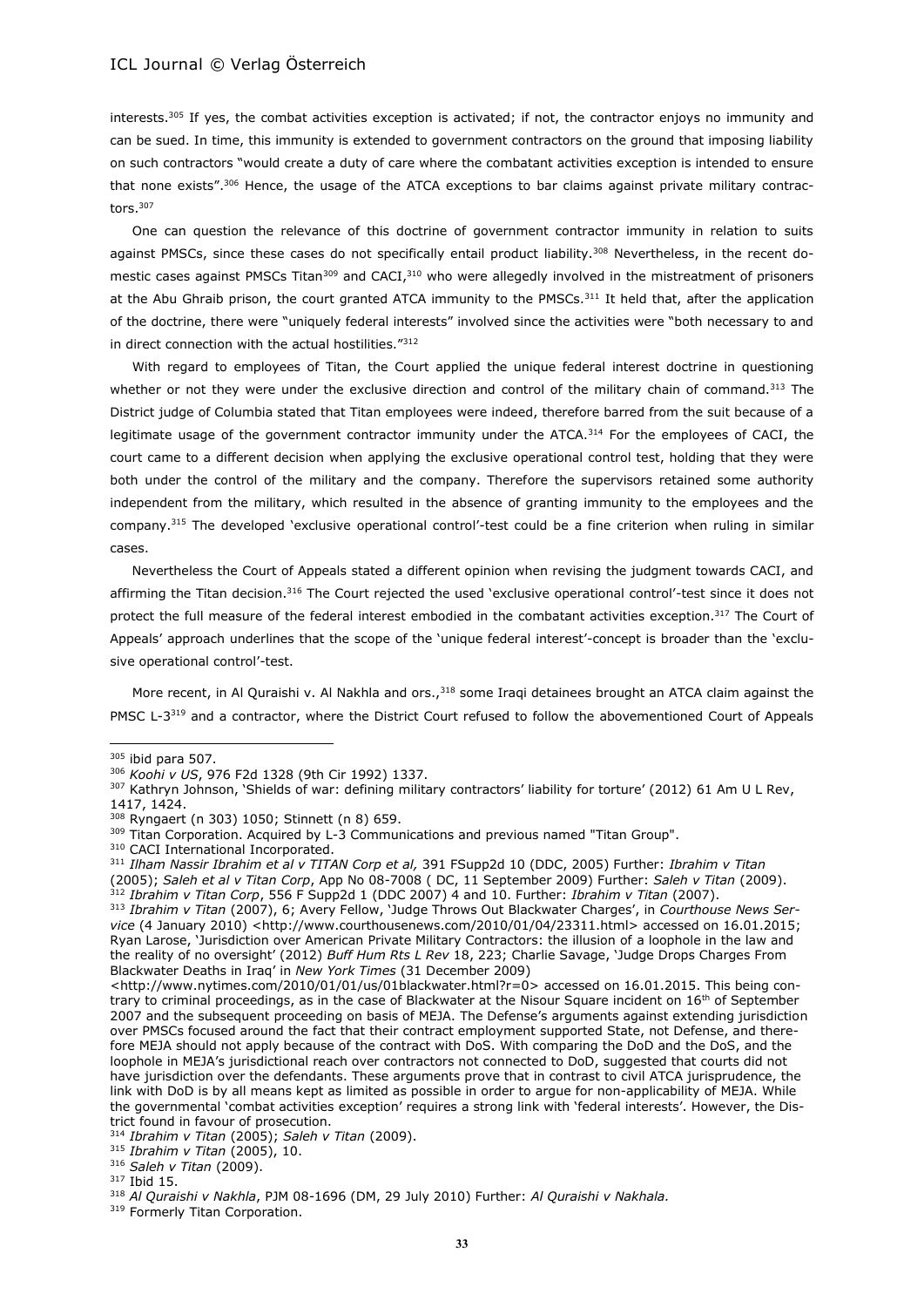interests.[305] If yes, the combat activities exception is activated; if not, the contractor enjoys no immunity and can be sued. In time, this immunity is extended to government contractors on the ground that imposing liability on such contractors "would create a duty of care where the combatant activities exception is intended to ensure that none exists".[306] Hence, the usage of the ATCA exceptions to bar claims against private military contractors.[307]

One can question the relevance of this doctrine of government contractor immunity in relation to suits against PMSCs, since these cases do not specifically entail product liability.[308] Nevertheless, in the recent domestic cases against PMSCs Titan[309] and CACI,[310] who were allegedly involved in the mistreatment of prisoners at the Abu Ghraib prison, the court granted ATCA immunity to the PMSCs.[311] It held that, after the application of the doctrine, there were "uniquely federal interests" involved since the activities were "both necessary to and in direct connection with the actual hostilities."[312]

With regard to employees of Titan, the Court applied the unique federal interest doctrine in questioning whether or not they were under the exclusive direction and control of the military chain of command.[313] The District judge of Columbia stated that Titan employees were indeed, therefore barred from the suit because of a legitimate usage of the government contractor immunity under the ATCA.[314] For the employees of CACI, the court came to a different decision when applying the exclusive operational control test, holding that they were both under the control of the military and the company. Therefore the supervisors retained some authority independent from the military, which resulted in the absence of granting immunity to the employees and the company.[315] The developed 'exclusive operational control'-test could be a fine criterion when ruling in similar cases.

Nevertheless the Court of Appeals stated a different opinion when revising the judgment towards CACI, and affirming the Titan decision.[316] The Court rejected the used 'exclusive operational control'-test since it does not protect the full measure of the federal interest embodied in the combatant activities exception.[317] The Court of Appeals' approach underlines that the scope of the 'unique federal interest'-concept is broader than the 'exclusive operational control'-test.

More recent, in Al Quraishi v. Al Nakhla and ors.,[318] some Iraqi detainees brought an ATCA claim against the PMSC L-3[319] and a contractor, where the District Court refused to follow the abovementioned Court of Appeals

---

[305] ibid para 507.

[306] *Koohi v US*, 976 F2d 1328 (9th Cir 1992) 1337.

[307] Kathryn Johnson, 'Shields of war: defining military contractors' liability for torture' (2012) 61 Am U L Rev, 1417, 1424.

[308] Ryngaert (n 303) 1050; Stinnett (n 8) 659.

[309] Titan Corporation. Acquired by L-3 Communications and previous named "Titan Group".

[310] CACI International Incorporated.

[311] *Ilham Nassir Ibrahim et al v TITAN Corp et al,* 391 FSupp2d 10 (DDC, 2005) Further: *Ibrahim v Titan* (2005); *Saleh et al v Titan Corp*, App No 08-7008 ( DC, 11 September 2009) Further: *Saleh v Titan* (2009).

[312] *Ibrahim v Titan Corp*, 556 F Supp2d 1 (DDC 2007) 4 and 10. Further: *Ibrahim v Titan* (2007).

[313] *Ibrahim v Titan* (2007), 6; Avery Fellow, 'Judge Throws Out Blackwater Charges', in *Courthouse News Service* (4 January 2010) <http://www.courthousenews.com/2010/01/04/23311.html> accessed on 16.01.2015; Ryan Larose, 'Jurisdiction over American Private Military Contractors: the illusion of a loophole in the law and the reality of no oversight' (2012) *Buff Hum Rts L Rev* 18, 223; Charlie Savage, 'Judge Drops Charges From Blackwater Deaths in Iraq' in *New York Times* (31 December 2009) <http://www.nytimes.com/2010/01/01/us/01blackwater.html?r=0> accessed on 16.01.2015. This being contrary to criminal proceedings, as in the case of Blackwater at the Nisour Square incident on 16th of September 2007 and the subsequent proceeding on basis of MEJA. The Defense's arguments against extending jurisdiction over PMSCs focused around the fact that their contract employment supported State, not Defense, and therefore MEJA should not apply because of the contract with DoS. With comparing the DoD and the DoS, and the loophole in MEJA's jurisdictional reach over contractors not connected to DoD, suggested that courts did not have jurisdiction over the defendants. These arguments prove that in contrast to civil ATCA jurisprudence, the link with DoD is by all means kept as limited as possible in order to argue for non-applicability of MEJA. While the governmental 'combat activities exception' requires a strong link with 'federal interests'. However, the District found in favour of prosecution.

[314] *Ibrahim v Titan* (2005); *Saleh v Titan* (2009).

[315] *Ibrahim v Titan* (2005), 10.

[316] *Saleh v Titan* (2009).

[317] Ibid 15.

[318] *Al Quraishi v Nakhla*, PJM 08-1696 (DM, 29 July 2010) Further: *Al Quraishi v Nakhala.*

[319] Formerly Titan Corporation.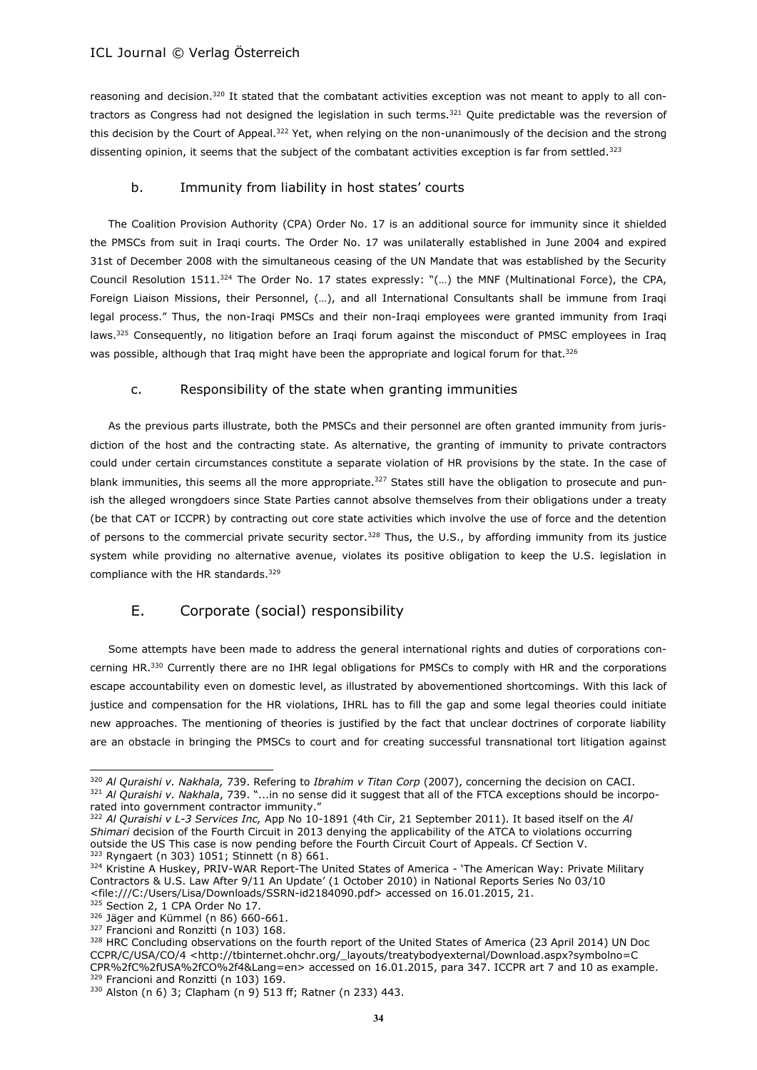reasoning and decision.[320] It stated that the combatant activities exception was not meant to apply to all contractors as Congress had not designed the legislation in such terms.[321] Quite predictable was the reversion of this decision by the Court of Appeal.[322] Yet, when relying on the non-unanimously of the decision and the strong dissenting opinion, it seems that the subject of the combatant activities exception is far from settled.[323]

### b. Immunity from liability in host states' courts

The Coalition Provision Authority (CPA) Order No. 17 is an additional source for immunity since it shielded the PMSCs from suit in Iraqi courts. The Order No. 17 was unilaterally established in June 2004 and expired 31st of December 2008 with the simultaneous ceasing of the UN Mandate that was established by the Security Council Resolution 1511.[324] The Order No. 17 states expressly: "(…) the MNF (Multinational Force), the CPA, Foreign Liaison Missions, their Personnel, (…), and all International Consultants shall be immune from Iraqi legal process." Thus, the non-Iraqi PMSCs and their non-Iraqi employees were granted immunity from Iraqi laws.[325] Consequently, no litigation before an Iraqi forum against the misconduct of PMSC employees in Iraq was possible, although that Iraq might have been the appropriate and logical forum for that.[326]

### c. Responsibility of the state when granting immunities

As the previous parts illustrate, both the PMSCs and their personnel are often granted immunity from jurisdiction of the host and the contracting state. As alternative, the granting of immunity to private contractors could under certain circumstances constitute a separate violation of HR provisions by the state. In the case of blank immunities, this seems all the more appropriate.[327] States still have the obligation to prosecute and punish the alleged wrongdoers since State Parties cannot absolve themselves from their obligations under a treaty (be that CAT or ICCPR) by contracting out core state activities which involve the use of force and the detention of persons to the commercial private security sector.[328] Thus, the U.S., by affording immunity from its justice system while providing no alternative avenue, violates its positive obligation to keep the U.S. legislation in compliance with the HR standards.[329]

## E. Corporate (social) responsibility

Some attempts have been made to address the general international rights and duties of corporations concerning HR.[330] Currently there are no IHR legal obligations for PMSCs to comply with HR and the corporations escape accountability even on domestic level, as illustrated by abovementioned shortcomings. With this lack of justice and compensation for the HR violations, IHRL has to fill the gap and some legal theories could initiate new approaches. The mentioning of theories is justified by the fact that unclear doctrines of corporate liability are an obstacle in bringing the PMSCs to court and for creating successful transnational tort litigation against

---

[320] *Al Quraishi v. Nakhala,* 739. Refering to *Ibrahim v Titan Corp* (2007), concerning the decision on CACI.

[321] *Al Quraishi v. Nakhala*, 739. "...in no sense did it suggest that all of the FTCA exceptions should be incorporated into government contractor immunity."

[322] *Al Quraishi v L-3 Services Inc,* App No 10-1891 (4th Cir, 21 September 2011). It based itself on the *Al Shimari* decision of the Fourth Circuit in 2013 denying the applicability of the ATCA to violations occurring outside the US This case is now pending before the Fourth Circuit Court of Appeals. Cf Section V.

[323] Ryngaert (n 303) 1051; Stinnett (n 8) 661.

[324] Kristine A Huskey, PRIV-WAR Report-The United States of America - 'The American Way: Private Military Contractors & U.S. Law After 9/11 An Update' (1 October 2010) in National Reports Series No 03/10 <file:///C:/Users/Lisa/Downloads/SSRN-id2184090.pdf> accessed on 16.01.2015, 21.

[325] Section 2, 1 CPA Order No 17.

[326] Jäger and Kümmel (n 86) 660-661.

[327] Francioni and Ronzitti (n 103) 168.

[328] HRC Concluding observations on the fourth report of the United States of America (23 April 2014) UN Doc CCPR/C/USA/CO/4 <http://tbinternet.ohchr.org/_layouts/treatybodyexternal/Download.aspx?symbolno=CCPR%2fC%2fUSA%2fCO%2f4&Lang=en> accessed on 16.01.2015, para 347. ICCPR art 7 and 10 as example.

[329] Francioni and Ronzitti (n 103) 169.

[330] Alston (n 6) 3; Clapham (n 9) 513 ff; Ratner (n 233) 443.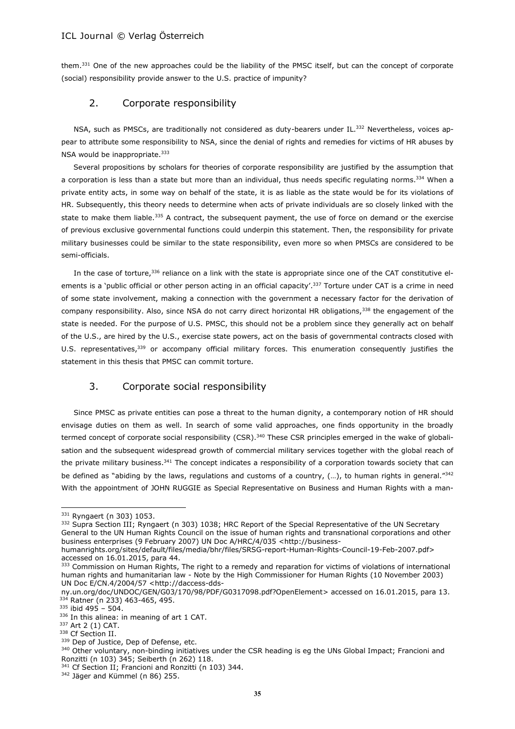them.[331] One of the new approaches could be the liability of the PMSC itself, but can the concept of corporate (social) responsibility provide answer to the U.S. practice of impunity?

## 2. Corporate responsibility

NSA, such as PMSCs, are traditionally not considered as duty-bearers under IL.[332] Nevertheless, voices appear to attribute some responsibility to NSA, since the denial of rights and remedies for victims of HR abuses by NSA would be inappropriate.[333]

Several propositions by scholars for theories of corporate responsibility are justified by the assumption that a corporation is less than a state but more than an individual, thus needs specific regulating norms.[334] When a private entity acts, in some way on behalf of the state, it is as liable as the state would be for its violations of HR. Subsequently, this theory needs to determine when acts of private individuals are so closely linked with the state to make them liable.[335] A contract, the subsequent payment, the use of force on demand or the exercise of previous exclusive governmental functions could underpin this statement. Then, the responsibility for private military businesses could be similar to the state responsibility, even more so when PMSCs are considered to be semi-officials.

In the case of torture,[336] reliance on a link with the state is appropriate since one of the CAT constitutive elements is a 'public official or other person acting in an official capacity'.[337] Torture under CAT is a crime in need of some state involvement, making a connection with the government a necessary factor for the derivation of company responsibility. Also, since NSA do not carry direct horizontal HR obligations,[338] the engagement of the state is needed. For the purpose of U.S. PMSC, this should not be a problem since they generally act on behalf of the U.S., are hired by the U.S., exercise state powers, act on the basis of governmental contracts closed with U.S. representatives,[339] or accompany official military forces. This enumeration consequently justifies the statement in this thesis that PMSC can commit torture.

## 3. Corporate social responsibility

Since PMSC as private entities can pose a threat to the human dignity, a contemporary notion of HR should envisage duties on them as well. In search of some valid approaches, one finds opportunity in the broadly termed concept of corporate social responsibility (CSR).[340] These CSR principles emerged in the wake of globalisation and the subsequent widespread growth of commercial military services together with the global reach of the private military business.[341] The concept indicates a responsibility of a corporation towards society that can be defined as "abiding by the laws, regulations and customs of a country, (…), to human rights in general."[342] With the appointment of JOHN RUGGIE as Special Representative on Business and Human Rights with a man-

---

[331] Ryngaert (n 303) 1053.

[332] Supra Section III; Ryngaert (n 303) 1038; HRC Report of the Special Representative of the UN Secretary General to the UN Human Rights Council on the issue of human rights and transnational corporations and other business enterprises (9 February 2007) UN Doc A/HRC/4/035 <http://business-humanrights.org/sites/default/files/media/bhr/files/SRSG-report-Human-Rights-Council-19-Feb-2007.pdf> accessed on 16.01.2015, para 44.

[333] Commission on Human Rights, The right to a remedy and reparation for victims of violations of international human rights and humanitarian law - Note by the High Commissioner for Human Rights (10 November 2003) UN Doc E/CN.4/2004/57 <http://daccess-dds-ny.un.org/doc/UNDOC/GEN/G03/170/98/PDF/G0317098.pdf?OpenElement> accessed on 16.01.2015, para 13.

[334] Ratner (n 233) 463-465, 495.

[335] ibid 495 – 504.

[336] In this alinea: in meaning of art 1 CAT.

[337] Art 2 (1) CAT.

[338] Cf Section II.

[339] Dep of Justice, Dep of Defense, etc.

[340] Other voluntary, non-binding initiatives under the CSR heading is eg the UNs Global Impact; Francioni and Ronzitti (n 103) 345; Seiberth (n 262) 118.

[341] Cf Section II; Francioni and Ronzitti (n 103) 344.

[342] Jäger and Kümmel (n 86) 255.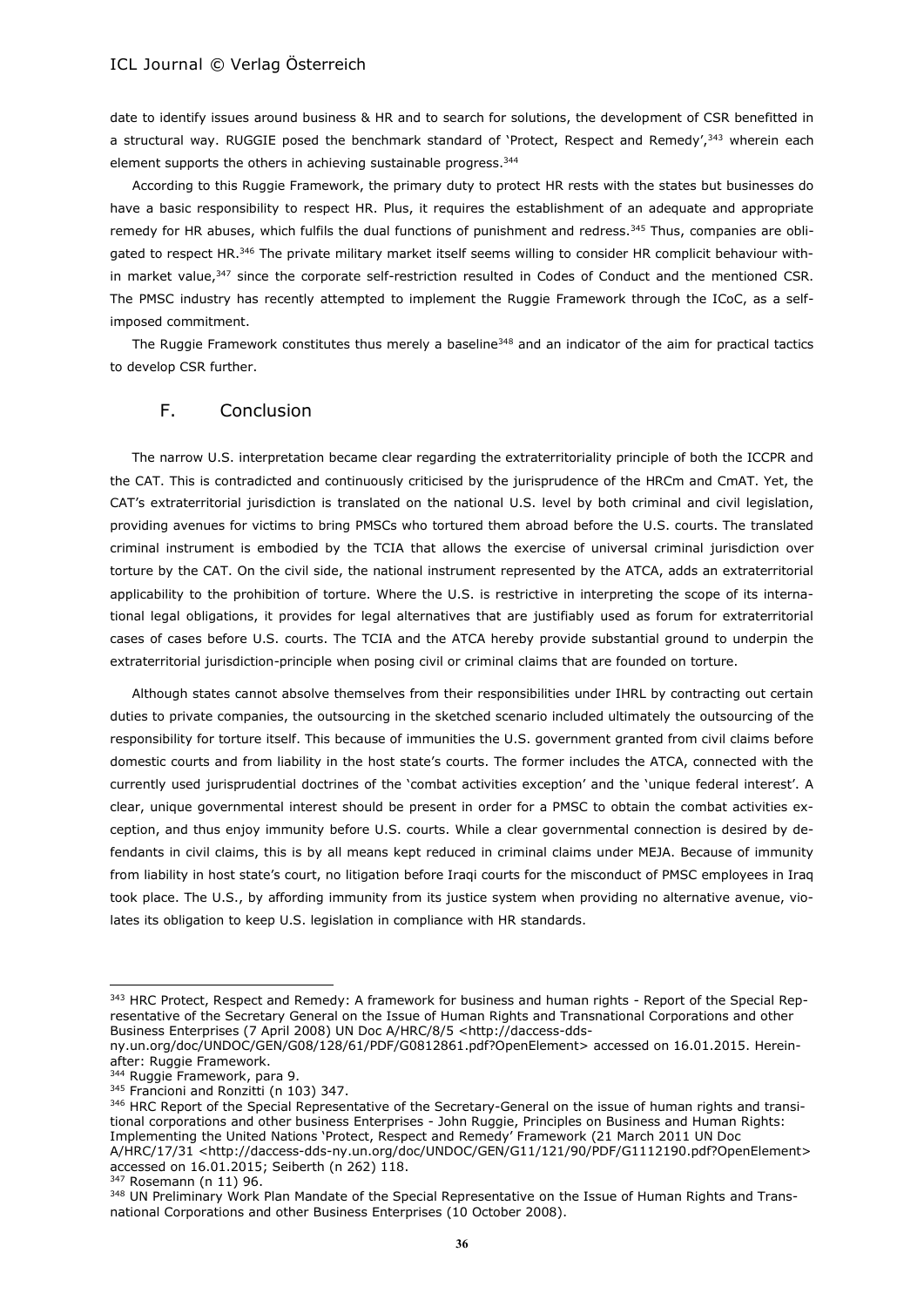date to identify issues around business & HR and to search for solutions, the development of CSR benefitted in a structural way. RUGGIE posed the benchmark standard of 'Protect, Respect and Remedy',[343] wherein each element supports the others in achieving sustainable progress.[344]

According to this Ruggie Framework, the primary duty to protect HR rests with the states but businesses do have a basic responsibility to respect HR. Plus, it requires the establishment of an adequate and appropriate remedy for HR abuses, which fulfils the dual functions of punishment and redress.[345] Thus, companies are obligated to respect HR.[346] The private military market itself seems willing to consider HR complicit behaviour within market value,[347] since the corporate self-restriction resulted in Codes of Conduct and the mentioned CSR. The PMSC industry has recently attempted to implement the Ruggie Framework through the ICoC, as a self-imposed commitment.

The Ruggie Framework constitutes thus merely a baseline[348] and an indicator of the aim for practical tactics to develop CSR further.

## F. Conclusion

The narrow U.S. interpretation became clear regarding the extraterritoriality principle of both the ICCPR and the CAT. This is contradicted and continuously criticised by the jurisprudence of the HRCm and CmAT. Yet, the CAT's extraterritorial jurisdiction is translated on the national U.S. level by both criminal and civil legislation, providing avenues for victims to bring PMSCs who tortured them abroad before the U.S. courts. The translated criminal instrument is embodied by the TCIA that allows the exercise of universal criminal jurisdiction over torture by the CAT. On the civil side, the national instrument represented by the ATCA, adds an extraterritorial applicability to the prohibition of torture. Where the U.S. is restrictive in interpreting the scope of its international legal obligations, it provides for legal alternatives that are justifiably used as forum for extraterritorial cases of cases before U.S. courts. The TCIA and the ATCA hereby provide substantial ground to underpin the extraterritorial jurisdiction-principle when posing civil or criminal claims that are founded on torture.

Although states cannot absolve themselves from their responsibilities under IHRL by contracting out certain duties to private companies, the outsourcing in the sketched scenario included ultimately the outsourcing of the responsibility for torture itself. This because of immunities the U.S. government granted from civil claims before domestic courts and from liability in the host state's courts. The former includes the ATCA, connected with the currently used jurisprudential doctrines of the 'combat activities exception' and the 'unique federal interest'. A clear, unique governmental interest should be present in order for a PMSC to obtain the combat activities exception, and thus enjoy immunity before U.S. courts. While a clear governmental connection is desired by defendants in civil claims, this is by all means kept reduced in criminal claims under MEJA. Because of immunity from liability in host state's court, no litigation before Iraqi courts for the misconduct of PMSC employees in Iraq took place. The U.S., by affording immunity from its justice system when providing no alternative avenue, violates its obligation to keep U.S. legislation in compliance with HR standards.

---

[343] HRC Protect, Respect and Remedy: A framework for business and human rights - Report of the Special Representative of the Secretary General on the Issue of Human Rights and Transnational Corporations and other Business Enterprises (7 April 2008) UN Doc A/HRC/8/5 <http://daccess-dds-ny.un.org/doc/UNDOC/GEN/G08/128/61/PDF/G0812861.pdf?OpenElement> accessed on 16.01.2015. Hereinafter: Ruggie Framework.

[344] Ruggie Framework, para 9.

[345] Francioni and Ronzitti (n 103) 347.

[346] HRC Report of the Special Representative of the Secretary-General on the issue of human rights and transitional corporations and other business Enterprises - John Ruggie, Principles on Business and Human Rights: Implementing the United Nations 'Protect, Respect and Remedy' Framework (21 March 2011 UN Doc A/HRC/17/31 <http://daccess-dds-ny.un.org/doc/UNDOC/GEN/G11/121/90/PDF/G1112190.pdf?OpenElement> accessed on 16.01.2015; Seiberth (n 262) 118.

[347] Rosemann (n 11) 96.

[348] UN Preliminary Work Plan Mandate of the Special Representative on the Issue of Human Rights and Transnational Corporations and other Business Enterprises (10 October 2008).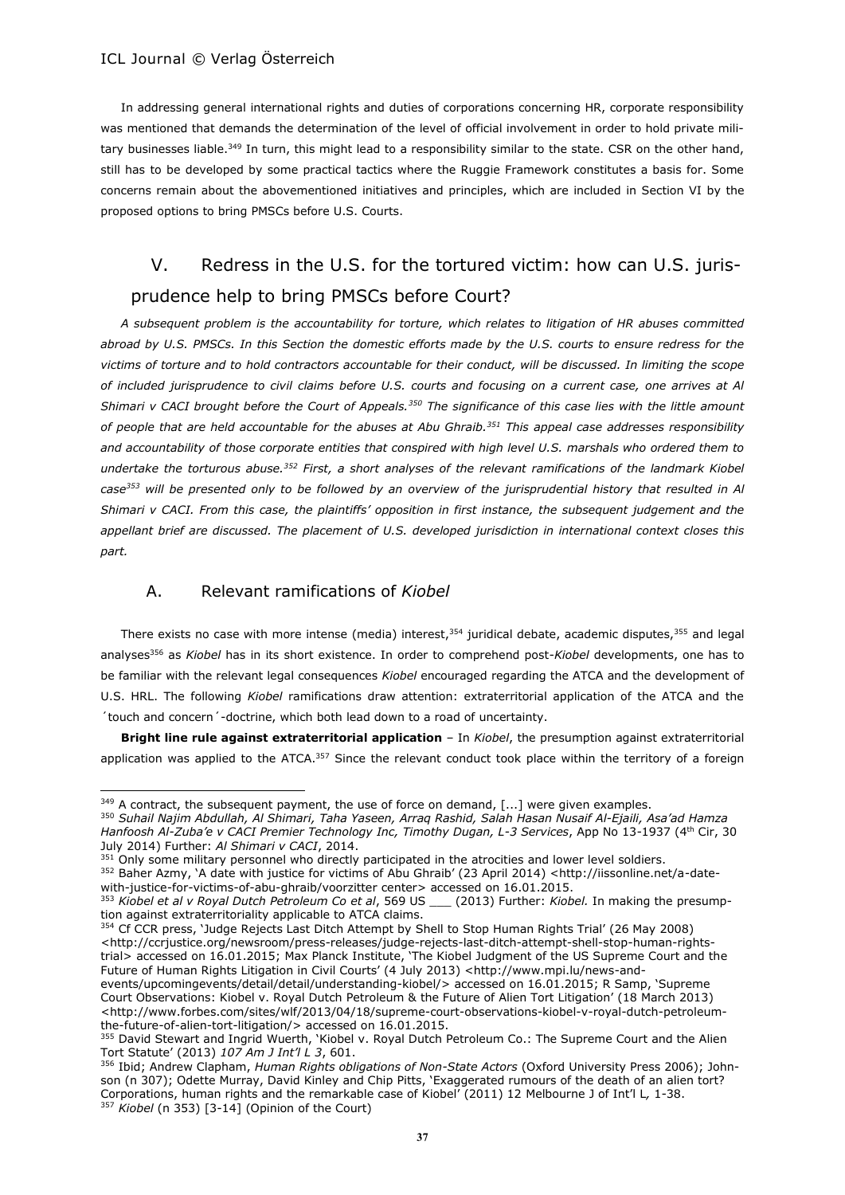In addressing general international rights and duties of corporations concerning HR, corporate responsibility was mentioned that demands the determination of the level of official involvement in order to hold private military businesses liable.[349] In turn, this might lead to a responsibility similar to the state. CSR on the other hand, still has to be developed by some practical tactics where the Ruggie Framework constitutes a basis for. Some concerns remain about the abovementioned initiatives and principles, which are included in Section VI by the proposed options to bring PMSCs before U.S. Courts.

## V. Redress in the U.S. for the tortured victim: how can U.S. jurisprudence help to bring PMSCs before Court?

*A subsequent problem is the accountability for torture, which relates to litigation of HR abuses committed abroad by U.S. PMSCs. In this Section the domestic efforts made by the U.S. courts to ensure redress for the victims of torture and to hold contractors accountable for their conduct, will be discussed. In limiting the scope of included jurisprudence to civil claims before U.S. courts and focusing on a current case, one arrives at Al Shimari v CACI brought before the Court of Appeals.[350] The significance of this case lies with the little amount of people that are held accountable for the abuses at Abu Ghraib.[351] This appeal case addresses responsibility and accountability of those corporate entities that conspired with high level U.S. marshals who ordered them to undertake the torturous abuse.[352] First, a short analyses of the relevant ramifications of the landmark Kiobel case[353] will be presented only to be followed by an overview of the jurisprudential history that resulted in Al Shimari v CACI. From this case, the plaintiffs' opposition in first instance, the subsequent judgement and the appellant brief are discussed. The placement of U.S. developed jurisdiction in international context closes this part.*

### A. Relevant ramifications of *Kiobel*

There exists no case with more intense (media) interest,[354] juridical debate, academic disputes,[355] and legal analyses[356] as *Kiobel* has in its short existence. In order to comprehend post-*Kiobel* developments, one has to be familiar with the relevant legal consequences *Kiobel* encouraged regarding the ATCA and the development of U.S. HRL. The following *Kiobel* ramifications draw attention: extraterritorial application of the ATCA and the ´touch and concern´-doctrine, which both lead down to a road of uncertainty.

**Bright line rule against extraterritorial application** – In *Kiobel*, the presumption against extraterritorial application was applied to the ATCA.[357] Since the relevant conduct took place within the territory of a foreign

---

[349] A contract, the subsequent payment, the use of force on demand, [...] were given examples.

[350] *Suhail Najim Abdullah, Al Shimari, Taha Yaseen, Arraq Rashid, Salah Hasan Nusaif Al-Ejaili, Asa'ad Hamza Hanfoosh Al-Zuba'e v CACI Premier Technology Inc, Timothy Dugan, L-3 Services*, App No 13-1937 (4th Cir, 30 July 2014) Further: *Al Shimari v CACI*, 2014.

[351] Only some military personnel who directly participated in the atrocities and lower level soldiers.

[352] Baher Azmy, 'A date with justice for victims of Abu Ghraib' (23 April 2014) <http://iissonline.net/a-date-with-justice-for-victims-of-abu-ghraib/voorzitter center> accessed on 16.01.2015.

[353] *Kiobel et al v Royal Dutch Petroleum Co et al*, 569 US ___ (2013) Further: *Kiobel.* In making the presumption against extraterritoriality applicable to ATCA claims.

[354] Cf CCR press, 'Judge Rejects Last Ditch Attempt by Shell to Stop Human Rights Trial' (26 May 2008) <http://ccrjustice.org/newsroom/press-releases/judge-rejects-last-ditch-attempt-shell-stop-human-rights-trial> accessed on 16.01.2015; Max Planck Institute, 'The Kiobel Judgment of the US Supreme Court and the Future of Human Rights Litigation in Civil Courts' (4 July 2013) <http://www.mpi.lu/news-and-events/upcomingevents/detail/detail/understanding-kiobel/> accessed on 16.01.2015; R Samp, 'Supreme Court Observations: Kiobel v. Royal Dutch Petroleum & the Future of Alien Tort Litigation' (18 March 2013) <http://www.forbes.com/sites/wlf/2013/04/18/supreme-court-observations-kiobel-v-royal-dutch-petroleum-the-future-of-alien-tort-litigation/> accessed on 16.01.2015.

[355] David Stewart and Ingrid Wuerth, 'Kiobel v. Royal Dutch Petroleum Co.: The Supreme Court and the Alien Tort Statute' (2013) *107 Am J Int'l L 3*, 601.

[356] Ibid; Andrew Clapham, *Human Rights obligations of Non-State Actors* (Oxford University Press 2006); Johnson (n 307); Odette Murray, David Kinley and Chip Pitts, 'Exaggerated rumours of the death of an alien tort? Corporations, human rights and the remarkable case of Kiobel' (2011) 12 Melbourne J of Int'l L, 1-38.

[357] *Kiobel* (n 353) [3-14] (Opinion of the Court)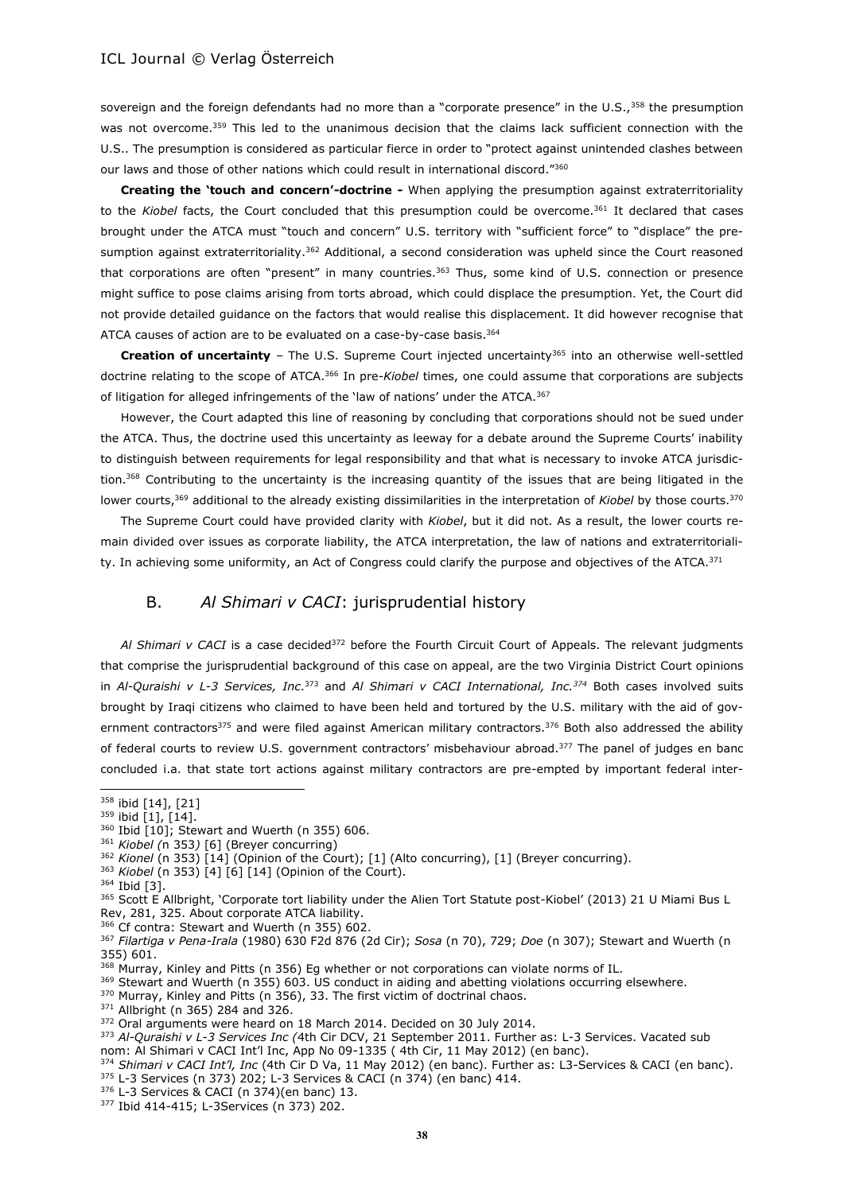sovereign and the foreign defendants had no more than a "corporate presence" in the U.S.,[358] the presumption was not overcome.[359] This led to the unanimous decision that the claims lack sufficient connection with the U.S.. The presumption is considered as particular fierce in order to "protect against unintended clashes between our laws and those of other nations which could result in international discord."[360]

**Creating the 'touch and concern'-doctrine -** When applying the presumption against extraterritoriality to the *Kiobel* facts, the Court concluded that this presumption could be overcome.[361] It declared that cases brought under the ATCA must "touch and concern" U.S. territory with "sufficient force" to "displace" the presumption against extraterritoriality.[362] Additional, a second consideration was upheld since the Court reasoned that corporations are often "present" in many countries.[363] Thus, some kind of U.S. connection or presence might suffice to pose claims arising from torts abroad, which could displace the presumption. Yet, the Court did not provide detailed guidance on the factors that would realise this displacement. It did however recognise that ATCA causes of action are to be evaluated on a case-by-case basis.[364]

**Creation of uncertainty** – The U.S. Supreme Court injected uncertainty[365] into an otherwise well-settled doctrine relating to the scope of ATCA.[366] In pre-*Kiobel* times, one could assume that corporations are subjects of litigation for alleged infringements of the 'law of nations' under the ATCA.[367]

However, the Court adapted this line of reasoning by concluding that corporations should not be sued under the ATCA. Thus, the doctrine used this uncertainty as leeway for a debate around the Supreme Courts' inability to distinguish between requirements for legal responsibility and that what is necessary to invoke ATCA jurisdiction.[368] Contributing to the uncertainty is the increasing quantity of the issues that are being litigated in the lower courts,[369] additional to the already existing dissimilarities in the interpretation of *Kiobel* by those courts.[370]

The Supreme Court could have provided clarity with *Kiobel*, but it did not. As a result, the lower courts remain divided over issues as corporate liability, the ATCA interpretation, the law of nations and extraterritoriality. In achieving some uniformity, an Act of Congress could clarify the purpose and objectives of the ATCA.[371]

## B. *Al Shimari v CACI*: jurisprudential history

*Al Shimari v CACI* is a case decided[372] before the Fourth Circuit Court of Appeals. The relevant judgments that comprise the jurisprudential background of this case on appeal, are the two Virginia District Court opinions in *Al-Quraishi v L-3 Services, Inc*.[373] and *Al Shimari v CACI International, Inc.*[374] Both cases involved suits brought by Iraqi citizens who claimed to have been held and tortured by the U.S. military with the aid of government contractors[375] and were filed against American military contractors.[376] Both also addressed the ability of federal courts to review U.S. government contractors' misbehaviour abroad.[377] The panel of judges en banc concluded i.a. that state tort actions against military contractors are pre-empted by important federal inter-

---

[358] ibid [14], [21]
[359] ibid [1], [14].
[360] Ibid [10]; Stewart and Wuerth (n 355) 606.
[361] *Kiobel (*n 353*)* [6] (Breyer concurring)
[362] *Kionel* (n 353) [14] (Opinion of the Court); [1] (Alto concurring), [1] (Breyer concurring).
[363] *Kiobel* (n 353) [4] [6] [14] (Opinion of the Court).
[364] Ibid [3].
[365] Scott E Allbright, 'Corporate tort liability under the Alien Tort Statute post-Kiobel' (2013) 21 U Miami Bus L Rev, 281, 325. About corporate ATCA liability.
[366] Cf contra: Stewart and Wuerth (n 355) 602.
[367] *Filartiga v Pena-Irala* (1980) 630 F2d 876 (2d Cir); *Sosa* (n 70), 729; *Doe* (n 307); Stewart and Wuerth (n 355) 601.
[368] Murray, Kinley and Pitts (n 356) Eg whether or not corporations can violate norms of IL.
[369] Stewart and Wuerth (n 355) 603. US conduct in aiding and abetting violations occurring elsewhere.
[370] Murray, Kinley and Pitts (n 356), 33. The first victim of doctrinal chaos.
[371] Allbright (n 365) 284 and 326.
[372] Oral arguments were heard on 18 March 2014. Decided on 30 July 2014.
[373] *Al-Quraishi v L-3 Services Inc (*4th Cir DCV, 21 September 2011. Further as: L-3 Services. Vacated sub nom: Al Shimari v CACI Int'l Inc, App No 09-1335 ( 4th Cir, 11 May 2012) (en banc).
[374] *Shimari v CACI Int'l, Inc* (4th Cir D Va, 11 May 2012) (en banc). Further as: L3-Services & CACI (en banc).
[375] L-3 Services (n 373) 202; L-3 Services & CACI (n 374) (en banc) 414.
[376] L-3 Services & CACI (n 374)(en banc) 13.
[377] Ibid 414-415; L-3Services (n 373) 202.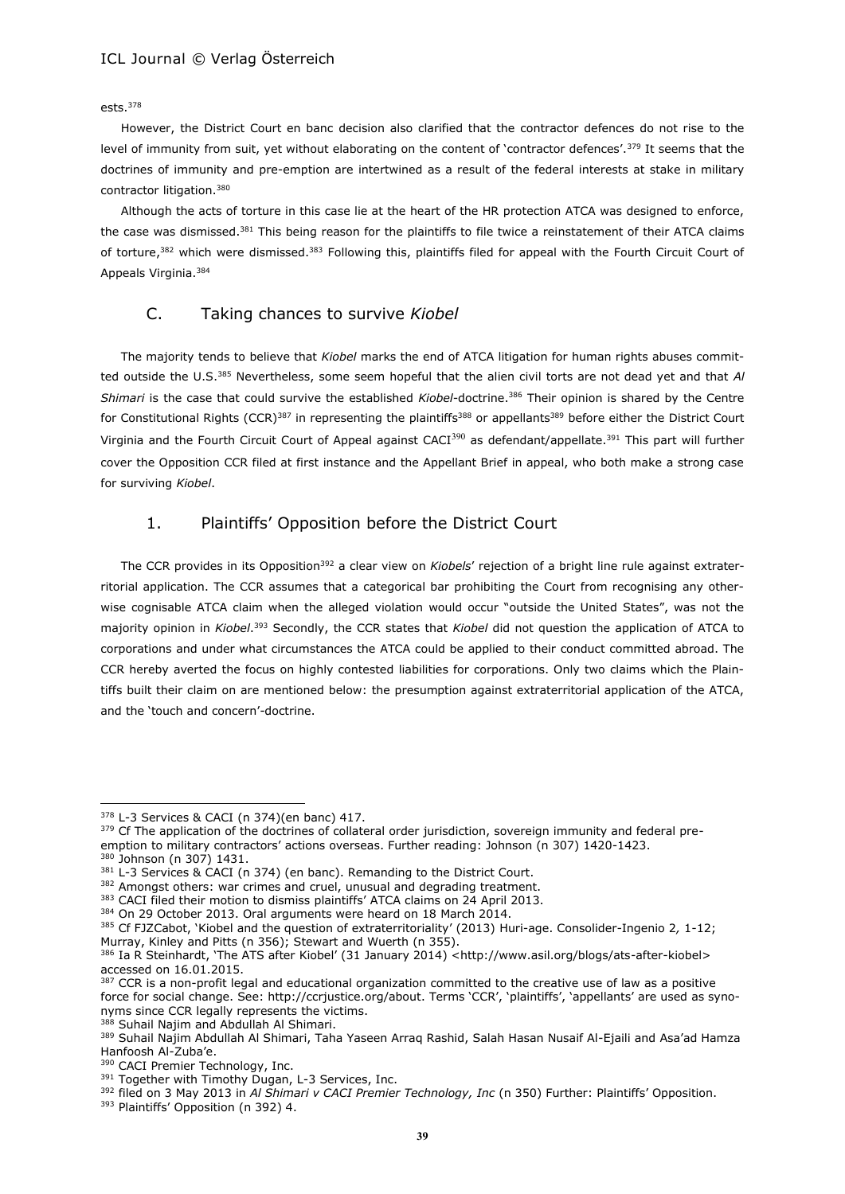ests.[378]

However, the District Court en banc decision also clarified that the contractor defences do not rise to the level of immunity from suit, yet without elaborating on the content of 'contractor defences'.[379] It seems that the doctrines of immunity and pre-emption are intertwined as a result of the federal interests at stake in military contractor litigation.[380]

Although the acts of torture in this case lie at the heart of the HR protection ATCA was designed to enforce, the case was dismissed.[381] This being reason for the plaintiffs to file twice a reinstatement of their ATCA claims of torture,[382] which were dismissed.[383] Following this, plaintiffs filed for appeal with the Fourth Circuit Court of Appeals Virginia.[384]

## C. Taking chances to survive *Kiobel*

The majority tends to believe that *Kiobel* marks the end of ATCA litigation for human rights abuses committed outside the U.S.[385] Nevertheless, some seem hopeful that the alien civil torts are not dead yet and that *Al Shimari* is the case that could survive the established *Kiobel*-doctrine.[386] Their opinion is shared by the Centre for Constitutional Rights (CCR)[387] in representing the plaintiffs[388] or appellants[389] before either the District Court Virginia and the Fourth Circuit Court of Appeal against CACI[390] as defendant/appellate.[391] This part will further cover the Opposition CCR filed at first instance and the Appellant Brief in appeal, who both make a strong case for surviving *Kiobel*.

### 1. Plaintiffs' Opposition before the District Court

The CCR provides in its Opposition[392] a clear view on *Kiobels*' rejection of a bright line rule against extraterritorial application. The CCR assumes that a categorical bar prohibiting the Court from recognising any otherwise cognisable ATCA claim when the alleged violation would occur "outside the United States", was not the majority opinion in *Kiobel*.[393] Secondly, the CCR states that *Kiobel* did not question the application of ATCA to corporations and under what circumstances the ATCA could be applied to their conduct committed abroad. The CCR hereby averted the focus on highly contested liabilities for corporations. Only two claims which the Plaintiffs built their claim on are mentioned below: the presumption against extraterritorial application of the ATCA, and the 'touch and concern'-doctrine.

---

[378] L-3 Services & CACI (n 374)(en banc) 417.

[379] Cf The application of the doctrines of collateral order jurisdiction, sovereign immunity and federal pre-emption to military contractors' actions overseas. Further reading: Johnson (n 307) 1420-1423.

[380] Johnson (n 307) 1431.

[381] L-3 Services & CACI (n 374) (en banc). Remanding to the District Court.

[382] Amongst others: war crimes and cruel, unusual and degrading treatment.

[383] CACI filed their motion to dismiss plaintiffs' ATCA claims on 24 April 2013.

[384] On 29 October 2013. Oral arguments were heard on 18 March 2014.

[385] Cf FJZCabot, 'Kiobel and the question of extraterritoriality' (2013) Huri-age. Consolider-Ingenio 2, 1-12; Murray, Kinley and Pitts (n 356); Stewart and Wuerth (n 355).

[386] Ia R Steinhardt, 'The ATS after Kiobel' (31 January 2014) <http://www.asil.org/blogs/ats-after-kiobel> accessed on 16.01.2015.

[387] CCR is a non-profit legal and educational organization committed to the creative use of law as a positive force for social change. See: http://ccrjustice.org/about. Terms 'CCR', 'plaintiffs', 'appellants' are used as synonyms since CCR legally represents the victims.

[388] Suhail Najim and Abdullah Al Shimari.

[389] Suhail Najim Abdullah Al Shimari, Taha Yaseen Arraq Rashid, Salah Hasan Nusaif Al-Ejaili and Asa'ad Hamza Hanfoosh Al-Zuba'e.

[390] CACI Premier Technology, Inc.

[391] Together with Timothy Dugan, L-3 Services, Inc.

[392] filed on 3 May 2013 in *Al Shimari v CACI Premier Technology, Inc* (n 350) Further: Plaintiffs' Opposition.

[393] Plaintiffs' Opposition (n 392) 4.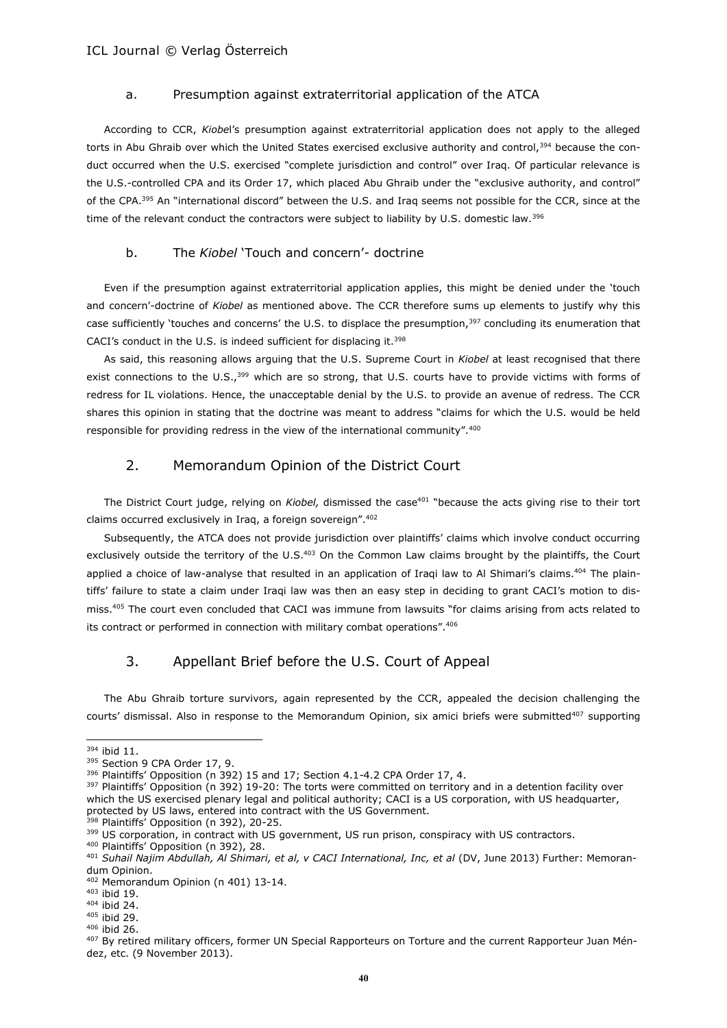### a. Presumption against extraterritorial application of the ATCA

According to CCR, *Kiobel*'s presumption against extraterritorial application does not apply to the alleged torts in Abu Ghraib over which the United States exercised exclusive authority and control,[394] because the conduct occurred when the U.S. exercised "complete jurisdiction and control" over Iraq. Of particular relevance is the U.S.-controlled CPA and its Order 17, which placed Abu Ghraib under the "exclusive authority, and control" of the CPA.[395] An "international discord" between the U.S. and Iraq seems not possible for the CCR, since at the time of the relevant conduct the contractors were subject to liability by U.S. domestic law.[396]

### b. The *Kiobel* 'Touch and concern'- doctrine

Even if the presumption against extraterritorial application applies, this might be denied under the 'touch and concern'-doctrine of *Kiobel* as mentioned above. The CCR therefore sums up elements to justify why this case sufficiently 'touches and concerns' the U.S. to displace the presumption,[397] concluding its enumeration that CACI's conduct in the U.S. is indeed sufficient for displacing it.[398]

As said, this reasoning allows arguing that the U.S. Supreme Court in *Kiobel* at least recognised that there exist connections to the U.S.,[399] which are so strong, that U.S. courts have to provide victims with forms of redress for IL violations. Hence, the unacceptable denial by the U.S. to provide an avenue of redress. The CCR shares this opinion in stating that the doctrine was meant to address "claims for which the U.S. would be held responsible for providing redress in the view of the international community".[400]

## 2. Memorandum Opinion of the District Court

The District Court judge, relying on *Kiobel,* dismissed the case[401] "because the acts giving rise to their tort claims occurred exclusively in Iraq, a foreign sovereign".[402]

Subsequently, the ATCA does not provide jurisdiction over plaintiffs' claims which involve conduct occurring exclusively outside the territory of the U.S.[403] On the Common Law claims brought by the plaintiffs, the Court applied a choice of law-analyse that resulted in an application of Iraqi law to Al Shimari's claims.[404] The plaintiffs' failure to state a claim under Iraqi law was then an easy step in deciding to grant CACI's motion to dismiss.[405] The court even concluded that CACI was immune from lawsuits "for claims arising from acts related to its contract or performed in connection with military combat operations".[406]

## 3. Appellant Brief before the U.S. Court of Appeal

The Abu Ghraib torture survivors, again represented by the CCR, appealed the decision challenging the courts' dismissal. Also in response to the Memorandum Opinion, six amici briefs were submitted[407] supporting

---

[394] ibid 11.

[395] Section 9 CPA Order 17, 9.

[396] Plaintiffs' Opposition (n 392) 15 and 17; Section 4.1-4.2 CPA Order 17, 4.

[397] Plaintiffs' Opposition (n 392) 19-20: The torts were committed on territory and in a detention facility over which the US exercised plenary legal and political authority; CACI is a US corporation, with US headquarter, protected by US laws, entered into contract with the US Government.

[398] Plaintiffs' Opposition (n 392), 20-25.

[399] US corporation, in contract with US government, US run prison, conspiracy with US contractors.

[400] Plaintiffs' Opposition (n 392), 28.

[401] *Suhail Najim Abdullah, Al Shimari, et al, v CACI International, Inc, et al* (DV, June 2013) Further: Memorandum Opinion.

[402] Memorandum Opinion (n 401) 13-14.

[403] ibid 19.

[404] ibid 24.

[405] ibid 29.

[406] ibid 26.

[407] By retired military officers, former UN Special Rapporteurs on Torture and the current Rapporteur Juan Méndez, etc. (9 November 2013).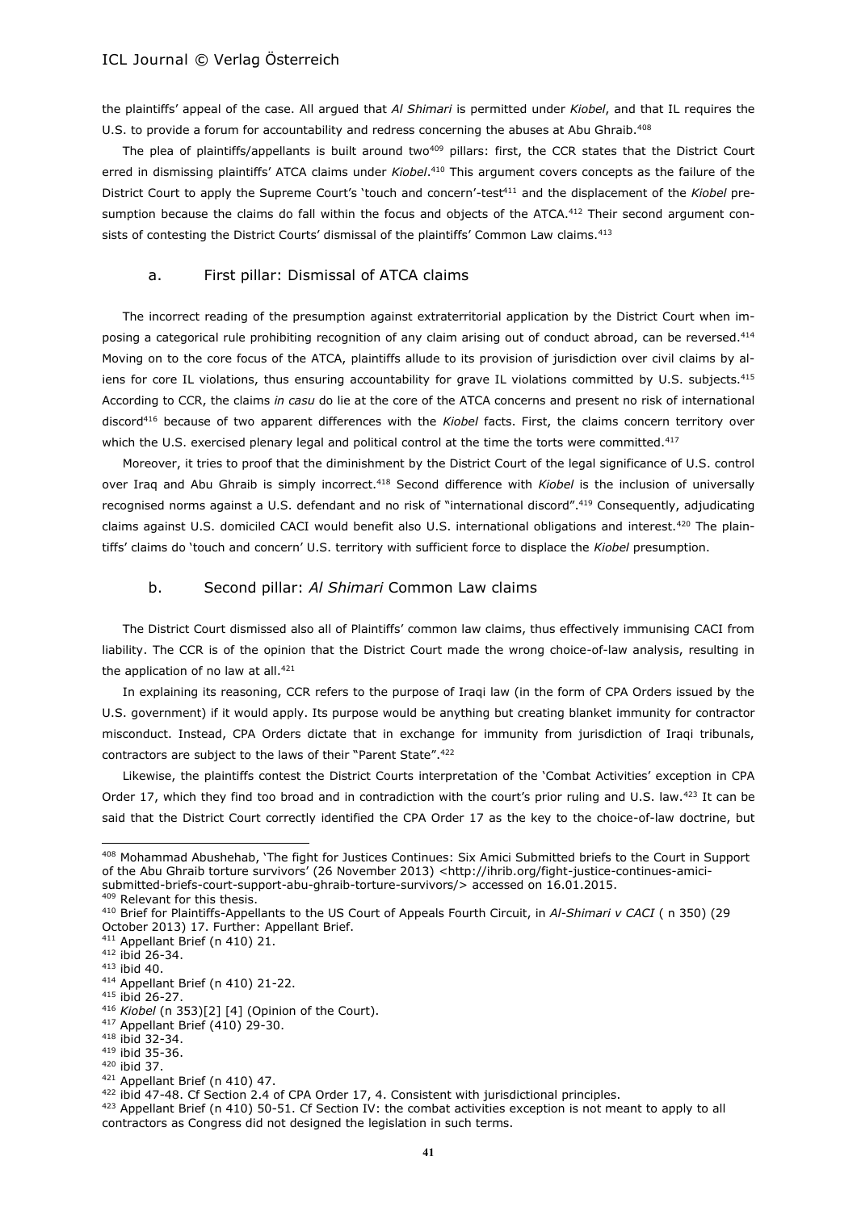the plaintiffs' appeal of the case. All argued that *Al Shimari* is permitted under *Kiobel*, and that IL requires the U.S. to provide a forum for accountability and redress concerning the abuses at Abu Ghraib.[408]

The plea of plaintiffs/appellants is built around two[409] pillars: first, the CCR states that the District Court erred in dismissing plaintiffs' ATCA claims under *Kiobel*.[410] This argument covers concepts as the failure of the District Court to apply the Supreme Court's 'touch and concern'-test[411] and the displacement of the *Kiobel* presumption because the claims do fall within the focus and objects of the ATCA.[412] Their second argument consists of contesting the District Courts' dismissal of the plaintiffs' Common Law claims.[413]

### a. First pillar: Dismissal of ATCA claims

The incorrect reading of the presumption against extraterritorial application by the District Court when imposing a categorical rule prohibiting recognition of any claim arising out of conduct abroad, can be reversed.[414] Moving on to the core focus of the ATCA, plaintiffs allude to its provision of jurisdiction over civil claims by aliens for core IL violations, thus ensuring accountability for grave IL violations committed by U.S. subjects.[415] According to CCR, the claims *in casu* do lie at the core of the ATCA concerns and present no risk of international discord[416] because of two apparent differences with the *Kiobel* facts. First, the claims concern territory over which the U.S. exercised plenary legal and political control at the time the torts were committed.[417]

Moreover, it tries to proof that the diminishment by the District Court of the legal significance of U.S. control over Iraq and Abu Ghraib is simply incorrect.[418] Second difference with *Kiobel* is the inclusion of universally recognised norms against a U.S. defendant and no risk of "international discord".[419] Consequently, adjudicating claims against U.S. domiciled CACI would benefit also U.S. international obligations and interest.[420] The plaintiffs' claims do 'touch and concern' U.S. territory with sufficient force to displace the *Kiobel* presumption.

### b. Second pillar: *Al Shimari* Common Law claims

The District Court dismissed also all of Plaintiffs' common law claims, thus effectively immunising CACI from liability. The CCR is of the opinion that the District Court made the wrong choice-of-law analysis, resulting in the application of no law at all.[421]

In explaining its reasoning, CCR refers to the purpose of Iraqi law (in the form of CPA Orders issued by the U.S. government) if it would apply. Its purpose would be anything but creating blanket immunity for contractor misconduct. Instead, CPA Orders dictate that in exchange for immunity from jurisdiction of Iraqi tribunals, contractors are subject to the laws of their "Parent State".[422]

Likewise, the plaintiffs contest the District Courts interpretation of the 'Combat Activities' exception in CPA Order 17, which they find too broad and in contradiction with the court's prior ruling and U.S. law.[423] It can be said that the District Court correctly identified the CPA Order 17 as the key to the choice-of-law doctrine, but

---

[408] Mohammad Abushehab, 'The fight for Justices Continues: Six Amici Submitted briefs to the Court in Support of the Abu Ghraib torture survivors' (26 November 2013) <http://ihrib.org/fight-justice-continues-amici-submitted-briefs-court-support-abu-ghraib-torture-survivors/> accessed on 16.01.2015.

[409] Relevant for this thesis.

[410] Brief for Plaintiffs-Appellants to the US Court of Appeals Fourth Circuit, in *Al-Shimari v CACI* ( n 350) (29 October 2013) 17. Further: Appellant Brief.

[411] Appellant Brief (n 410) 21.

[412] ibid 26-34.

[413] ibid 40.

[414] Appellant Brief (n 410) 21-22.

[415] ibid 26-27.

[416] *Kiobel* (n 353)[2] [4] (Opinion of the Court).

[417] Appellant Brief (410) 29-30.

[418] ibid 32-34.

[419] ibid 35-36.

[420] ibid 37.

[421] Appellant Brief (n 410) 47.

[422] ibid 47-48. Cf Section 2.4 of CPA Order 17, 4. Consistent with jurisdictional principles.

[423] Appellant Brief (n 410) 50-51. Cf Section IV: the combat activities exception is not meant to apply to all contractors as Congress did not designed the legislation in such terms.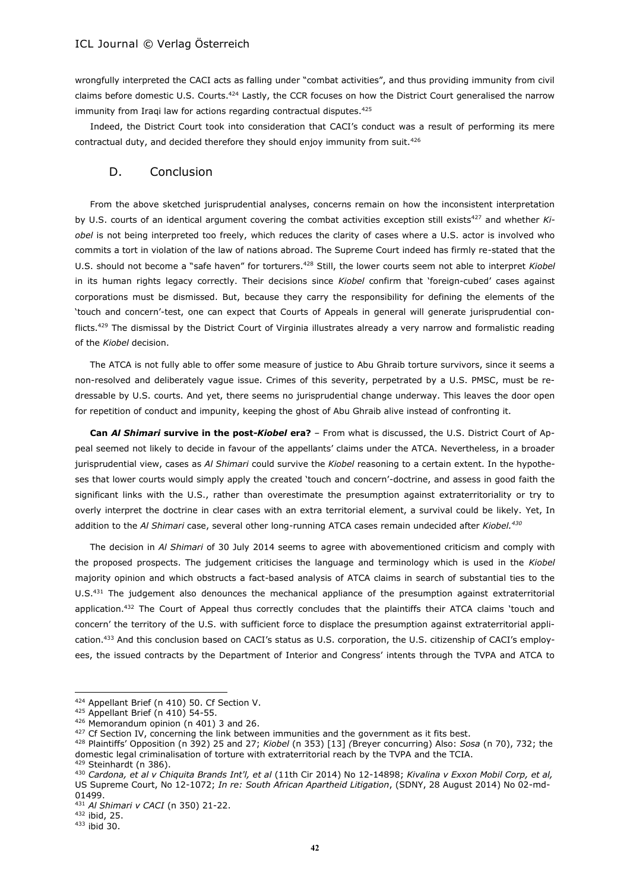wrongfully interpreted the CACI acts as falling under "combat activities", and thus providing immunity from civil claims before domestic U.S. Courts.[424] Lastly, the CCR focuses on how the District Court generalised the narrow immunity from Iraqi law for actions regarding contractual disputes.[425]

Indeed, the District Court took into consideration that CACI's conduct was a result of performing its mere contractual duty, and decided therefore they should enjoy immunity from suit.[426]

## D. Conclusion

From the above sketched jurisprudential analyses, concerns remain on how the inconsistent interpretation by U.S. courts of an identical argument covering the combat activities exception still exists[427] and whether *Kiobel* is not being interpreted too freely, which reduces the clarity of cases where a U.S. actor is involved who commits a tort in violation of the law of nations abroad. The Supreme Court indeed has firmly re-stated that the U.S. should not become a "safe haven" for torturers.[428] Still, the lower courts seem not able to interpret *Kiobel* in its human rights legacy correctly. Their decisions since *Kiobel* confirm that 'foreign-cubed' cases against corporations must be dismissed. But, because they carry the responsibility for defining the elements of the 'touch and concern'-test, one can expect that Courts of Appeals in general will generate jurisprudential conflicts.[429] The dismissal by the District Court of Virginia illustrates already a very narrow and formalistic reading of the *Kiobel* decision.

The ATCA is not fully able to offer some measure of justice to Abu Ghraib torture survivors, since it seems a non-resolved and deliberately vague issue. Crimes of this severity, perpetrated by a U.S. PMSC, must be redressable by U.S. courts. And yet, there seems no jurisprudential change underway. This leaves the door open for repetition of conduct and impunity, keeping the ghost of Abu Ghraib alive instead of confronting it.

**Can *Al Shimari* survive in the post-*Kiobel* era?** – From what is discussed, the U.S. District Court of Appeal seemed not likely to decide in favour of the appellants' claims under the ATCA. Nevertheless, in a broader jurisprudential view, cases as *Al Shimari* could survive the *Kiobel* reasoning to a certain extent. In the hypotheses that lower courts would simply apply the created 'touch and concern'-doctrine, and assess in good faith the significant links with the U.S., rather than overestimate the presumption against extraterritoriality or try to overly interpret the doctrine in clear cases with an extra territorial element, a survival could be likely. Yet, In addition to the *Al Shimari* case, several other long-running ATCA cases remain undecided after *Kiobel*.[430]

The decision in *Al Shimari* of 30 July 2014 seems to agree with abovementioned criticism and comply with the proposed prospects. The judgement criticises the language and terminology which is used in the *Kiobel* majority opinion and which obstructs a fact-based analysis of ATCA claims in search of substantial ties to the U.S.[431] The judgement also denounces the mechanical appliance of the presumption against extraterritorial application.[432] The Court of Appeal thus correctly concludes that the plaintiffs their ATCA claims 'touch and concern' the territory of the U.S. with sufficient force to displace the presumption against extraterritorial application.[433] And this conclusion based on CACI's status as U.S. corporation, the U.S. citizenship of CACI's employees, the issued contracts by the Department of Interior and Congress' intents through the TVPA and ATCA to

---

[424] Appellant Brief (n 410) 50. Cf Section V.

[425] Appellant Brief (n 410) 54-55.

[426] Memorandum opinion (n 401) 3 and 26.

[427] Cf Section IV, concerning the link between immunities and the government as it fits best.

[428] Plaintiffs' Opposition (n 392) 25 and 27; *Kiobel* (n 353) [13] *(*Breyer concurring) Also: *Sosa* (n 70), 732; the domestic legal criminalisation of torture with extraterritorial reach by the TVPA and the TCIA.

[429] Steinhardt (n 386).

[430] *Cardona, et al v Chiquita Brands Int'l, et al* (11th Cir 2014) No 12-14898; *Kivalina v Exxon Mobil Corp, et al,* US Supreme Court, No 12-1072; *In re: South African Apartheid Litigation*, (SDNY, 28 August 2014) No 02-md-01499.

[431] *Al Shimari v CACI* (n 350) 21-22.

[432] ibid, 25.

[433] ibid 30.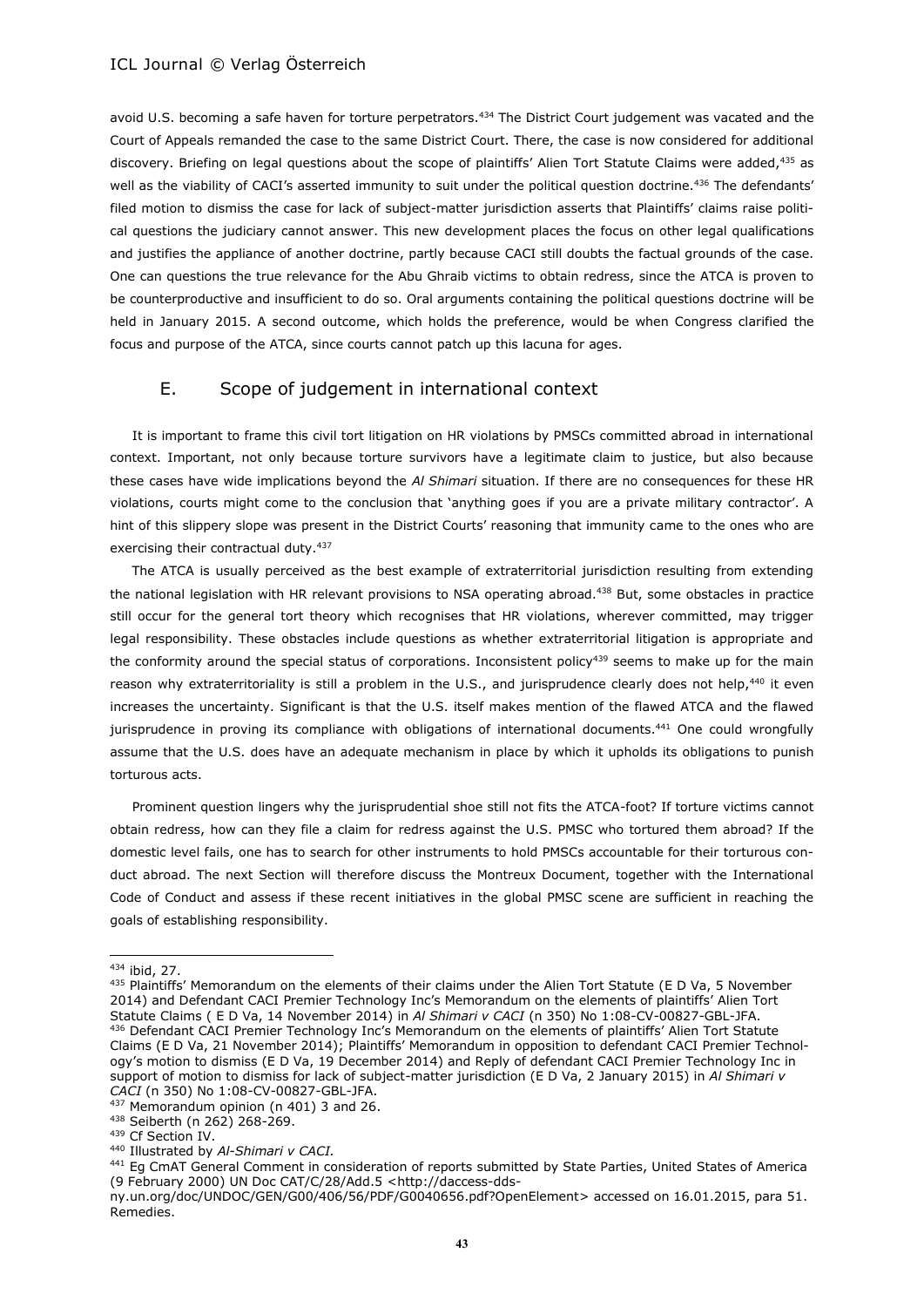avoid U.S. becoming a safe haven for torture perpetrators.[434] The District Court judgement was vacated and the Court of Appeals remanded the case to the same District Court. There, the case is now considered for additional discovery. Briefing on legal questions about the scope of plaintiffs' Alien Tort Statute Claims were added,[435] as well as the viability of CACI's asserted immunity to suit under the political question doctrine.[436] The defendants' filed motion to dismiss the case for lack of subject-matter jurisdiction asserts that Plaintiffs' claims raise political questions the judiciary cannot answer. This new development places the focus on other legal qualifications and justifies the appliance of another doctrine, partly because CACI still doubts the factual grounds of the case. One can questions the true relevance for the Abu Ghraib victims to obtain redress, since the ATCA is proven to be counterproductive and insufficient to do so. Oral arguments containing the political questions doctrine will be held in January 2015. A second outcome, which holds the preference, would be when Congress clarified the focus and purpose of the ATCA, since courts cannot patch up this lacuna for ages.

## E. Scope of judgement in international context

It is important to frame this civil tort litigation on HR violations by PMSCs committed abroad in international context. Important, not only because torture survivors have a legitimate claim to justice, but also because these cases have wide implications beyond the *Al Shimari* situation. If there are no consequences for these HR violations, courts might come to the conclusion that 'anything goes if you are a private military contractor'. A hint of this slippery slope was present in the District Courts' reasoning that immunity came to the ones who are exercising their contractual duty.[437]

The ATCA is usually perceived as the best example of extraterritorial jurisdiction resulting from extending the national legislation with HR relevant provisions to NSA operating abroad.[438] But, some obstacles in practice still occur for the general tort theory which recognises that HR violations, wherever committed, may trigger legal responsibility. These obstacles include questions as whether extraterritorial litigation is appropriate and the conformity around the special status of corporations. Inconsistent policy[439] seems to make up for the main reason why extraterritoriality is still a problem in the U.S., and jurisprudence clearly does not help,[440] it even increases the uncertainty. Significant is that the U.S. itself makes mention of the flawed ATCA and the flawed jurisprudence in proving its compliance with obligations of international documents.[441] One could wrongfully assume that the U.S. does have an adequate mechanism in place by which it upholds its obligations to punish torturous acts.

Prominent question lingers why the jurisprudential shoe still not fits the ATCA-foot? If torture victims cannot obtain redress, how can they file a claim for redress against the U.S. PMSC who tortured them abroad? If the domestic level fails, one has to search for other instruments to hold PMSCs accountable for their torturous conduct abroad. The next Section will therefore discuss the Montreux Document, together with the International Code of Conduct and assess if these recent initiatives in the global PMSC scene are sufficient in reaching the goals of establishing responsibility.

---

[434] ibid, 27.

[435] Plaintiffs' Memorandum on the elements of their claims under the Alien Tort Statute (E D Va, 5 November 2014) and Defendant CACI Premier Technology Inc's Memorandum on the elements of plaintiffs' Alien Tort Statute Claims ( E D Va, 14 November 2014) in *Al Shimari v CACI* (n 350) No 1:08-CV-00827-GBL-JFA.

[436] Defendant CACI Premier Technology Inc's Memorandum on the elements of plaintiffs' Alien Tort Statute Claims (E D Va, 21 November 2014); Plaintiffs' Memorandum in opposition to defendant CACI Premier Technology's motion to dismiss (E D Va, 19 December 2014) and Reply of defendant CACI Premier Technology Inc in support of motion to dismiss for lack of subject-matter jurisdiction (E D Va, 2 January 2015) in *Al Shimari v CACI* (n 350) No 1:08-CV-00827-GBL-JFA.

[437] Memorandum opinion (n 401) 3 and 26.

[438] Seiberth (n 262) 268-269.

[439] Cf Section IV.

[440] Illustrated by *Al-Shimari v CACI*.

[441] Eg CmAT General Comment in consideration of reports submitted by State Parties, United States of America (9 February 2000) UN Doc CAT/C/28/Add.5 <http://daccess-dds-ny.un.org/doc/UNDOC/GEN/G00/406/56/PDF/G0040656.pdf?OpenElement> accessed on 16.01.2015, para 51. Remedies.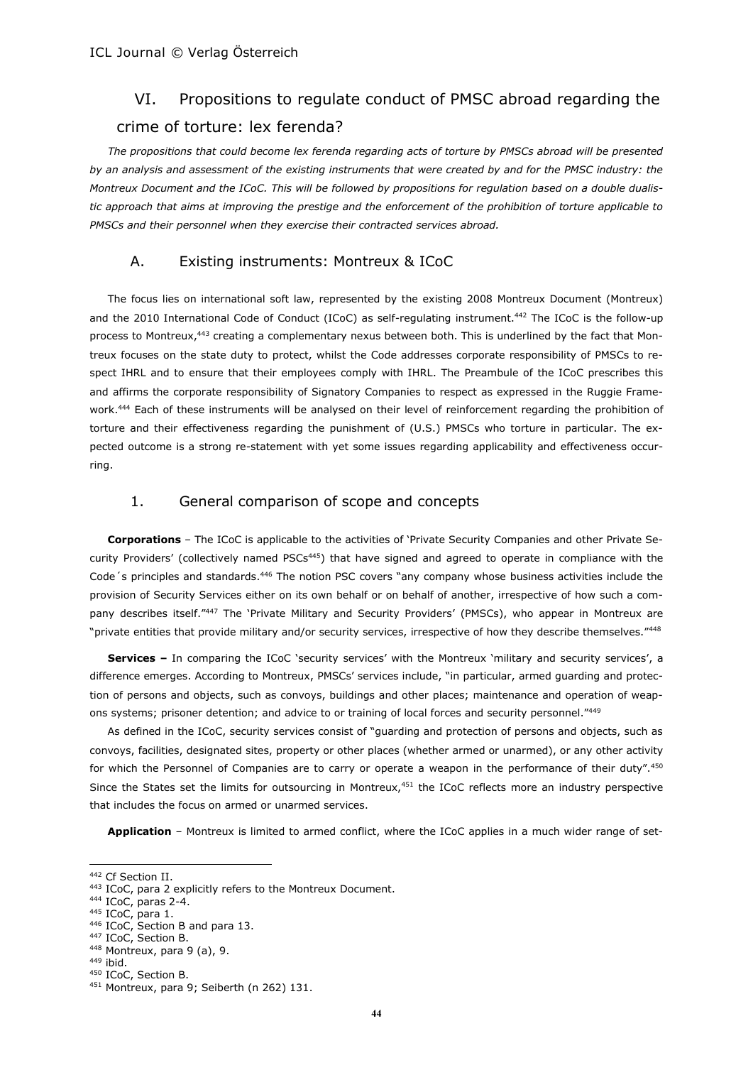## VI. Propositions to regulate conduct of PMSC abroad regarding the crime of torture: lex ferenda?

*The propositions that could become lex ferenda regarding acts of torture by PMSCs abroad will be presented by an analysis and assessment of the existing instruments that were created by and for the PMSC industry: the Montreux Document and the ICoC. This will be followed by propositions for regulation based on a double dualistic approach that aims at improving the prestige and the enforcement of the prohibition of torture applicable to PMSCs and their personnel when they exercise their contracted services abroad.*

### A. Existing instruments: Montreux & ICoC

The focus lies on international soft law, represented by the existing 2008 Montreux Document (Montreux) and the 2010 International Code of Conduct (ICoC) as self-regulating instrument.[442] The ICoC is the follow-up process to Montreux,[443] creating a complementary nexus between both. This is underlined by the fact that Montreux focuses on the state duty to protect, whilst the Code addresses corporate responsibility of PMSCs to respect IHRL and to ensure that their employees comply with IHRL. The Preamble of the ICoC prescribes this and affirms the corporate responsibility of Signatory Companies to respect as expressed in the Ruggie Framework.[444] Each of these instruments will be analysed on their level of reinforcement regarding the prohibition of torture and their effectiveness regarding the punishment of (U.S.) PMSCs who torture in particular. The expected outcome is a strong re-statement with yet some issues regarding applicability and effectiveness occurring.

#### 1. General comparison of scope and concepts

**Corporations** – The ICoC is applicable to the activities of 'Private Security Companies and other Private Security Providers' (collectively named PSCs[445]) that have signed and agreed to operate in compliance with the Code´s principles and standards.[446] The notion PSC covers "any company whose business activities include the provision of Security Services either on its own behalf or on behalf of another, irrespective of how such a company describes itself."[447] The 'Private Military and Security Providers' (PMSCs), who appear in Montreux are "private entities that provide military and/or security services, irrespective of how they describe themselves."[448]

**Services –** In comparing the ICoC 'security services' with the Montreux 'military and security services', a difference emerges. According to Montreux, PMSCs' services include, "in particular, armed guarding and protection of persons and objects, such as convoys, buildings and other places; maintenance and operation of weapons systems; prisoner detention; and advice to or training of local forces and security personnel."[449]

As defined in the ICoC, security services consist of "guarding and protection of persons and objects, such as convoys, facilities, designated sites, property or other places (whether armed or unarmed), or any other activity for which the Personnel of Companies are to carry or operate a weapon in the performance of their duty".[450] Since the States set the limits for outsourcing in Montreux,[451] the ICoC reflects more an industry perspective that includes the focus on armed or unarmed services.

**Application** – Montreux is limited to armed conflict, where the ICoC applies in a much wider range of set-

---

[442] Cf Section II.
[443] ICoC, para 2 explicitly refers to the Montreux Document.
[444] ICoC, paras 2-4.
[445] ICoC, para 1.
[446] ICoC, Section B and para 13.
[447] ICoC, Section B.
[448] Montreux, para 9 (a), 9.
[449] ibid.
[450] ICoC, Section B.
[451] Montreux, para 9; Seiberth (n 262) 131.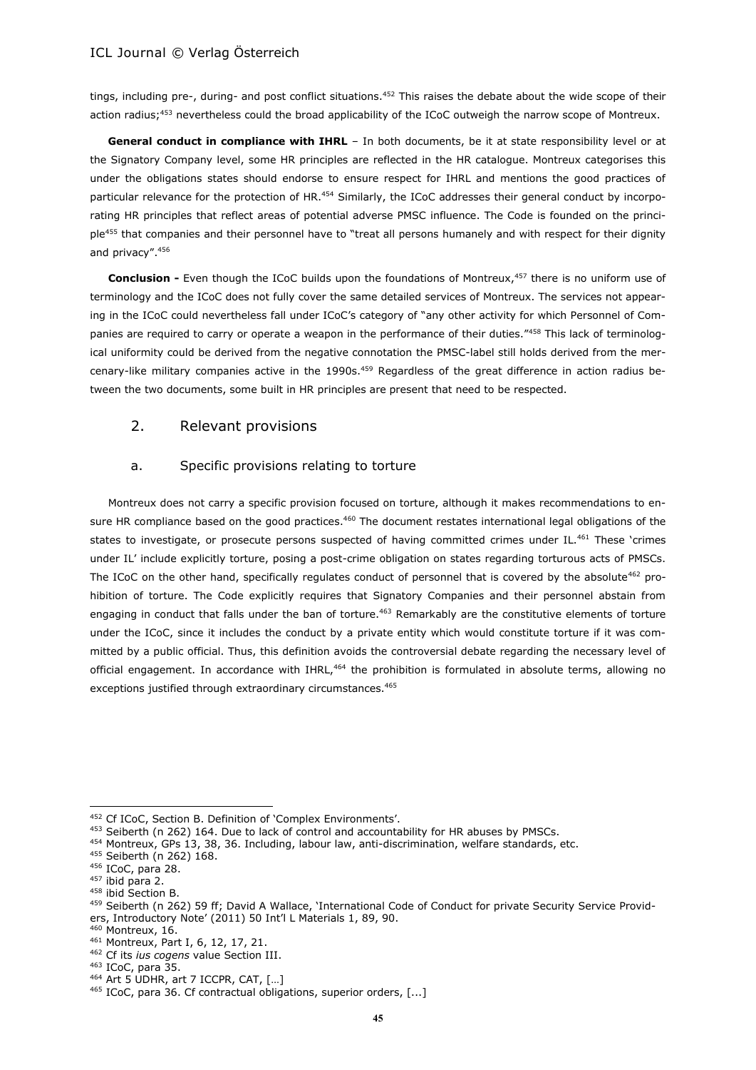tings, including pre-, during- and post conflict situations.[452] This raises the debate about the wide scope of their action radius;[453] nevertheless could the broad applicability of the ICoC outweigh the narrow scope of Montreux.

**General conduct in compliance with IHRL** – In both documents, be it at state responsibility level or at the Signatory Company level, some HR principles are reflected in the HR catalogue. Montreux categorises this under the obligations states should endorse to ensure respect for IHRL and mentions the good practices of particular relevance for the protection of HR.[454] Similarly, the ICoC addresses their general conduct by incorporating HR principles that reflect areas of potential adverse PMSC influence. The Code is founded on the principle[455] that companies and their personnel have to "treat all persons humanely and with respect for their dignity and privacy".[456]

**Conclusion -** Even though the ICoC builds upon the foundations of Montreux,[457] there is no uniform use of terminology and the ICoC does not fully cover the same detailed services of Montreux. The services not appearing in the ICoC could nevertheless fall under ICoC's category of "any other activity for which Personnel of Companies are required to carry or operate a weapon in the performance of their duties."[458] This lack of terminological uniformity could be derived from the negative connotation the PMSC-label still holds derived from the mercenary-like military companies active in the 1990s.[459] Regardless of the great difference in action radius between the two documents, some built in HR principles are present that need to be respected.

## 2. Relevant provisions

### a. Specific provisions relating to torture

Montreux does not carry a specific provision focused on torture, although it makes recommendations to ensure HR compliance based on the good practices.[460] The document restates international legal obligations of the states to investigate, or prosecute persons suspected of having committed crimes under IL.[461] These 'crimes under IL' include explicitly torture, posing a post-crime obligation on states regarding torturous acts of PMSCs. The ICoC on the other hand, specifically regulates conduct of personnel that is covered by the absolute[462] prohibition of torture. The Code explicitly requires that Signatory Companies and their personnel abstain from engaging in conduct that falls under the ban of torture.[463] Remarkably are the constitutive elements of torture under the ICoC, since it includes the conduct by a private entity which would constitute torture if it was committed by a public official. Thus, this definition avoids the controversial debate regarding the necessary level of official engagement. In accordance with IHRL,[464] the prohibition is formulated in absolute terms, allowing no exceptions justified through extraordinary circumstances.[465]

---

[452] Cf ICoC, Section B. Definition of 'Complex Environments'.
[453] Seiberth (n 262) 164. Due to lack of control and accountability for HR abuses by PMSCs.
[454] Montreux, GPs 13, 38, 36. Including, labour law, anti-discrimination, welfare standards, etc.
[455] Seiberth (n 262) 168.
[456] ICoC, para 28.
[457] ibid para 2.
[458] ibid Section B.
[459] Seiberth (n 262) 59 ff; David A Wallace, 'International Code of Conduct for private Security Service Providers, Introductory Note' (2011) 50 Int'l L Materials 1, 89, 90.
[460] Montreux, 16.
[461] Montreux, Part I, 6, 12, 17, 21.
[462] Cf its *ius cogens* value Section III.
[463] ICoC, para 35.
[464] Art 5 UDHR, art 7 ICCPR, CAT, […]
[465] ICoC, para 36. Cf contractual obligations, superior orders, [...]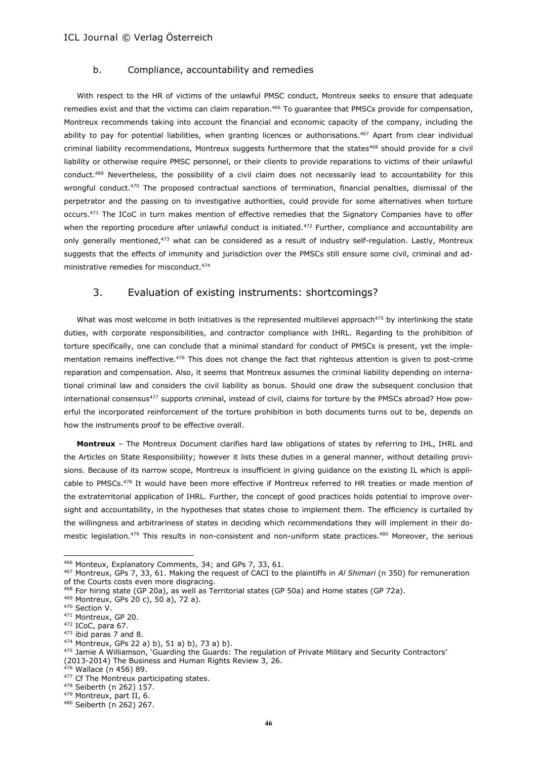### b. Compliance, accountability and remedies

With respect to the HR of victims of the unlawful PMSC conduct, Montreux seeks to ensure that adequate remedies exist and that the victims can claim reparation.[466] To guarantee that PMSCs provide for compensation, Montreux recommends taking into account the financial and economic capacity of the company, including the ability to pay for potential liabilities, when granting licences or authorisations.[467] Apart from clear individual criminal liability recommendations, Montreux suggests furthermore that the states[468] should provide for a civil liability or otherwise require PMSC personnel, or their clients to provide reparations to victims of their unlawful conduct.[469] Nevertheless, the possibility of a civil claim does not necessarily lead to accountability for this wrongful conduct.[470] The proposed contractual sanctions of termination, financial penalties, dismissal of the perpetrator and the passing on to investigative authorities, could provide for some alternatives when torture occurs.[471] The ICoC in turn makes mention of effective remedies that the Signatory Companies have to offer when the reporting procedure after unlawful conduct is initiated.[472] Further, compliance and accountability are only generally mentioned,[473] what can be considered as a result of industry self-regulation. Lastly, Montreux suggests that the effects of immunity and jurisdiction over the PMSCs still ensure some civil, criminal and administrative remedies for misconduct.[474]

## 3. Evaluation of existing instruments: shortcomings?

What was most welcome in both initiatives is the represented multilevel approach[475] by interlinking the state duties, with corporate responsibilities, and contractor compliance with IHRL. Regarding to the prohibition of torture specifically, one can conclude that a minimal standard for conduct of PMSCs is present, yet the implementation remains ineffective.[476] This does not change the fact that righteous attention is given to post-crime reparation and compensation. Also, it seems that Montreux assumes the criminal liability depending on international criminal law and considers the civil liability as bonus. Should one draw the subsequent conclusion that international consensus[477] supports criminal, instead of civil, claims for torture by the PMSCs abroad? How powerful the incorporated reinforcement of the torture prohibition in both documents turns out to be, depends on how the instruments proof to be effective overall.

**Montreux** – The Montreux Document clarifies hard law obligations of states by referring to IHL, IHRL and the Articles on State Responsibility; however it lists these duties in a general manner, without detailing provisions. Because of its narrow scope, Montreux is insufficient in giving guidance on the existing IL which is applicable to PMSCs.[478] It would have been more effective if Montreux referred to HR treaties or made mention of the extraterritorial application of IHRL. Further, the concept of good practices holds potential to improve oversight and accountability, in the hypotheses that states chose to implement them. The efficiency is curtailed by the willingness and arbitrariness of states in deciding which recommendations they will implement in their domestic legislation.[479] This results in non-consistent and non-uniform state practices.[480] Moreover, the serious

---

[466] Monteux, Explanatory Comments, 34; and GPs 7, 33, 61.

[467] Montreux, GPs 7, 33, 61. Making the request of CACI to the plaintiffs in *Al Shimari* (n 350) for remuneration of the Courts costs even more disgracing.

[468] For hiring state (GP 20a), as well as Territorial states (GP 50a) and Home states (GP 72a).

[469] Montreux, GPs 20 c), 50 a), 72 a).

[470] Section V.

[471] Montreux, GP 20.

[472] ICoC, para 67.

[473] ibid paras 7 and 8.

[474] Montreux, GPs 22 a) b), 51 a) b), 73 a) b).

[475] Jamie A Williamson, 'Guarding the Guards: The regulation of Private Military and Security Contractors' (2013-2014) The Business and Human Rights Review 3, 26.

[476] Wallace (n 456) 89.

[477] Cf The Montreux participating states.

[478] Seiberth (n 262) 157.

[479] Montreux, part II, 6.

[480] Seiberth (n 262) 267.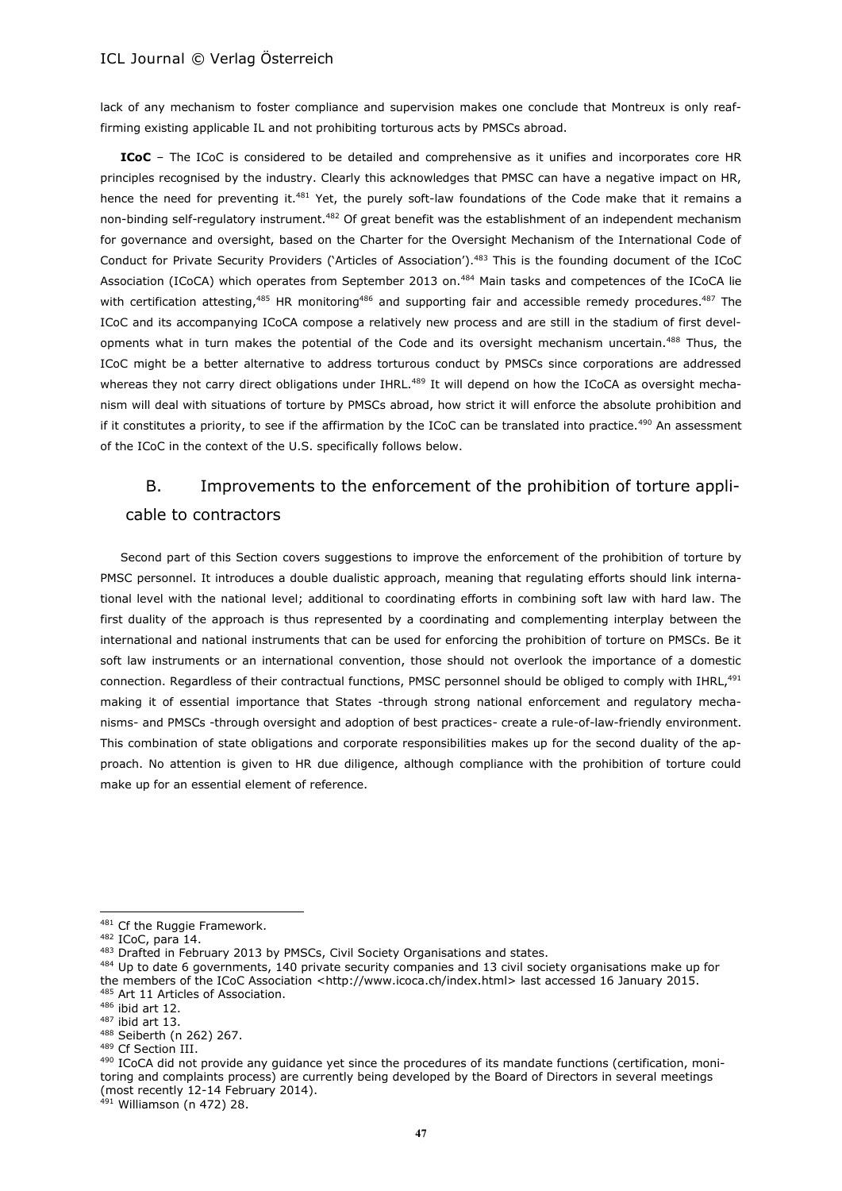lack of any mechanism to foster compliance and supervision makes one conclude that Montreux is only reaffirming existing applicable IL and not prohibiting torturous acts by PMSCs abroad.

**ICoC** – The ICoC is considered to be detailed and comprehensive as it unifies and incorporates core HR principles recognised by the industry. Clearly this acknowledges that PMSC can have a negative impact on HR, hence the need for preventing it.[481] Yet, the purely soft-law foundations of the Code make that it remains a non-binding self-regulatory instrument.[482] Of great benefit was the establishment of an independent mechanism for governance and oversight, based on the Charter for the Oversight Mechanism of the International Code of Conduct for Private Security Providers ('Articles of Association').[483] This is the founding document of the ICoC Association (ICoCA) which operates from September 2013 on.[484] Main tasks and competences of the ICoCA lie with certification attesting,[485] HR monitoring[486] and supporting fair and accessible remedy procedures.[487] The ICoC and its accompanying ICoCA compose a relatively new process and are still in the stadium of first developments what in turn makes the potential of the Code and its oversight mechanism uncertain.[488] Thus, the ICoC might be a better alternative to address torturous conduct by PMSCs since corporations are addressed whereas they not carry direct obligations under IHRL.[489] It will depend on how the ICoCA as oversight mechanism will deal with situations of torture by PMSCs abroad, how strict it will enforce the absolute prohibition and if it constitutes a priority, to see if the affirmation by the ICoC can be translated into practice.[490] An assessment of the ICoC in the context of the U.S. specifically follows below.

## B. Improvements to the enforcement of the prohibition of torture applicable to contractors

Second part of this Section covers suggestions to improve the enforcement of the prohibition of torture by PMSC personnel. It introduces a double dualistic approach, meaning that regulating efforts should link international level with the national level; additional to coordinating efforts in combining soft law with hard law. The first duality of the approach is thus represented by a coordinating and complementing interplay between the international and national instruments that can be used for enforcing the prohibition of torture on PMSCs. Be it soft law instruments or an international convention, those should not overlook the importance of a domestic connection. Regardless of their contractual functions, PMSC personnel should be obliged to comply with IHRL,[491] making it of essential importance that States -through strong national enforcement and regulatory mechanisms- and PMSCs -through oversight and adoption of best practices- create a rule-of-law-friendly environment. This combination of state obligations and corporate responsibilities makes up for the second duality of the approach. No attention is given to HR due diligence, although compliance with the prohibition of torture could make up for an essential element of reference.

---

[481] Cf the Ruggie Framework.

[482] ICoC, para 14.

[483] Drafted in February 2013 by PMSCs, Civil Society Organisations and states.

[484] Up to date 6 governments, 140 private security companies and 13 civil society organisations make up for the members of the ICoC Association <http://www.icoca.ch/index.html> last accessed 16 January 2015.

[485] Art 11 Articles of Association.

[486] ibid art 12.

[487] ibid art 13.

[488] Seiberth (n 262) 267.

[489] Cf Section III.

[490] ICoCA did not provide any guidance yet since the procedures of its mandate functions (certification, monitoring and complaints process) are currently being developed by the Board of Directors in several meetings (most recently 12-14 February 2014).

[491] Williamson (n 472) 28.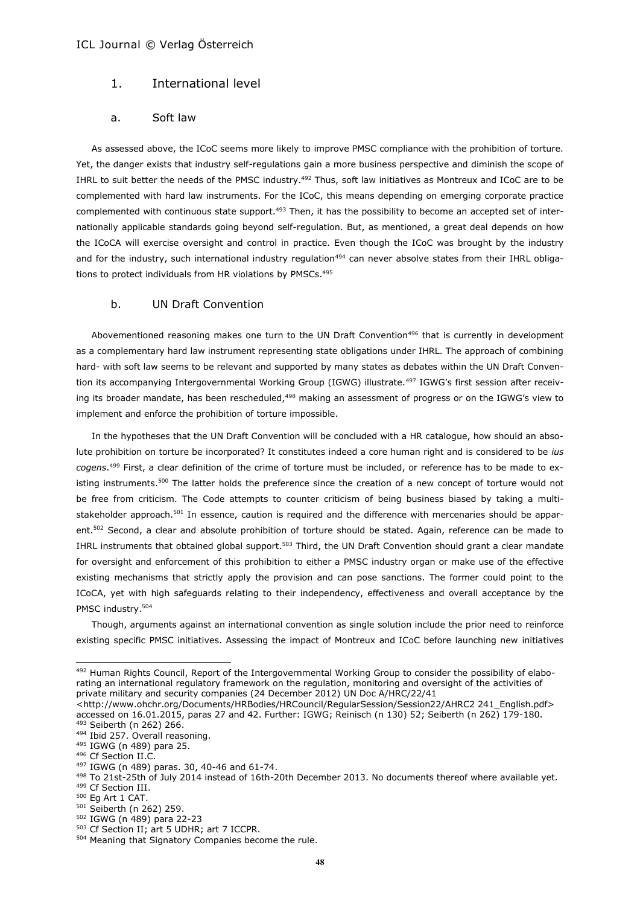## 1. International level

### a. Soft law

As assessed above, the ICoC seems more likely to improve PMSC compliance with the prohibition of torture. Yet, the danger exists that industry self-regulations gain a more business perspective and diminish the scope of IHRL to suit better the needs of the PMSC industry.[492] Thus, soft law initiatives as Montreux and ICoC are to be complemented with hard law instruments. For the ICoC, this means depending on emerging corporate practice complemented with continuous state support.[493] Then, it has the possibility to become an accepted set of internationally applicable standards going beyond self-regulation. But, as mentioned, a great deal depends on how the ICoCA will exercise oversight and control in practice. Even though the ICoC was brought by the industry and for the industry, such international industry regulation[494] can never absolve states from their IHRL obligations to protect individuals from HR violations by PMSCs.[495]

### b. UN Draft Convention

Abovementioned reasoning makes one turn to the UN Draft Convention[496] that is currently in development as a complementary hard law instrument representing state obligations under IHRL. The approach of combining hard- with soft law seems to be relevant and supported by many states as debates within the UN Draft Convention its accompanying Intergovernmental Working Group (IGWG) illustrate.[497] IGWG's first session after receiving its broader mandate, has been rescheduled,[498] making an assessment of progress or on the IGWG's view to implement and enforce the prohibition of torture impossible.

In the hypotheses that the UN Draft Convention will be concluded with a HR catalogue, how should an absolute prohibition on torture be incorporated? It constitutes indeed a core human right and is considered to be *ius cogens*.[499] First, a clear definition of the crime of torture must be included, or reference has to be made to existing instruments.[500] The latter holds the preference since the creation of a new concept of torture would not be free from criticism. The Code attempts to counter criticism of being business biased by taking a multi-stakeholder approach.[501] In essence, caution is required and the difference with mercenaries should be apparent.[502] Second, a clear and absolute prohibition of torture should be stated. Again, reference can be made to IHRL instruments that obtained global support.[503] Third, the UN Draft Convention should grant a clear mandate for oversight and enforcement of this prohibition to either a PMSC industry organ or make use of the effective existing mechanisms that strictly apply the provision and can pose sanctions. The former could point to the ICoCA, yet with high safeguards relating to their independency, effectiveness and overall acceptance by the PMSC industry.[504]

Though, arguments against an international convention as single solution include the prior need to reinforce existing specific PMSC initiatives. Assessing the impact of Montreux and ICoC before launching new initiatives

---

[492] Human Rights Council, Report of the Intergovernmental Working Group to consider the possibility of elaborating an international regulatory framework on the regulation, monitoring and oversight of the activities of private military and security companies (24 December 2012) UN Doc A/HRC/22/41 <http://www.ohchr.org/Documents/HRBodies/HRCouncil/RegularSession/Session22/AHRC2 241_English.pdf> accessed on 16.01.2015, paras 27 and 42. Further: IGWG; Reinisch (n 130) 52; Seiberth (n 262) 179-180.

[493] Seiberth (n 262) 266.

[494] Ibid 257. Overall reasoning.

[495] IGWG (n 489) para 25.

[496] Cf Section II.C.

[497] IGWG (n 489) paras. 30, 40-46 and 61-74.

[498] To 21st-25th of July 2014 instead of 16th-20th December 2013. No documents thereof where available yet.

[499] Cf Section III.

[500] Eg Art 1 CAT.

[501] Seiberth (n 262) 259.

[502] IGWG (n 489) para 22-23

[503] Cf Section II; art 5 UDHR; art 7 ICCPR.

[504] Meaning that Signatory Companies become the rule.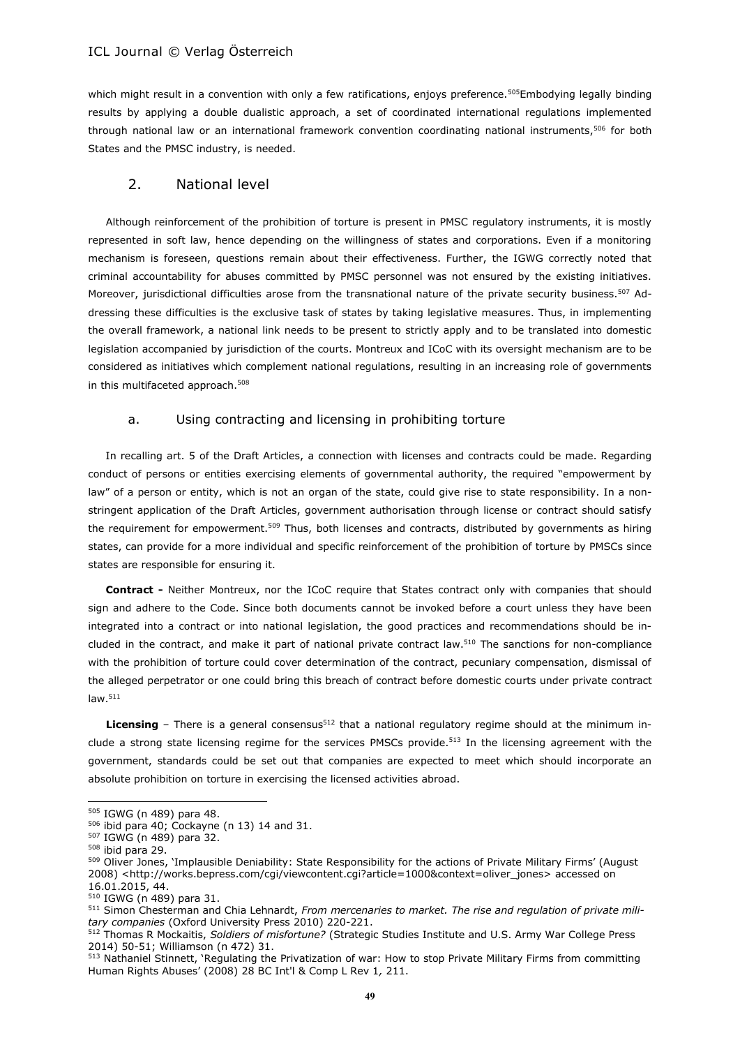which might result in a convention with only a few ratifications, enjoys preference.[505]Embodying legally binding results by applying a double dualistic approach, a set of coordinated international regulations implemented through national law or an international framework convention coordinating national instruments,[506] for both States and the PMSC industry, is needed.

## 2. National level

Although reinforcement of the prohibition of torture is present in PMSC regulatory instruments, it is mostly represented in soft law, hence depending on the willingness of states and corporations. Even if a monitoring mechanism is foreseen, questions remain about their effectiveness. Further, the IGWG correctly noted that criminal accountability for abuses committed by PMSC personnel was not ensured by the existing initiatives. Moreover, jurisdictional difficulties arose from the transnational nature of the private security business.[507] Addressing these difficulties is the exclusive task of states by taking legislative measures. Thus, in implementing the overall framework, a national link needs to be present to strictly apply and to be translated into domestic legislation accompanied by jurisdiction of the courts. Montreux and ICoC with its oversight mechanism are to be considered as initiatives which complement national regulations, resulting in an increasing role of governments in this multifaceted approach.[508]

### a. Using contracting and licensing in prohibiting torture

In recalling art. 5 of the Draft Articles, a connection with licenses and contracts could be made. Regarding conduct of persons or entities exercising elements of governmental authority, the required "empowerment by law" of a person or entity, which is not an organ of the state, could give rise to state responsibility. In a non-stringent application of the Draft Articles, government authorisation through license or contract should satisfy the requirement for empowerment.[509] Thus, both licenses and contracts, distributed by governments as hiring states, can provide for a more individual and specific reinforcement of the prohibition of torture by PMSCs since states are responsible for ensuring it.

**Contract -** Neither Montreux, nor the ICoC require that States contract only with companies that should sign and adhere to the Code. Since both documents cannot be invoked before a court unless they have been integrated into a contract or into national legislation, the good practices and recommendations should be included in the contract, and make it part of national private contract law.[510] The sanctions for non-compliance with the prohibition of torture could cover determination of the contract, pecuniary compensation, dismissal of the alleged perpetrator or one could bring this breach of contract before domestic courts under private contract law.[511]

**Licensing** – There is a general consensus[512] that a national regulatory regime should at the minimum include a strong state licensing regime for the services PMSCs provide.[513] In the licensing agreement with the government, standards could be set out that companies are expected to meet which should incorporate an absolute prohibition on torture in exercising the licensed activities abroad.

---

[505] IGWG (n 489) para 48.

[506] ibid para 40; Cockayne (n 13) 14 and 31.

[507] IGWG (n 489) para 32.

[508] ibid para 29.

[509] Oliver Jones, 'Implausible Deniability: State Responsibility for the actions of Private Military Firms' (August 2008) <http://works.bepress.com/cgi/viewcontent.cgi?article=1000&context=oliver_jones> accessed on 16.01.2015, 44.

[510] IGWG (n 489) para 31.

[511] Simon Chesterman and Chia Lehnardt, *From mercenaries to market. The rise and regulation of private military companies* (Oxford University Press 2010) 220-221.

[512] Thomas R Mockaitis, *Soldiers of misfortune?* (Strategic Studies Institute and U.S. Army War College Press 2014) 50-51; Williamson (n 472) 31.

[513] Nathaniel Stinnett, 'Regulating the Privatization of war: How to stop Private Military Firms from committing Human Rights Abuses' (2008) 28 BC Int'l & Comp L Rev 1, 211.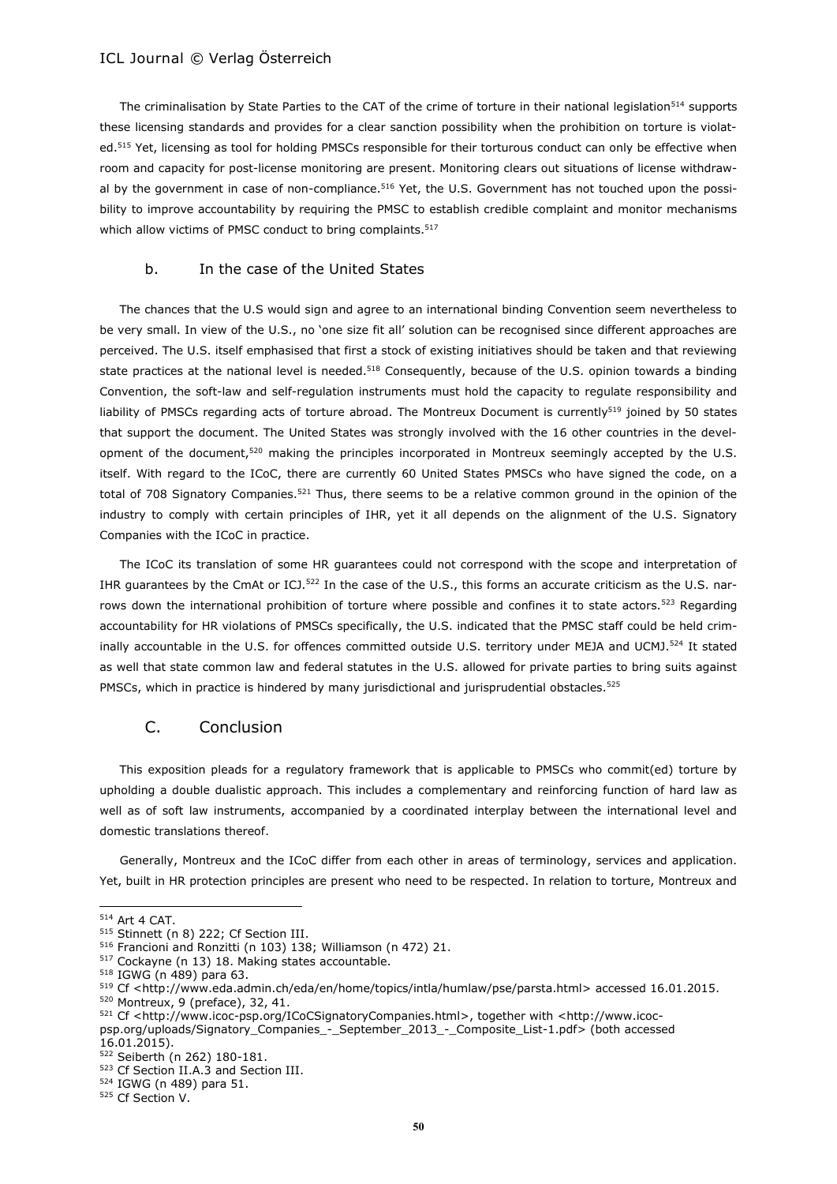The criminalisation by State Parties to the CAT of the crime of torture in their national legislation[514] supports these licensing standards and provides for a clear sanction possibility when the prohibition on torture is violated.[515] Yet, licensing as tool for holding PMSCs responsible for their torturous conduct can only be effective when room and capacity for post-license monitoring are present. Monitoring clears out situations of license withdrawal by the government in case of non-compliance.[516] Yet, the U.S. Government has not touched upon the possibility to improve accountability by requiring the PMSC to establish credible complaint and monitor mechanisms which allow victims of PMSC conduct to bring complaints.[517]

### b. In the case of the United States

The chances that the U.S would sign and agree to an international binding Convention seem nevertheless to be very small. In view of the U.S., no 'one size fit all' solution can be recognised since different approaches are perceived. The U.S. itself emphasised that first a stock of existing initiatives should be taken and that reviewing state practices at the national level is needed.[518] Consequently, because of the U.S. opinion towards a binding Convention, the soft-law and self-regulation instruments must hold the capacity to regulate responsibility and liability of PMSCs regarding acts of torture abroad. The Montreux Document is currently[519] joined by 50 states that support the document. The United States was strongly involved with the 16 other countries in the development of the document,[520] making the principles incorporated in Montreux seemingly accepted by the U.S. itself. With regard to the ICoC, there are currently 60 United States PMSCs who have signed the code, on a total of 708 Signatory Companies.[521] Thus, there seems to be a relative common ground in the opinion of the industry to comply with certain principles of IHR, yet it all depends on the alignment of the U.S. Signatory Companies with the ICoC in practice.

The ICoC its translation of some HR guarantees could not correspond with the scope and interpretation of IHR guarantees by the CmAt or ICJ.[522] In the case of the U.S., this forms an accurate criticism as the U.S. narrows down the international prohibition of torture where possible and confines it to state actors.[523] Regarding accountability for HR violations of PMSCs specifically, the U.S. indicated that the PMSC staff could be held criminally accountable in the U.S. for offences committed outside U.S. territory under MEJA and UCMJ.[524] It stated as well that state common law and federal statutes in the U.S. allowed for private parties to bring suits against PMSCs, which in practice is hindered by many jurisdictional and jurisprudential obstacles.[525]

## C. Conclusion

This exposition pleads for a regulatory framework that is applicable to PMSCs who commit(ed) torture by upholding a double dualistic approach. This includes a complementary and reinforcing function of hard law as well as of soft law instruments, accompanied by a coordinated interplay between the international level and domestic translations thereof.

Generally, Montreux and the ICoC differ from each other in areas of terminology, services and application. Yet, built in HR protection principles are present who need to be respected. In relation to torture, Montreux and

---

[514] Art 4 CAT.

[515] Stinnett (n 8) 222; Cf Section III.

[516] Francioni and Ronzitti (n 103) 138; Williamson (n 472) 21.

[517] Cockayne (n 13) 18. Making states accountable.

[518] IGWG (n 489) para 63.

[519] Cf <http://www.eda.admin.ch/eda/en/home/topics/intla/humlaw/pse/parsta.html> accessed 16.01.2015.

[520] Montreux, 9 (preface), 32, 41.

[521] Cf <http://www.icoc-psp.org/ICoCSignatoryCompanies.html>, together with <http://www.icoc-psp.org/uploads/Signatory_Companies_-_September_2013_-_Composite_List-1.pdf> (both accessed 16.01.2015).

[522] Seiberth (n 262) 180-181.

[523] Cf Section II.A.3 and Section III.

[524] IGWG (n 489) para 51.

[525] Cf Section V.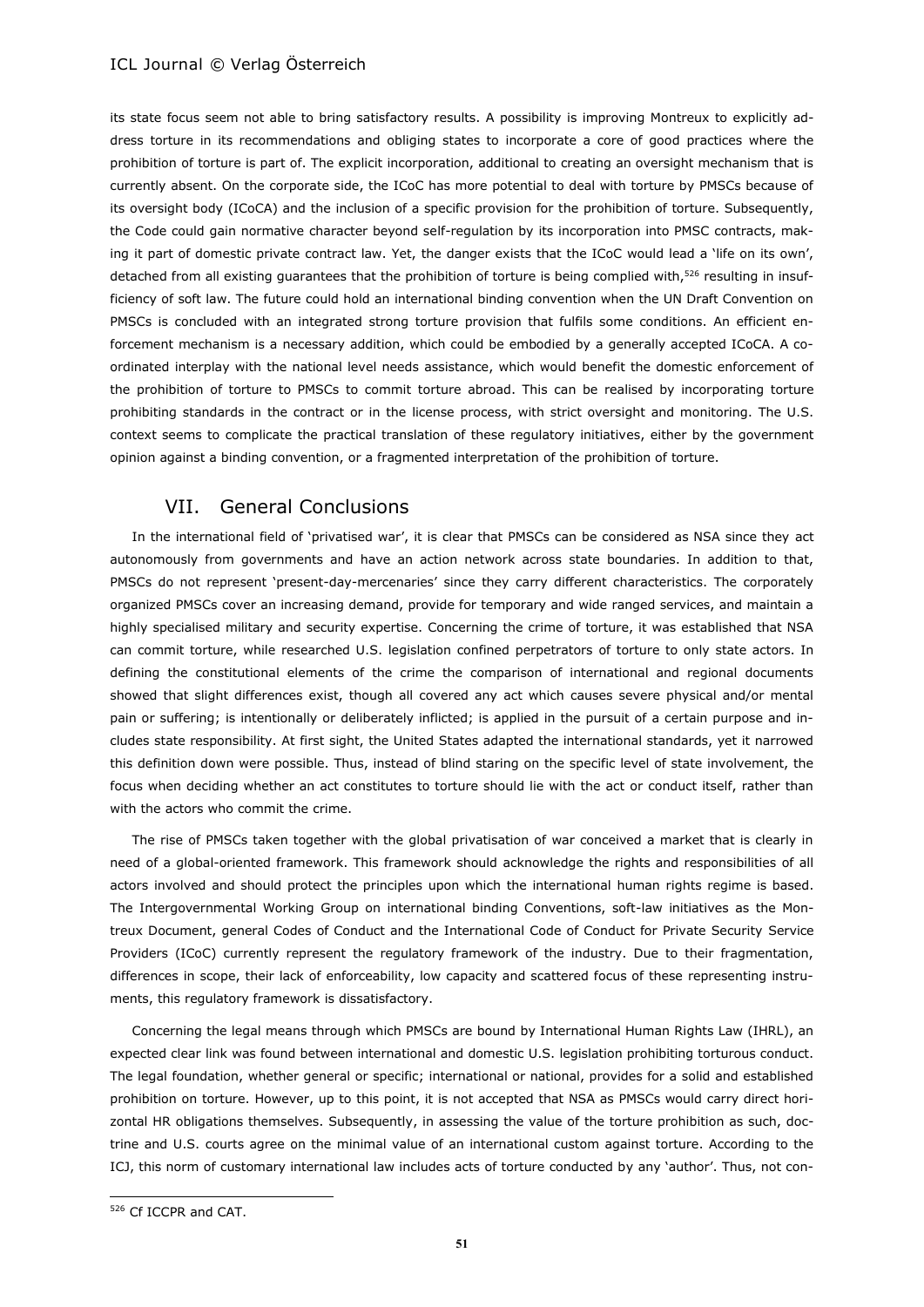its state focus seem not able to bring satisfactory results. A possibility is improving Montreux to explicitly address torture in its recommendations and obliging states to incorporate a core of good practices where the prohibition of torture is part of. The explicit incorporation, additional to creating an oversight mechanism that is currently absent. On the corporate side, the ICoC has more potential to deal with torture by PMSCs because of its oversight body (ICoCA) and the inclusion of a specific provision for the prohibition of torture. Subsequently, the Code could gain normative character beyond self-regulation by its incorporation into PMSC contracts, making it part of domestic private contract law. Yet, the danger exists that the ICoC would lead a 'life on its own', detached from all existing guarantees that the prohibition of torture is being complied with,[526] resulting in insufficiency of soft law. The future could hold an international binding convention when the UN Draft Convention on PMSCs is concluded with an integrated strong torture provision that fulfils some conditions. An efficient enforcement mechanism is a necessary addition, which could be embodied by a generally accepted ICoCA. A coordinated interplay with the national level needs assistance, which would benefit the domestic enforcement of the prohibition of torture to PMSCs to commit torture abroad. This can be realised by incorporating torture prohibiting standards in the contract or in the license process, with strict oversight and monitoring. The U.S. context seems to complicate the practical translation of these regulatory initiatives, either by the government opinion against a binding convention, or a fragmented interpretation of the prohibition of torture.

## VII. General Conclusions

In the international field of 'privatised war', it is clear that PMSCs can be considered as NSA since they act autonomously from governments and have an action network across state boundaries. In addition to that, PMSCs do not represent 'present-day-mercenaries' since they carry different characteristics. The corporately organized PMSCs cover an increasing demand, provide for temporary and wide ranged services, and maintain a highly specialised military and security expertise. Concerning the crime of torture, it was established that NSA can commit torture, while researched U.S. legislation confined perpetrators of torture to only state actors. In defining the constitutional elements of the crime the comparison of international and regional documents showed that slight differences exist, though all covered any act which causes severe physical and/or mental pain or suffering; is intentionally or deliberately inflicted; is applied in the pursuit of a certain purpose and includes state responsibility. At first sight, the United States adapted the international standards, yet it narrowed this definition down were possible. Thus, instead of blind staring on the specific level of state involvement, the focus when deciding whether an act constitutes to torture should lie with the act or conduct itself, rather than with the actors who commit the crime.

The rise of PMSCs taken together with the global privatisation of war conceived a market that is clearly in need of a global-oriented framework. This framework should acknowledge the rights and responsibilities of all actors involved and should protect the principles upon which the international human rights regime is based. The Intergovernmental Working Group on international binding Conventions, soft-law initiatives as the Montreux Document, general Codes of Conduct and the International Code of Conduct for Private Security Service Providers (ICoC) currently represent the regulatory framework of the industry. Due to their fragmentation, differences in scope, their lack of enforceability, low capacity and scattered focus of these representing instruments, this regulatory framework is dissatisfactory.

Concerning the legal means through which PMSCs are bound by International Human Rights Law (IHRL), an expected clear link was found between international and domestic U.S. legislation prohibiting torturous conduct. The legal foundation, whether general or specific; international or national, provides for a solid and established prohibition on torture. However, up to this point, it is not accepted that NSA as PMSCs would carry direct horizontal HR obligations themselves. Subsequently, in assessing the value of the torture prohibition as such, doctrine and U.S. courts agree on the minimal value of an international custom against torture. According to the ICJ, this norm of customary international law includes acts of torture conducted by any 'author'. Thus, not con-

---

[526] Cf ICCPR and CAT.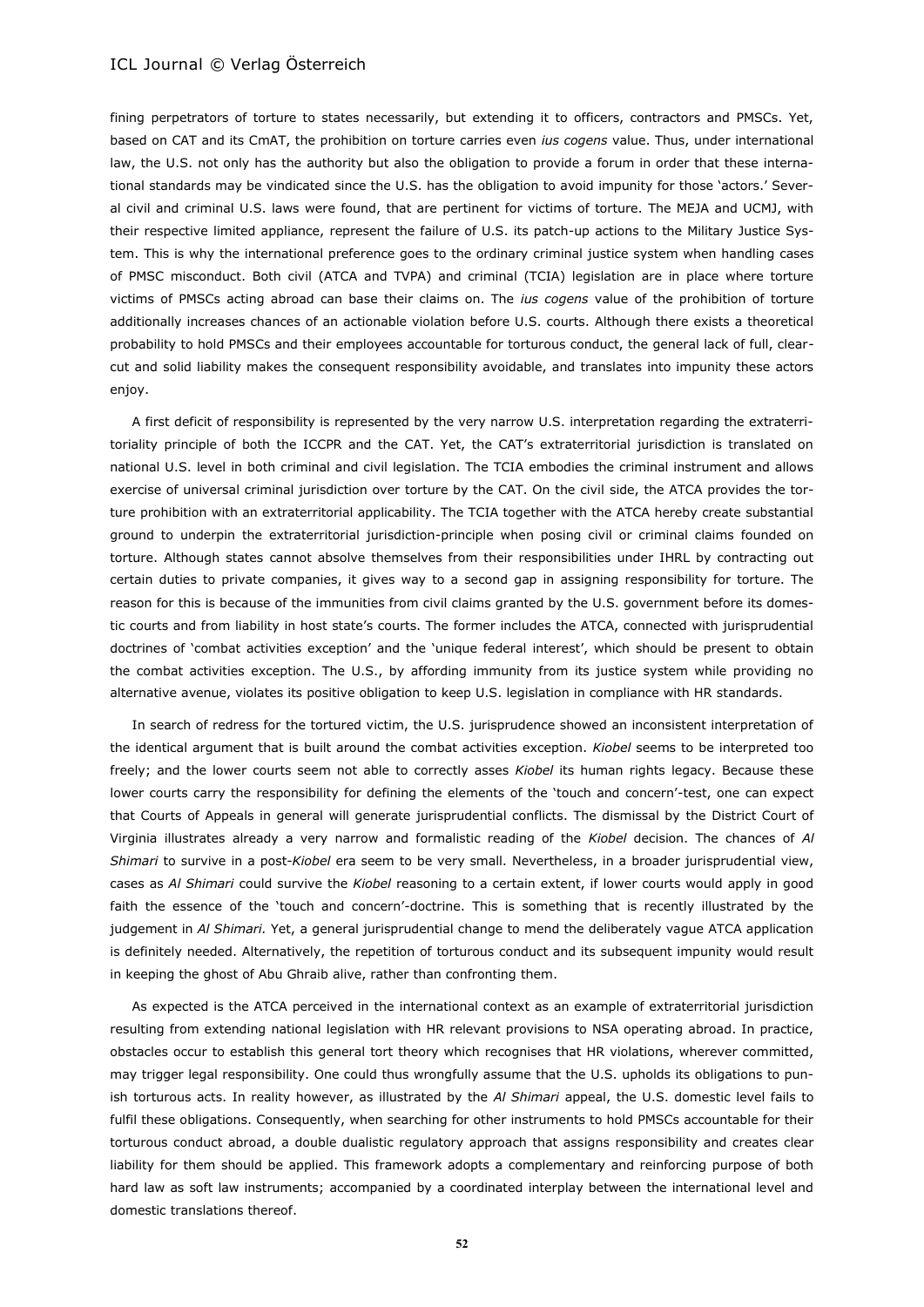fining perpetrators of torture to states necessarily, but extending it to officers, contractors and PMSCs. Yet, based on CAT and its CmAT, the prohibition on torture carries even *ius cogens* value. Thus, under international law, the U.S. not only has the authority but also the obligation to provide a forum in order that these international standards may be vindicated since the U.S. has the obligation to avoid impunity for those 'actors.' Several civil and criminal U.S. laws were found, that are pertinent for victims of torture. The MEJA and UCMJ, with their respective limited appliance, represent the failure of U.S. its patch-up actions to the Military Justice System. This is why the international preference goes to the ordinary criminal justice system when handling cases of PMSC misconduct. Both civil (ATCA and TVPA) and criminal (TCIA) legislation are in place where torture victims of PMSCs acting abroad can base their claims on. The *ius cogens* value of the prohibition of torture additionally increases chances of an actionable violation before U.S. courts. Although there exists a theoretical probability to hold PMSCs and their employees accountable for torturous conduct, the general lack of full, clear-cut and solid liability makes the consequent responsibility avoidable, and translates into impunity these actors enjoy.

A first deficit of responsibility is represented by the very narrow U.S. interpretation regarding the extraterritoriality principle of both the ICCPR and the CAT. Yet, the CAT's extraterritorial jurisdiction is translated on national U.S. level in both criminal and civil legislation. The TCIA embodies the criminal instrument and allows exercise of universal criminal jurisdiction over torture by the CAT. On the civil side, the ATCA provides the torture prohibition with an extraterritorial applicability. The TCIA together with the ATCA hereby create substantial ground to underpin the extraterritorial jurisdiction-principle when posing civil or criminal claims founded on torture. Although states cannot absolve themselves from their responsibilities under IHRL by contracting out certain duties to private companies, it gives way to a second gap in assigning responsibility for torture. The reason for this is because of the immunities from civil claims granted by the U.S. government before its domestic courts and from liability in host state's courts. The former includes the ATCA, connected with jurisprudential doctrines of 'combat activities exception' and the 'unique federal interest', which should be present to obtain the combat activities exception. The U.S., by affording immunity from its justice system while providing no alternative avenue, violates its positive obligation to keep U.S. legislation in compliance with HR standards.

In search of redress for the tortured victim, the U.S. jurisprudence showed an inconsistent interpretation of the identical argument that is built around the combat activities exception. *Kiobel* seems to be interpreted too freely; and the lower courts seem not able to correctly asses *Kiobel* its human rights legacy. Because these lower courts carry the responsibility for defining the elements of the 'touch and concern'-test, one can expect that Courts of Appeals in general will generate jurisprudential conflicts. The dismissal by the District Court of Virginia illustrates already a very narrow and formalistic reading of the *Kiobel* decision. The chances of *Al Shimari* to survive in a post-*Kiobel* era seem to be very small. Nevertheless, in a broader jurisprudential view, cases as *Al Shimari* could survive the *Kiobel* reasoning to a certain extent, if lower courts would apply in good faith the essence of the 'touch and concern'-doctrine. This is something that is recently illustrated by the judgement in *Al Shimari.* Yet, a general jurisprudential change to mend the deliberately vague ATCA application is definitely needed. Alternatively, the repetition of torturous conduct and its subsequent impunity would result in keeping the ghost of Abu Ghraib alive, rather than confronting them.

As expected is the ATCA perceived in the international context as an example of extraterritorial jurisdiction resulting from extending national legislation with HR relevant provisions to NSA operating abroad. In practice, obstacles occur to establish this general tort theory which recognises that HR violations, wherever committed, may trigger legal responsibility. One could thus wrongfully assume that the U.S. upholds its obligations to punish torturous acts. In reality however, as illustrated by the *Al Shimari* appeal, the U.S. domestic level fails to fulfil these obligations. Consequently, when searching for other instruments to hold PMSCs accountable for their torturous conduct abroad, a double dualistic regulatory approach that assigns responsibility and creates clear liability for them should be applied. This framework adopts a complementary and reinforcing purpose of both hard law as soft law instruments; accompanied by a coordinated interplay between the international level and domestic translations thereof.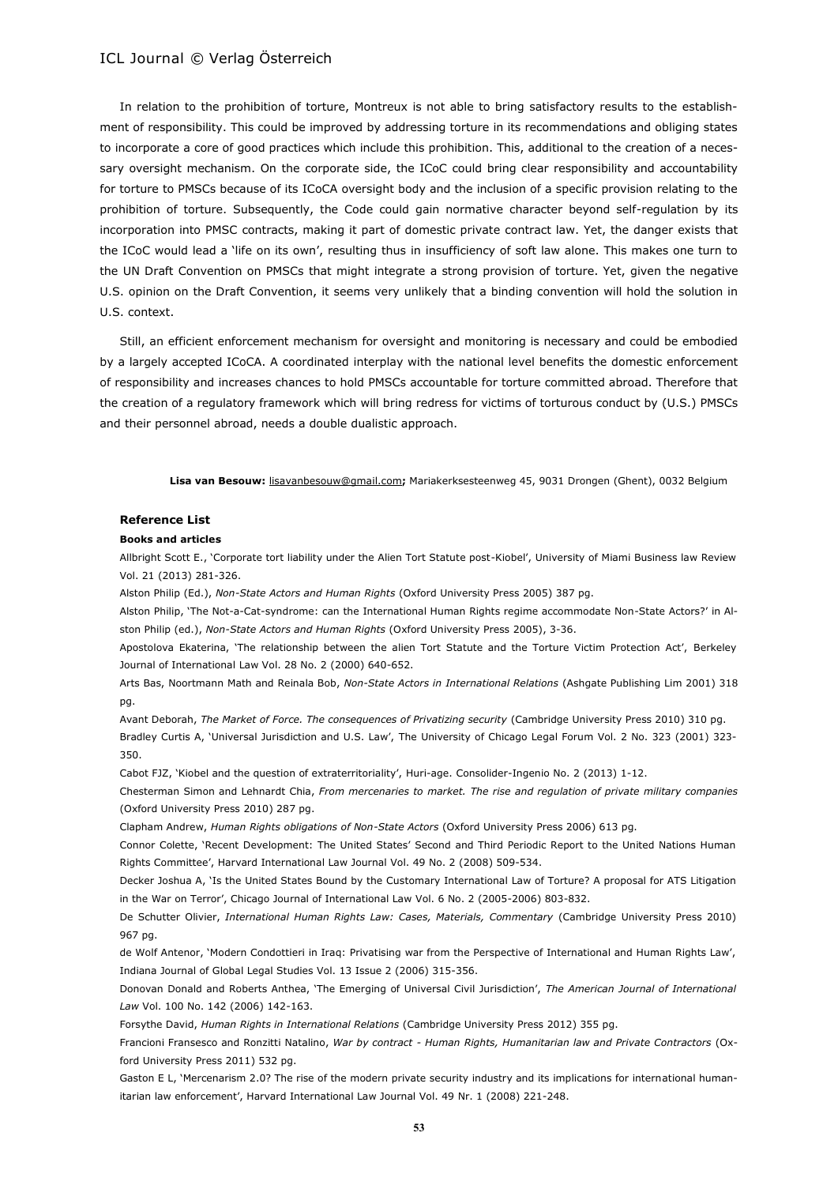In relation to the prohibition of torture, Montreux is not able to bring satisfactory results to the establishment of responsibility. This could be improved by addressing torture in its recommendations and obliging states to incorporate a core of good practices which include this prohibition. This, additional to the creation of a necessary oversight mechanism. On the corporate side, the ICoC could bring clear responsibility and accountability for torture to PMSCs because of its ICoCA oversight body and the inclusion of a specific provision relating to the prohibition of torture. Subsequently, the Code could gain normative character beyond self-regulation by its incorporation into PMSC contracts, making it part of domestic private contract law. Yet, the danger exists that the ICoC would lead a 'life on its own', resulting thus in insufficiency of soft law alone. This makes one turn to the UN Draft Convention on PMSCs that might integrate a strong provision of torture. Yet, given the negative U.S. opinion on the Draft Convention, it seems very unlikely that a binding convention will hold the solution in U.S. context.

Still, an efficient enforcement mechanism for oversight and monitoring is necessary and could be embodied by a largely accepted ICoCA. A coordinated interplay with the national level benefits the domestic enforcement of responsibility and increases chances to hold PMSCs accountable for torture committed abroad. Therefore that the creation of a regulatory framework which will bring redress for victims of torturous conduct by (U.S.) PMSCs and their personnel abroad, needs a double dualistic approach.

**Lisa van Besouw:** lisavanbesouw@gmail.com**;** Mariakerksesteenweg 45, 9031 Drongen (Ghent), 0032 Belgium

### Reference List

#### Books and articles

Allbright Scott E., 'Corporate tort liability under the Alien Tort Statute post-Kiobel', University of Miami Business law Review Vol. 21 (2013) 281-326.

Alston Philip (Ed.), *Non-State Actors and Human Rights* (Oxford University Press 2005) 387 pg.

Alston Philip, 'The Not-a-Cat-syndrome: can the International Human Rights regime accommodate Non-State Actors?' in Alston Philip (ed.), *Non-State Actors and Human Rights* (Oxford University Press 2005), 3-36.

Apostolova Ekaterina, 'The relationship between the alien Tort Statute and the Torture Victim Protection Act', Berkeley Journal of International Law Vol. 28 No. 2 (2000) 640-652.

Arts Bas, Noortmann Math and Reinala Bob, *Non-State Actors in International Relations* (Ashgate Publishing Lim 2001) 318 pg.

Avant Deborah, *The Market of Force. The consequences of Privatizing security* (Cambridge University Press 2010) 310 pg.

Bradley Curtis A, 'Universal Jurisdiction and U.S. Law', The University of Chicago Legal Forum Vol. 2 No. 323 (2001) 323-350.

Cabot FJZ, 'Kiobel and the question of extraterritoriality', Huri-age. Consolider-Ingenio No. 2 (2013) 1-12.

Chesterman Simon and Lehnardt Chia, *From mercenaries to market. The rise and regulation of private military companies* (Oxford University Press 2010) 287 pg.

Clapham Andrew, *Human Rights obligations of Non-State Actors* (Oxford University Press 2006) 613 pg.

Connor Colette, 'Recent Development: The United States' Second and Third Periodic Report to the United Nations Human Rights Committee', Harvard International Law Journal Vol. 49 No. 2 (2008) 509-534.

Decker Joshua A, 'Is the United States Bound by the Customary International Law of Torture? A proposal for ATS Litigation in the War on Terror', Chicago Journal of International Law Vol. 6 No. 2 (2005-2006) 803-832.

De Schutter Olivier, *International Human Rights Law: Cases, Materials, Commentary* (Cambridge University Press 2010) 967 pg.

de Wolf Antenor, 'Modern Condottieri in Iraq: Privatising war from the Perspective of International and Human Rights Law', Indiana Journal of Global Legal Studies Vol. 13 Issue 2 (2006) 315-356.

Donovan Donald and Roberts Anthea, 'The Emerging of Universal Civil Jurisdiction', *The American Journal of International Law* Vol. 100 No. 142 (2006) 142-163.

Forsythe David, *Human Rights in International Relations* (Cambridge University Press 2012) 355 pg.

Francioni Fransesco and Ronzitti Natalino, *War by contract - Human Rights, Humanitarian law and Private Contractors* (Oxford University Press 2011) 532 pg.

Gaston E L, 'Mercenarism 2.0? The rise of the modern private security industry and its implications for international humanitarian law enforcement', Harvard International Law Journal Vol. 49 Nr. 1 (2008) 221-248.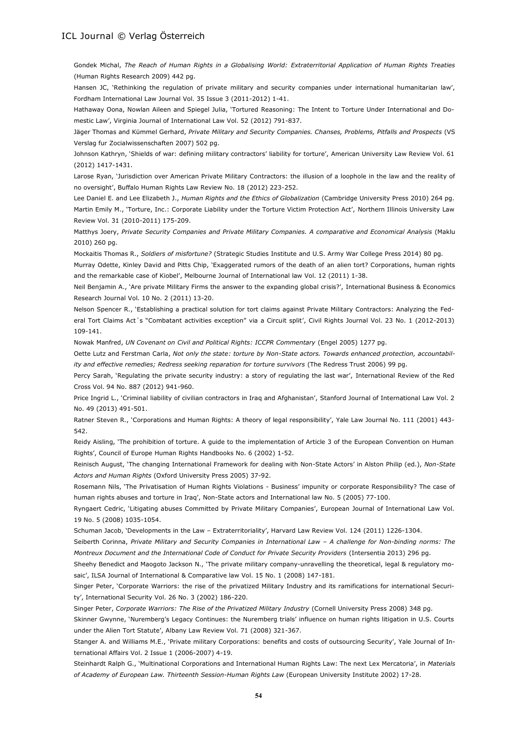Gondek Michal, *The Reach of Human Rights in a Globalising World: Extraterritorial Application of Human Rights Treaties* (Human Rights Research 2009) 442 pg.

Hansen JC, 'Rethinking the regulation of private military and security companies under international humanitarian law', Fordham International Law Journal Vol. 35 Issue 3 (2011-2012) 1-41.

Hathaway Oona, Nowlan Aileen and Spiegel Julia, 'Tortured Reasoning: The Intent to Torture Under International and Domestic Law', Virginia Journal of International Law Vol. 52 (2012) 791-837.

Jäger Thomas and Kümmel Gerhard, *Private Military and Security Companies. Chanses, Problems, Pitfalls and Prospects* (VS Verslag fur Zocialwissenschaften 2007) 502 pg.

Johnson Kathryn, 'Shields of war: defining military contractors' liability for torture', American University Law Review Vol. 61 (2012) 1417-1431.

Larose Ryan, 'Jurisdiction over American Private Military Contractors: the illusion of a loophole in the law and the reality of no oversight', Buffalo Human Rights Law Review No. 18 (2012) 223-252.

Lee Daniel E. and Lee Elizabeth J., *Human Rights and the Ethics of Globalization* (Cambridge University Press 2010) 264 pg.

Martin Emily M., 'Torture, Inc.: Corporate Liability under the Torture Victim Protection Act', Northern Illinois University Law Review Vol. 31 (2010-2011) 175-209.

Matthys Joery, *Private Security Companies and Private Military Companies. A comparative and Economical Analysis* (Maklu 2010) 260 pg.

Mockaitis Thomas R., *Soldiers of misfortune?* (Strategic Studies Institute and U.S. Army War College Press 2014) 80 pg.

Murray Odette, Kinley David and Pitts Chip, 'Exaggerated rumors of the death of an alien tort? Corporations, human rights and the remarkable case of Kiobel', Melbourne Journal of International law Vol. 12 (2011) 1-38.

Neil Benjamin A., 'Are private Military Firms the answer to the expanding global crisis?', International Business & Economics Research Journal Vol. 10 No. 2 (2011) 13-20.

Nelson Spencer R., 'Establishing a practical solution for tort claims against Private Military Contractors: Analyzing the Federal Tort Claims Act´s "Combatant activities exception" via a Circuit split', Civil Rights Journal Vol. 23 No. 1 (2012-2013) 109-141.

Nowak Manfred, *UN Covenant on Civil and Political Rights: ICCPR Commentary* (Engel 2005) 1277 pg.

Oette Lutz and Ferstman Carla, *Not only the state: torture by Non-State actors. Towards enhanced protection, accountability and effective remedies; Redress seeking reparation for torture survivors* (The Redress Trust 2006) 99 pg.

Percy Sarah, 'Regulating the private security industry: a story of regulating the last war', International Review of the Red Cross Vol. 94 No. 887 (2012) 941-960.

Price Ingrid L., 'Criminal liability of civilian contractors in Iraq and Afghanistan', Stanford Journal of International Law Vol. 2 No. 49 (2013) 491-501.

Ratner Steven R., 'Corporations and Human Rights: A theory of legal responsibility', Yale Law Journal No. 111 (2001) 443-542.

Reidy Aisling, 'The prohibition of torture. A guide to the implementation of Article 3 of the European Convention on Human Rights', Council of Europe Human Rights Handbooks No. 6 (2002) 1-52.

Reinisch August, 'The changing International Framework for dealing with Non-State Actors' in Alston Philip (ed.), *Non-State Actors and Human Rights* (Oxford University Press 2005) 37-92.

Rosemann Nils, 'The Privatisation of Human Rights Violations - Business' impunity or corporate Responsibility? The case of human rights abuses and torture in Iraq', Non-State actors and International law No. 5 (2005) 77-100.

Ryngaert Cedric, 'Litigating abuses Committed by Private Military Companies', European Journal of International Law Vol. 19 No. 5 (2008) 1035-1054.

Schuman Jacob, 'Developments in the Law – Extraterritoriality', Harvard Law Review Vol. 124 (2011) 1226-1304.

Seiberth Corinna, *Private Military and Security Companies in International Law – A challenge for Non-binding norms: The Montreux Document and the International Code of Conduct for Private Security Providers* (Intersentia 2013) 296 pg.

Sheehy Benedict and Maogoto Jackson N., 'The private military company-unravelling the theoretical, legal & regulatory mosaic', ILSA Journal of International & Comparative law Vol. 15 No. 1 (2008) 147-181.

Singer Peter, 'Corporate Warriors: the rise of the privatized Military Industry and its ramifications for international Security', International Security Vol. 26 No. 3 (2002) 186-220.

Singer Peter, *Corporate Warriors: The Rise of the Privatized Military Industry* (Cornell University Press 2008) 348 pg.

Skinner Gwynne, 'Nuremberg's Legacy Continues: the Nuremberg trials' influence on human rights litigation in U.S. Courts under the Alien Tort Statute', Albany Law Review Vol. 71 (2008) 321-367.

Stanger A. and Williams M.E., 'Private military Corporations: benefits and costs of outsourcing Security', Yale Journal of International Affairs Vol. 2 Issue 1 (2006-2007) 4-19.

Steinhardt Ralph G., 'Multinational Corporations and International Human Rights Law: The next Lex Mercatoria', in *Materials of Academy of European Law. Thirteenth Session-Human Rights Law* (European University Institute 2002) 17-28.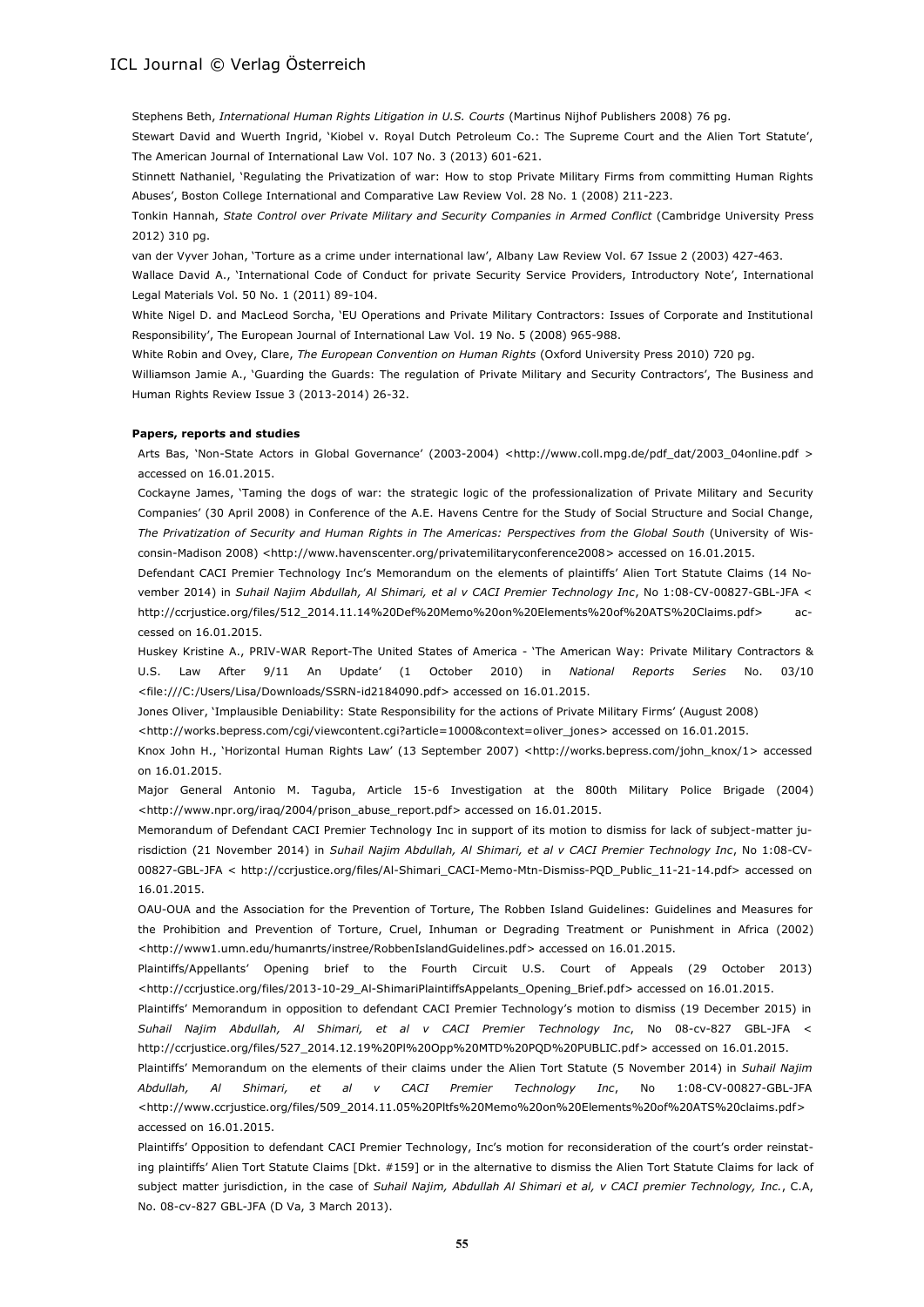Stephens Beth, *International Human Rights Litigation in U.S. Courts* (Martinus Nijhof Publishers 2008) 76 pg.

Stewart David and Wuerth Ingrid, 'Kiobel v. Royal Dutch Petroleum Co.: The Supreme Court and the Alien Tort Statute', The American Journal of International Law Vol. 107 No. 3 (2013) 601-621.

Stinnett Nathaniel, 'Regulating the Privatization of war: How to stop Private Military Firms from committing Human Rights Abuses', Boston College International and Comparative Law Review Vol. 28 No. 1 (2008) 211-223.

Tonkin Hannah, *State Control over Private Military and Security Companies in Armed Conflict* (Cambridge University Press 2012) 310 pg.

van der Vyver Johan, 'Torture as a crime under international law', Albany Law Review Vol. 67 Issue 2 (2003) 427-463.

Wallace David A., 'International Code of Conduct for private Security Service Providers, Introductory Note', International Legal Materials Vol. 50 No. 1 (2011) 89-104.

White Nigel D. and MacLeod Sorcha, 'EU Operations and Private Military Contractors: Issues of Corporate and Institutional Responsibility', The European Journal of International Law Vol. 19 No. 5 (2008) 965-988.

White Robin and Ovey, Clare, *The European Convention on Human Rights* (Oxford University Press 2010) 720 pg.

Williamson Jamie A., 'Guarding the Guards: The regulation of Private Military and Security Contractors', The Business and Human Rights Review Issue 3 (2013-2014) 26-32.

**Papers, reports and studies**

Arts Bas, 'Non-State Actors in Global Governance' (2003-2004) <http://www.coll.mpg.de/pdf_dat/2003_04online.pdf > accessed on 16.01.2015.

Cockayne James, 'Taming the dogs of war: the strategic logic of the professionalization of Private Military and Security Companies' (30 April 2008) in Conference of the A.E. Havens Centre for the Study of Social Structure and Social Change, *The Privatization of Security and Human Rights in The Americas: Perspectives from the Global South* (University of Wisconsin-Madison 2008) <http://www.havenscenter.org/privatemilitaryconference2008> accessed on 16.01.2015.

Defendant CACI Premier Technology Inc's Memorandum on the elements of plaintiffs' Alien Tort Statute Claims (14 November 2014) in *Suhail Najim Abdullah, Al Shimari, et al v CACI Premier Technology Inc*, No 1:08-CV-00827-GBL-JFA < http://ccrjustice.org/files/512_2014.11.14%20Def%20Memo%20on%20Elements%20of%20ATS%20Claims.pdf> accessed on 16.01.2015.

Huskey Kristine A., PRIV-WAR Report-The United States of America - 'The American Way: Private Military Contractors & U.S. Law After 9/11 An Update' (1 October 2010) in *National Reports Series* No. 03/10 <file:///C:/Users/Lisa/Downloads/SSRN-id2184090.pdf> accessed on 16.01.2015.

Jones Oliver, 'Implausible Deniability: State Responsibility for the actions of Private Military Firms' (August 2008) <http://works.bepress.com/cgi/viewcontent.cgi?article=1000&context=oliver_jones> accessed on 16.01.2015.

Knox John H., 'Horizontal Human Rights Law' (13 September 2007) <http://works.bepress.com/john_knox/1> accessed on 16.01.2015.

Major General Antonio M. Taguba, Article 15-6 Investigation at the 800th Military Police Brigade (2004) <http://www.npr.org/iraq/2004/prison_abuse_report.pdf> accessed on 16.01.2015.

Memorandum of Defendant CACI Premier Technology Inc in support of its motion to dismiss for lack of subject-matter jurisdiction (21 November 2014) in *Suhail Najim Abdullah, Al Shimari, et al v CACI Premier Technology Inc*, No 1:08-CV-00827-GBL-JFA < http://ccrjustice.org/files/Al-Shimari_CACI-Memo-Mtn-Dismiss-PQD_Public_11-21-14.pdf> accessed on 16.01.2015.

OAU-OUA and the Association for the Prevention of Torture, The Robben Island Guidelines: Guidelines and Measures for the Prohibition and Prevention of Torture, Cruel, Inhuman or Degrading Treatment or Punishment in Africa (2002) <http://www1.umn.edu/humanrts/instree/RobbenIslandGuidelines.pdf> accessed on 16.01.2015.

Plaintiffs/Appellants' Opening brief to the Fourth Circuit U.S. Court of Appeals (29 October 2013) <http://ccrjustice.org/files/2013-10-29_Al-ShimariPlaintiffsAppelants_Opening_Brief.pdf> accessed on 16.01.2015.

Plaintiffs' Memorandum in opposition to defendant CACI Premier Technology's motion to dismiss (19 December 2015) in *Suhail Najim Abdullah, Al Shimari, et al v CACI Premier Technology Inc*, No 08-cv-827 GBL-JFA < http://ccrjustice.org/files/527_2014.12.19%20Pl%20Opp%20MTD%20PQD%20PUBLIC.pdf> accessed on 16.01.2015.

Plaintiffs' Memorandum on the elements of their claims under the Alien Tort Statute (5 November 2014) in *Suhail Najim Abdullah, Al Shimari, et al v CACI Premier Technology Inc*, No 1:08-CV-00827-GBL-JFA <http://www.ccrjustice.org/files/509_2014.11.05%20Pltfs%20Memo%20on%20Elements%20of%20ATS%20claims.pdf> accessed on 16.01.2015.

Plaintiffs' Opposition to defendant CACI Premier Technology, Inc's motion for reconsideration of the court's order reinstating plaintiffs' Alien Tort Statute Claims [Dkt. #159] or in the alternative to dismiss the Alien Tort Statute Claims for lack of subject matter jurisdiction, in the case of *Suhail Najim, Abdullah Al Shimari et al, v CACI premier Technology, Inc.*, C.A, No. 08-cv-827 GBL-JFA (D Va, 3 March 2013).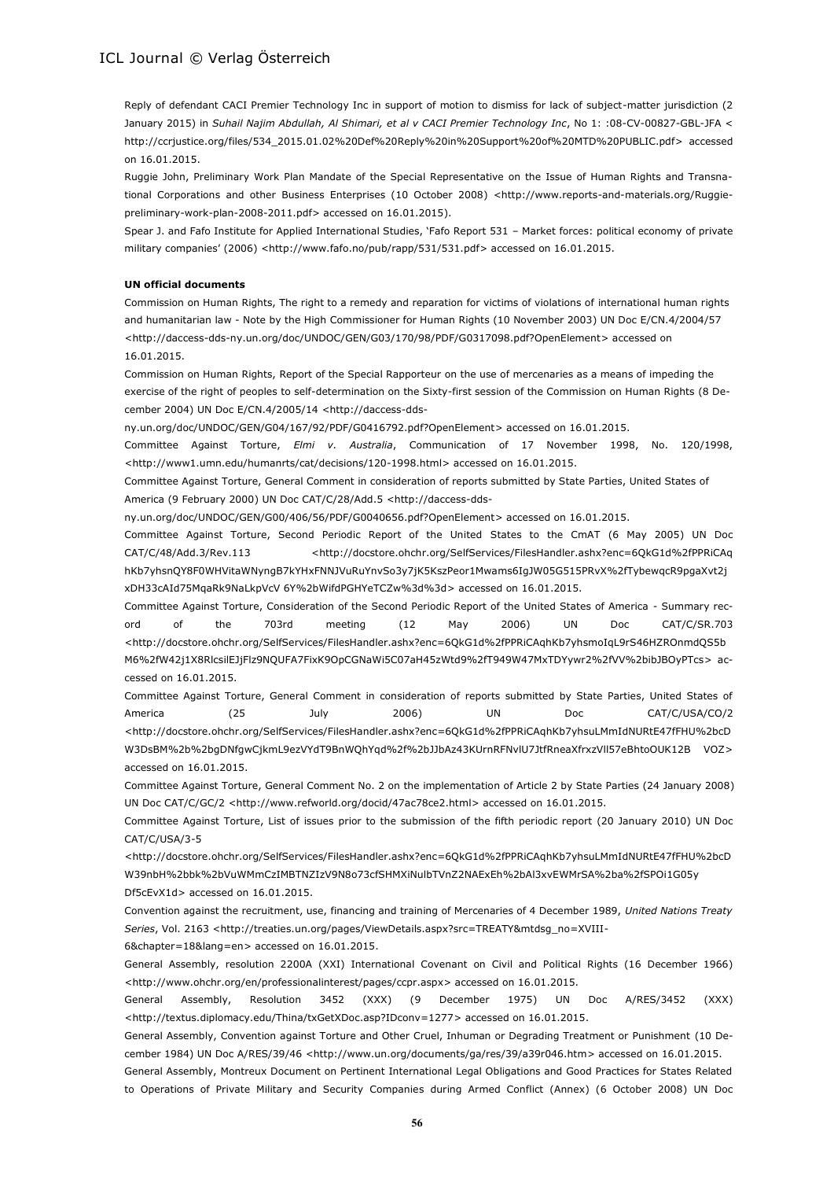Reply of defendant CACI Premier Technology Inc in support of motion to dismiss for lack of subject-matter jurisdiction (2 January 2015) in *Suhail Najim Abdullah, Al Shimari, et al v CACI Premier Technology Inc*, No 1: :08-CV-00827-GBL-JFA < http://ccrjustice.org/files/534_2015.01.02%20Def%20Reply%20in%20Support%20of%20MTD%20PUBLIC.pdf> accessed on 16.01.2015.

Ruggie John, Preliminary Work Plan Mandate of the Special Representative on the Issue of Human Rights and Transnational Corporations and other Business Enterprises (10 October 2008) <http://www.reports-and-materials.org/Ruggie-preliminary-work-plan-2008-2011.pdf> accessed on 16.01.2015).

Spear J. and Fafo Institute for Applied International Studies, 'Fafo Report 531 – Market forces: political economy of private military companies' (2006) <http://www.fafo.no/pub/rapp/531/531.pdf> accessed on 16.01.2015.

**UN official documents**

Commission on Human Rights, The right to a remedy and reparation for victims of violations of international human rights and humanitarian law - Note by the High Commissioner for Human Rights (10 November 2003) UN Doc E/CN.4/2004/57 <http://daccess-dds-ny.un.org/doc/UNDOC/GEN/G03/170/98/PDF/G0317098.pdf?OpenElement> accessed on 16.01.2015.

Commission on Human Rights, Report of the Special Rapporteur on the use of mercenaries as a means of impeding the exercise of the right of peoples to self-determination on the Sixty-first session of the Commission on Human Rights (8 December 2004) UN Doc E/CN.4/2005/14 <http://daccess-dds-ny.un.org/doc/UNDOC/GEN/G04/167/92/PDF/G0416792.pdf?OpenElement> accessed on 16.01.2015.

Committee Against Torture, *Elmi v. Australia*, Communication of 17 November 1998, No. 120/1998, <http://www1.umn.edu/humanrts/cat/decisions/120-1998.html> accessed on 16.01.2015.

Committee Against Torture, General Comment in consideration of reports submitted by State Parties, United States of America (9 February 2000) UN Doc CAT/C/28/Add.5 <http://daccess-dds-ny.un.org/doc/UNDOC/GEN/G00/406/56/PDF/G0040656.pdf?OpenElement> accessed on 16.01.2015.

Committee Against Torture, Second Periodic Report of the United States to the CmAT (6 May 2005) UN Doc CAT/C/48/Add.3/Rev.113 <http://docstore.ohchr.org/SelfServices/FilesHandler.ashx?enc=6QkG1d%2fPPRiCAqhKb7yhsnQY8F0WHVitaWNyngB7kYHxFNNJVuRuYnvSo3y7jK5KszPeor1Mwams6IgJW05G515PRvX%2fTybewqcR9pgaXvt2jxDH33cAId75MqaRk9NaLkpVcV 6Y%2bWifdPGHYeTCZw%3d%3d> accessed on 16.01.2015.

Committee Against Torture, Consideration of the Second Periodic Report of the United States of America - Summary record of the 703rd meeting (12 May 2006) UN Doc CAT/C/SR.703 <http://docstore.ohchr.org/SelfServices/FilesHandler.ashx?enc=6QkG1d%2fPPRiCAqhKb7yhsmoIqL9rS46HZROnmdQS5bM6%2fW42j1X8RlcsilEJjFlz9NQUFA7FixK9OpCGNaWi5C07aH45zWtd9%2fT949W47MxTDYywr2%2fVV%2bibJBOyPTcs> accessed on 16.01.2015.

Committee Against Torture, General Comment in consideration of reports submitted by State Parties, United States of America (25 July 2006) UN Doc CAT/C/USA/CO/2 <http://docstore.ohchr.org/SelfServices/FilesHandler.ashx?enc=6QkG1d%2fPPRiCAqhKb7yhsuLMmIdNURtE47fFHU%2bcDW3DsBM%2b%2bgDNfgwCjkmL9ezVYdT9BnWQhYqd%2f%2bJJbAz43KUrnRFNvlU7JtfRneaXfrxzVll57eBhtoOUK12B VOZ> accessed on 16.01.2015.

Committee Against Torture, General Comment No. 2 on the implementation of Article 2 by State Parties (24 January 2008) UN Doc CAT/C/GC/2 <http://www.refworld.org/docid/47ac78ce2.html> accessed on 16.01.2015.

Committee Against Torture, List of issues prior to the submission of the fifth periodic report (20 January 2010) UN Doc CAT/C/USA/3-5 <http://docstore.ohchr.org/SelfServices/FilesHandler.ashx?enc=6QkG1d%2fPPRiCAqhKb7yhsuLMmIdNURtE47fFHU%2bcDW39nbH%2bbk%2bVuWMmCzIMBTNZIzV9N8o73cfSHMXiNulbTVnZ2NAExEh%2bAl3xvEWMrSA%2ba%2fSPOi1G05yDf5cEvX1d> accessed on 16.01.2015.

Convention against the recruitment, use, financing and training of Mercenaries of 4 December 1989, *United Nations Treaty Series*, Vol. 2163 <http://treaties.un.org/pages/ViewDetails.aspx?src=TREATY&mtdsg_no=XVIII-6&chapter=18&lang=en> accessed on 16.01.2015.

General Assembly, resolution 2200A (XXI) International Covenant on Civil and Political Rights (16 December 1966) <http://www.ohchr.org/en/professionalinterest/pages/ccpr.aspx> accessed on 16.01.2015.

General Assembly, Resolution 3452 (XXX) (9 December 1975) UN Doc A/RES/3452 (XXX) <http://textus.diplomacy.edu/Thina/txGetXDoc.asp?IDconv=1277> accessed on 16.01.2015.

General Assembly, Convention against Torture and Other Cruel, Inhuman or Degrading Treatment or Punishment (10 December 1984) UN Doc A/RES/39/46 <http://www.un.org/documents/ga/res/39/a39r046.htm> accessed on 16.01.2015.

General Assembly, Montreux Document on Pertinent International Legal Obligations and Good Practices for States Related to Operations of Private Military and Security Companies during Armed Conflict (Annex) (6 October 2008) UN Doc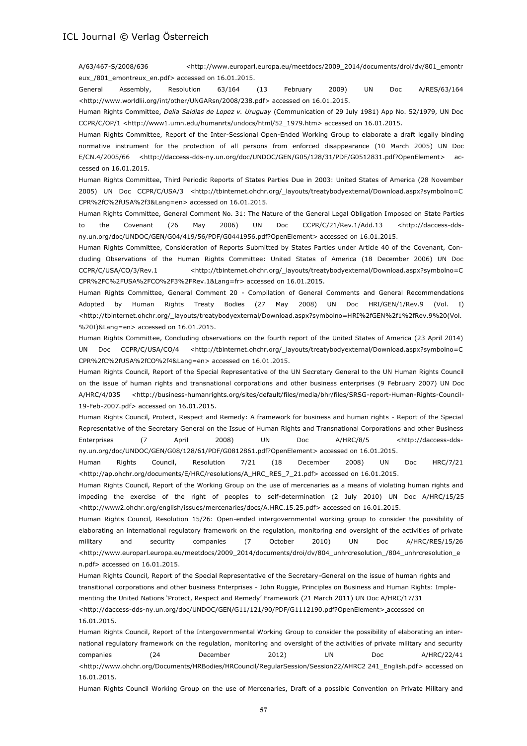A/63/467-S/2008/636 <http://www.europarl.europa.eu/meetdocs/2009_2014/documents/droi/dv/801_emontreux_/801_emontreux_en.pdf> accessed on 16.01.2015.

General Assembly, Resolution 63/164 (13 February 2009) UN Doc A/RES/63/164 <http://www.worldlii.org/int/other/UNGARsn/2008/238.pdf> accessed on 16.01.2015.

Human Rights Committee, *Delia Saldias de Lopez v. Uruguay* (Communication of 29 July 1981) App No. 52/1979, UN Doc CCPR/C/OP/1 <http://www1.umn.edu/humanrts/undocs/html/52_1979.htm> accessed on 16.01.2015.

Human Rights Committee, Report of the Inter-Sessional Open-Ended Working Group to elaborate a draft legally binding normative instrument for the protection of all persons from enforced disappearance (10 March 2005) UN Doc E/CN.4/2005/66 <http://daccess-dds-ny.un.org/doc/UNDOC/GEN/G05/128/31/PDF/G0512831.pdf?OpenElement> accessed on 16.01.2015.

Human Rights Committee, Third Periodic Reports of States Parties Due in 2003: United States of America (28 November 2005) UN Doc CCPR/C/USA/3 <http://tbinternet.ohchr.org/_layouts/treatybodyexternal/Download.aspx?symbolno=CCPR%2fC%2fUSA%2f3&Lang=en> accessed on 16.01.2015.

Human Rights Committee, General Comment No. 31: The Nature of the General Legal Obligation Imposed on State Parties to the Covenant (26 May 2006) UN Doc CCPR/C/21/Rev.1/Add.13 <http://daccess-dds-ny.un.org/doc/UNDOC/GEN/G04/419/56/PDF/G0441956.pdf?OpenElement> accessed on 16.01.2015.

Human Rights Committee, Consideration of Reports Submitted by States Parties under Article 40 of the Covenant, Concluding Observations of the Human Rights Committee: United States of America (18 December 2006) UN Doc CCPR/C/USA/CO/3/Rev.1 <http://tbinternet.ohchr.org/_layouts/treatybodyexternal/Download.aspx?symbolno=CCPR%2FC%2FUSA%2FCO%2F3%2FRev.1&Lang=fr> accessed on 16.01.2015.

Human Rights Committee, General Comment 20 - Compilation of General Comments and General Recommendations Adopted by Human Rights Treaty Bodies (27 May 2008) UN Doc HRI/GEN/1/Rev.9 (Vol. I) <http://tbinternet.ohchr.org/_layouts/treatybodyexternal/Download.aspx?symbolno=HRI%2fGEN%2f1%2fRev.9%20(Vol.%20I)&Lang=en> accessed on 16.01.2015.

Human Rights Committee, Concluding observations on the fourth report of the United States of America (23 April 2014) UN Doc CCPR/C/USA/CO/4 <http://tbinternet.ohchr.org/_layouts/treatybodyexternal/Download.aspx?symbolno=CCPR%2fC%2fUSA%2fCO%2f4&Lang=en> accessed on 16.01.2015.

Human Rights Council, Report of the Special Representative of the UN Secretary General to the UN Human Rights Council on the issue of human rights and transnational corporations and other business enterprises (9 February 2007) UN Doc A/HRC/4/035 <http://business-humanrights.org/sites/default/files/media/bhr/files/SRSG-report-Human-Rights-Council-19-Feb-2007.pdf> accessed on 16.01.2015.

Human Rights Council, Protect, Respect and Remedy: A framework for business and human rights - Report of the Special Representative of the Secretary General on the Issue of Human Rights and Transnational Corporations and other Business Enterprises (7 April 2008) UN Doc A/HRC/8/5 <http://daccess-dds-ny.un.org/doc/UNDOC/GEN/G08/128/61/PDF/G0812861.pdf?OpenElement> accessed on 16.01.2015.

Human Rights Council, Resolution 7/21 (18 December 2008) UN Doc HRC/7/21 <http://ap.ohchr.org/documents/E/HRC/resolutions/A_HRC_RES_7_21.pdf> accessed on 16.01.2015.

Human Rights Council, Report of the Working Group on the use of mercenaries as a means of violating human rights and impeding the exercise of the right of peoples to self-determination (2 July 2010) UN Doc A/HRC/15/25 <http://www2.ohchr.org/english/issues/mercenaries/docs/A.HRC.15.25.pdf> accessed on 16.01.2015.

Human Rights Council, Resolution 15/26: Open-ended intergovernmental working group to consider the possibility of elaborating an international regulatory framework on the regulation, monitoring and oversight of the activities of private military and security companies (7 October 2010) UN Doc A/HRC/RES/15/26 <http://www.europarl.europa.eu/meetdocs/2009_2014/documents/droi/dv/804_unhrcresolution_/804_unhrcresolution_en.pdf> accessed on 16.01.2015.

Human Rights Council, Report of the Special Representative of the Secretary-General on the issue of human rights and transitional corporations and other business Enterprises - John Ruggie, Principles on Business and Human Rights: Implementing the United Nations 'Protect, Respect and Remedy' Framework (21 March 2011) UN Doc A/HRC/17/31 <http://daccess-dds-ny.un.org/doc/UNDOC/GEN/G11/121/90/PDF/G1112190.pdf?OpenElement> accessed on 16.01.2015.

Human Rights Council, Report of the Intergovernmental Working Group to consider the possibility of elaborating an international regulatory framework on the regulation, monitoring and oversight of the activities of private military and security companies (24 December 2012) UN Doc A/HRC/22/41 <http://www.ohchr.org/Documents/HRBodies/HRCouncil/RegularSession/Session22/AHRC2 241_English.pdf> accessed on 16.01.2015.

Human Rights Council Working Group on the use of Mercenaries, Draft of a possible Convention on Private Military and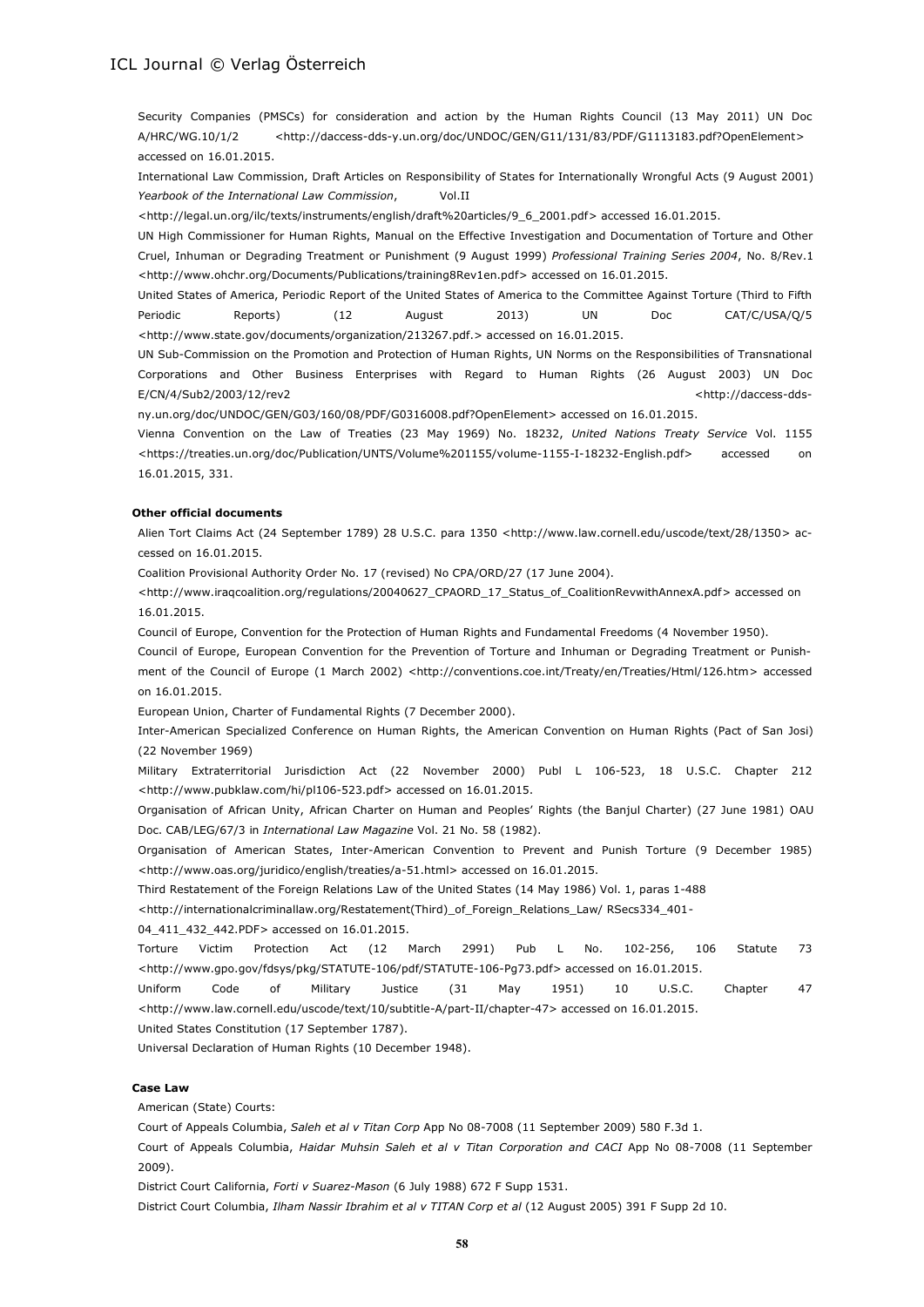Security Companies (PMSCs) for consideration and action by the Human Rights Council (13 May 2011) UN Doc A/HRC/WG.10/1/2 <http://daccess-dds-y.un.org/doc/UNDOC/GEN/G11/131/83/PDF/G1113183.pdf?OpenElement> accessed on 16.01.2015.

International Law Commission, Draft Articles on Responsibility of States for Internationally Wrongful Acts (9 August 2001) *Yearbook of the International Law Commission*, Vol.II <http://legal.un.org/ilc/texts/instruments/english/draft%20articles/9_6_2001.pdf> accessed 16.01.2015.

UN High Commissioner for Human Rights, Manual on the Effective Investigation and Documentation of Torture and Other Cruel, Inhuman or Degrading Treatment or Punishment (9 August 1999) *Professional Training Series 2004*, No. 8/Rev.1 <http://www.ohchr.org/Documents/Publications/training8Rev1en.pdf> accessed on 16.01.2015.

United States of America, Periodic Report of the United States of America to the Committee Against Torture (Third to Fifth Periodic Reports) (12 August 2013) UN Doc CAT/C/USA/Q/5 <http://www.state.gov/documents/organization/213267.pdf.> accessed on 16.01.2015.

UN Sub-Commission on the Promotion and Protection of Human Rights, UN Norms on the Responsibilities of Transnational Corporations and Other Business Enterprises with Regard to Human Rights (26 August 2003) UN Doc E/CN/4/Sub2/2003/12/rev2 <http://daccess-dds-ny.un.org/doc/UNDOC/GEN/G03/160/08/PDF/G0316008.pdf?OpenElement> accessed on 16.01.2015.

Vienna Convention on the Law of Treaties (23 May 1969) No. 18232, *United Nations Treaty Service* Vol. 1155 <https://treaties.un.org/doc/Publication/UNTS/Volume%201155/volume-1155-I-18232-English.pdf> accessed on 16.01.2015, 331.

**Other official documents**

Alien Tort Claims Act (24 September 1789) 28 U.S.C. para 1350 <http://www.law.cornell.edu/uscode/text/28/1350> accessed on 16.01.2015.

Coalition Provisional Authority Order No. 17 (revised) No CPA/ORD/27 (17 June 2004). <http://www.iraqcoalition.org/regulations/20040627_CPAORD_17_Status_of_CoalitionRevwithAnnexA.pdf> accessed on 16.01.2015.

Council of Europe, Convention for the Protection of Human Rights and Fundamental Freedoms (4 November 1950).

Council of Europe, European Convention for the Prevention of Torture and Inhuman or Degrading Treatment or Punishment of the Council of Europe (1 March 2002) <http://conventions.coe.int/Treaty/en/Treaties/Html/126.htm> accessed on 16.01.2015.

European Union, Charter of Fundamental Rights (7 December 2000).

Inter-American Specialized Conference on Human Rights, the American Convention on Human Rights (Pact of San Josi) (22 November 1969)

Military Extraterritorial Jurisdiction Act (22 November 2000) Publ L 106-523, 18 U.S.C. Chapter 212 <http://www.pubklaw.com/hi/pl106-523.pdf> accessed on 16.01.2015.

Organisation of African Unity, African Charter on Human and Peoples' Rights (the Banjul Charter) (27 June 1981) OAU Doc. CAB/LEG/67/3 in *International Law Magazine* Vol. 21 No. 58 (1982).

Organisation of American States, Inter-American Convention to Prevent and Punish Torture (9 December 1985) <http://www.oas.org/juridico/english/treaties/a-51.html> accessed on 16.01.2015.

Third Restatement of the Foreign Relations Law of the United States (14 May 1986) Vol. 1, paras 1-488 <http://internationalcriminallaw.org/Restatement(Third)_of_Foreign_Relations_Law/ RSecs334_401-04_411_432_442.PDF> accessed on 16.01.2015.

Torture Victim Protection Act (12 March 2991) Pub L No. 102-256, 106 Statute 73 <http://www.gpo.gov/fdsys/pkg/STATUTE-106/pdf/STATUTE-106-Pg73.pdf> accessed on 16.01.2015.

Uniform Code of Military Justice (31 May 1951) 10 U.S.C. Chapter 47 <http://www.law.cornell.edu/uscode/text/10/subtitle-A/part-II/chapter-47> accessed on 16.01.2015.

United States Constitution (17 September 1787).

Universal Declaration of Human Rights (10 December 1948).

**Case Law**

American (State) Courts:

Court of Appeals Columbia, *Saleh et al v Titan Corp* App No 08-7008 (11 September 2009) 580 F.3d 1.

Court of Appeals Columbia, *Haidar Muhsin Saleh et al v Titan Corporation and CACI* App No 08-7008 (11 September 2009).

District Court California, *Forti v Suarez-Mason* (6 July 1988) 672 F Supp 1531.

District Court Columbia, *Ilham Nassir Ibrahim et al v TITAN Corp et al* (12 August 2005) 391 F Supp 2d 10.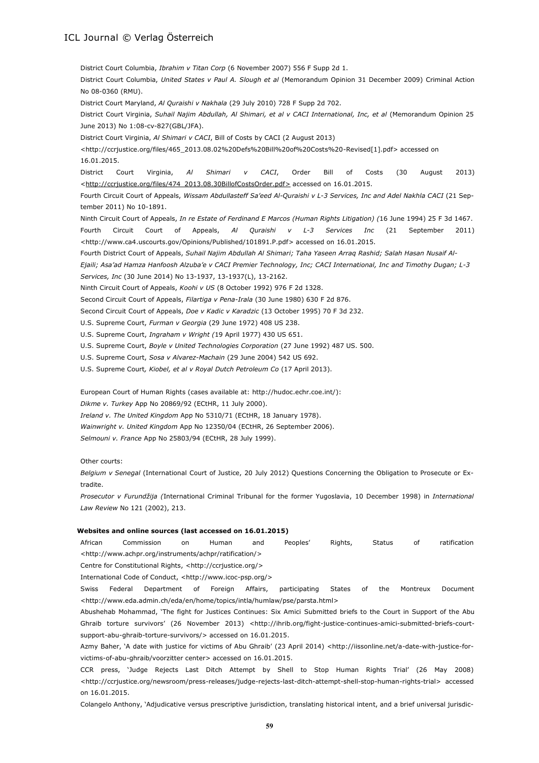District Court Columbia, *Ibrahim v Titan Corp* (6 November 2007) 556 F Supp 2d 1.

District Court Columbia, *United States v Paul A. Slough et al* (Memorandum Opinion 31 December 2009) Criminal Action No 08-0360 (RMU).

District Court Maryland, *Al Quraishi v Nakhala* (29 July 2010) 728 F Supp 2d 702.

District Court Virginia, *Suhail Najim Abdullah, Al Shimari, et al v CACI International, Inc, et al* (Memorandum Opinion 25 June 2013) No 1:08-cv-827(GBL/JFA).

District Court Virginia, *Al Shimari v CACI*, Bill of Costs by CACI (2 August 2013) <http://ccrjustice.org/files/465_2013.08.02%20Defs%20Bill%20of%20Costs%20-Revised[1].pdf> accessed on 16.01.2015.

District Court Virginia, *Al Shimari v CACI*, Order Bill of Costs (30 August 2013) <http://ccrjustice.org/files/474_2013.08.30BillofCostsOrder.pdf> accessed on 16.01.2015.

Fourth Circuit Court of Appeals, *Wissam Abdullasteff Sa'eed Al-Quraishi v L-3 Services, Inc and Adel Nakhla CACI* (21 September 2011) No 10-1891.

Ninth Circuit Court of Appeals, *In re Estate of Ferdinand E Marcos (Human Rights Litigation) (*16 June 1994) 25 F 3d 1467.

Fourth Circuit Court of Appeals, *Al Quraishi v L-3 Services Inc* (21 September 2011) <http://www.ca4.uscourts.gov/Opinions/Published/101891.P.pdf> accessed on 16.01.2015.

Fourth District Court of Appeals, *Suhail Najim Abdullah Al Shimari; Taha Yaseen Arraq Rashid; Salah Hasan Nusaif Al-Ejaili; Asa'ad Hamza Hanfoosh Alzuba'e v CACI Premier Technology, Inc; CACI International, Inc and Timothy Dugan; L-3 Services, Inc* (30 June 2014) No 13-1937, 13-1937(L), 13-2162.

Ninth Circuit Court of Appeals, *Koohi v US* (8 October 1992) 976 F 2d 1328.

Second Circuit Court of Appeals, *Filartiga v Pena-Irala* (30 June 1980) 630 F 2d 876.

Second Circuit Court of Appeals, *Doe v Kadic v Karadzic* (13 October 1995) 70 F 3d 232.

U.S. Supreme Court, *Furman v Georgia* (29 June 1972) 408 US 238.

U.S. Supreme Court, *Ingraham v Wright (*19 April 1977) 430 US 651.

U.S. Supreme Court, *Boyle v United Technologies Corporation* (27 June 1992) 487 US. 500.

U.S. Supreme Court, *Sosa v Alvarez-Machain* (29 June 2004) 542 US 692.

U.S. Supreme Court*, Kiobel, et al v Royal Dutch Petroleum Co* (17 April 2013).

European Court of Human Rights (cases available at: http://hudoc.echr.coe.int/):

*Dikme v. Turkey* App No 20869/92 (ECtHR, 11 July 2000).

*Ireland v. The United Kingdom* App No 5310/71 (ECtHR, 18 January 1978).

*Wainwright v. United Kingdom* App No 12350/04 (ECtHR, 26 September 2006).

*Selmouni v. France* App No 25803/94 (ECtHR, 28 July 1999).

Other courts:

*Belgium v Senegal* (International Court of Justice, 20 July 2012) Questions Concerning the Obligation to Prosecute or Extradite.

*Prosecutor v Furundžija (*International Criminal Tribunal for the former Yugoslavia, 10 December 1998) in *International Law Review* No 121 (2002), 213.

**Websites and online sources (last accessed on 16.01.2015)**

African Commission on Human and Peoples' Rights, Status of ratification <http://www.achpr.org/instruments/achpr/ratification/>

Centre for Constitutional Rights, <http://ccrjustice.org/>

International Code of Conduct, <http://www.icoc-psp.org/>

Swiss Federal Department of Foreign Affairs, participating States of the Montreux Document <http://www.eda.admin.ch/eda/en/home/topics/intla/humlaw/pse/parsta.html>

Abushehab Mohammad, 'The fight for Justices Continues: Six Amici Submitted briefs to the Court in Support of the Abu Ghraib torture survivors' (26 November 2013) <http://ihrib.org/fight-justice-continues-amici-submitted-briefs-court-support-abu-ghraib-torture-survivors/> accessed on 16.01.2015.

Azmy Baher, 'A date with justice for victims of Abu Ghraib' (23 April 2014) <http://iissonline.net/a-date-with-justice-for-victims-of-abu-ghraib/voorzitter center> accessed on 16.01.2015.

CCR press, 'Judge Rejects Last Ditch Attempt by Shell to Stop Human Rights Trial' (26 May 2008) <http://ccrjustice.org/newsroom/press-releases/judge-rejects-last-ditch-attempt-shell-stop-human-rights-trial> accessed on 16.01.2015.

Colangelo Anthony, 'Adjudicative versus prescriptive jurisdiction, translating historical intent, and a brief universal jurisdic-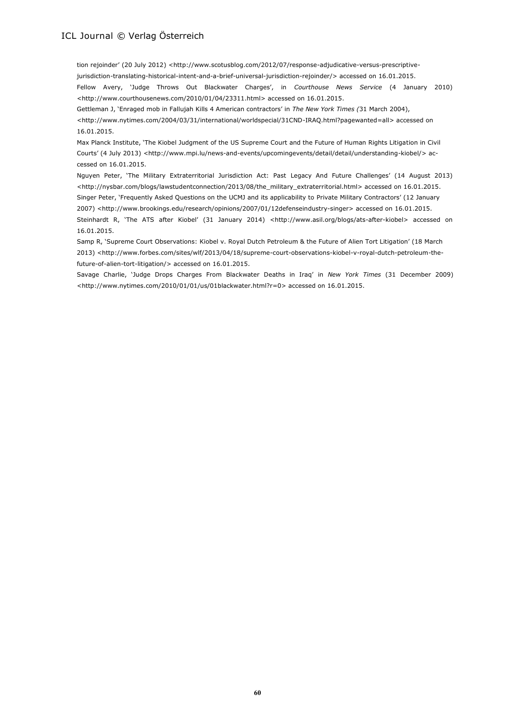tion rejoinder' (20 July 2012) <http://www.scotusblog.com/2012/07/response-adjudicative-versus-prescriptive-jurisdiction-translating-historical-intent-and-a-brief-universal-jurisdiction-rejoinder/> accessed on 16.01.2015.

Fellow Avery, 'Judge Throws Out Blackwater Charges', in *Courthouse News Service* (4 January 2010) <http://www.courthousenews.com/2010/01/04/23311.html> accessed on 16.01.2015.

Gettleman J, 'Enraged mob in Fallujah Kills 4 American contractors' in *The New York Times (*31 March 2004), <http://www.nytimes.com/2004/03/31/international/worldspecial/31CND-IRAQ.html?pagewanted=all> accessed on 16.01.2015.

Max Planck Institute, 'The Kiobel Judgment of the US Supreme Court and the Future of Human Rights Litigation in Civil Courts' (4 July 2013) <http://www.mpi.lu/news-and-events/upcomingevents/detail/detail/understanding-kiobel/> accessed on 16.01.2015.

Nguyen Peter, 'The Military Extraterritorial Jurisdiction Act: Past Legacy And Future Challenges' (14 August 2013) <http://nysbar.com/blogs/lawstudentconnection/2013/08/the_military_extraterritorial.html> accessed on 16.01.2015.

Singer Peter, 'Frequently Asked Questions on the UCMJ and its applicability to Private Military Contractors' (12 January 2007) <http://www.brookings.edu/research/opinions/2007/01/12defenseindustry-singer> accessed on 16.01.2015.

Steinhardt R, 'The ATS after Kiobel' (31 January 2014) <http://www.asil.org/blogs/ats-after-kiobel> accessed on 16.01.2015.

Samp R, 'Supreme Court Observations: Kiobel v. Royal Dutch Petroleum & the Future of Alien Tort Litigation' (18 March 2013) <http://www.forbes.com/sites/wlf/2013/04/18/supreme-court-observations-kiobel-v-royal-dutch-petroleum-the-future-of-alien-tort-litigation/> accessed on 16.01.2015.

Savage Charlie, 'Judge Drops Charges From Blackwater Deaths in Iraq' in *New York Times* (31 December 2009) <http://www.nytimes.com/2010/01/01/us/01blackwater.html?r=0> accessed on 16.01.2015.